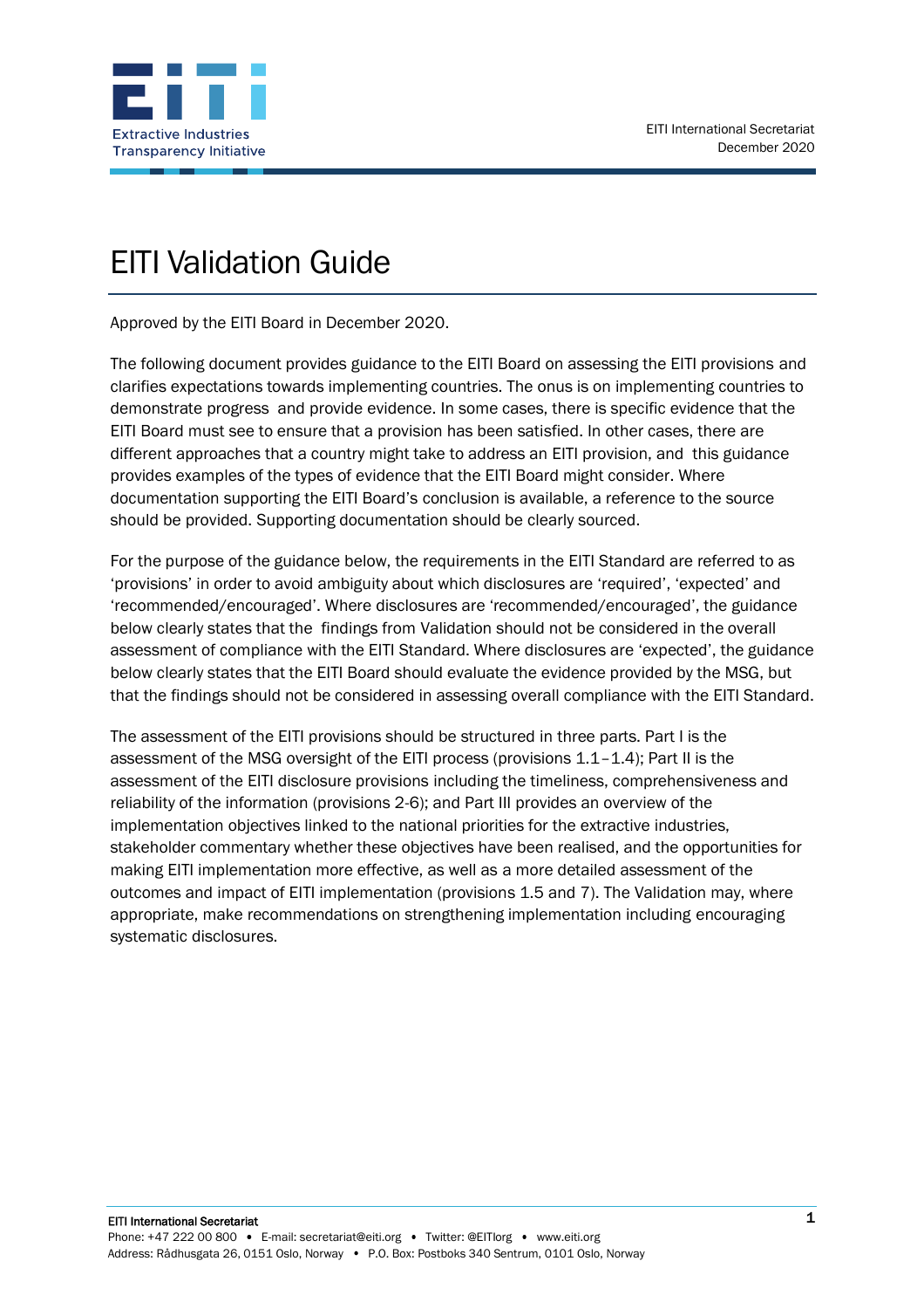EITI International Secretariat
December 2020

# EITI Validation Guide

Approved by the EITI Board in December 2020.

The following document provides guidance to the EITI Board on assessing the EITI provisions and clarifies expectations towards implementing countries. The onus is on implementing countries to demonstrate progress and provide evidence. In some cases, there is specific evidence that the EITI Board must see to ensure that a provision has been satisfied. In other cases, there are different approaches that a country might take to address an EITI provision, and this guidance provides examples of the types of evidence that the EITI Board might consider. Where documentation supporting the EITI Board's conclusion is available, a reference to the source should be provided. Supporting documentation should be clearly sourced.

For the purpose of the guidance below, the requirements in the EITI Standard are referred to as 'provisions' in order to avoid ambiguity about which disclosures are 'required', 'expected' and 'recommended/encouraged'. Where disclosures are 'recommended/encouraged', the guidance below clearly states that the findings from Validation should not be considered in the overall assessment of compliance with the EITI Standard. Where disclosures are 'expected', the guidance below clearly states that the EITI Board should evaluate the evidence provided by the MSG, but that the findings should not be considered in assessing overall compliance with the EITI Standard.

The assessment of the EITI provisions should be structured in three parts. Part I is the assessment of the MSG oversight of the EITI process (provisions 1.1–1.4); Part II is the assessment of the EITI disclosure provisions including the timeliness, comprehensiveness and reliability of the information (provisions 2-6); and Part III provides an overview of the implementation objectives linked to the national priorities for the extractive industries, stakeholder commentary whether these objectives have been realised, and the opportunities for making EITI implementation more effective, as well as a more detailed assessment of the outcomes and impact of EITI implementation (provisions 1.5 and 7). The Validation may, where appropriate, make recommendations on strengthening implementation including encouraging systematic disclosures.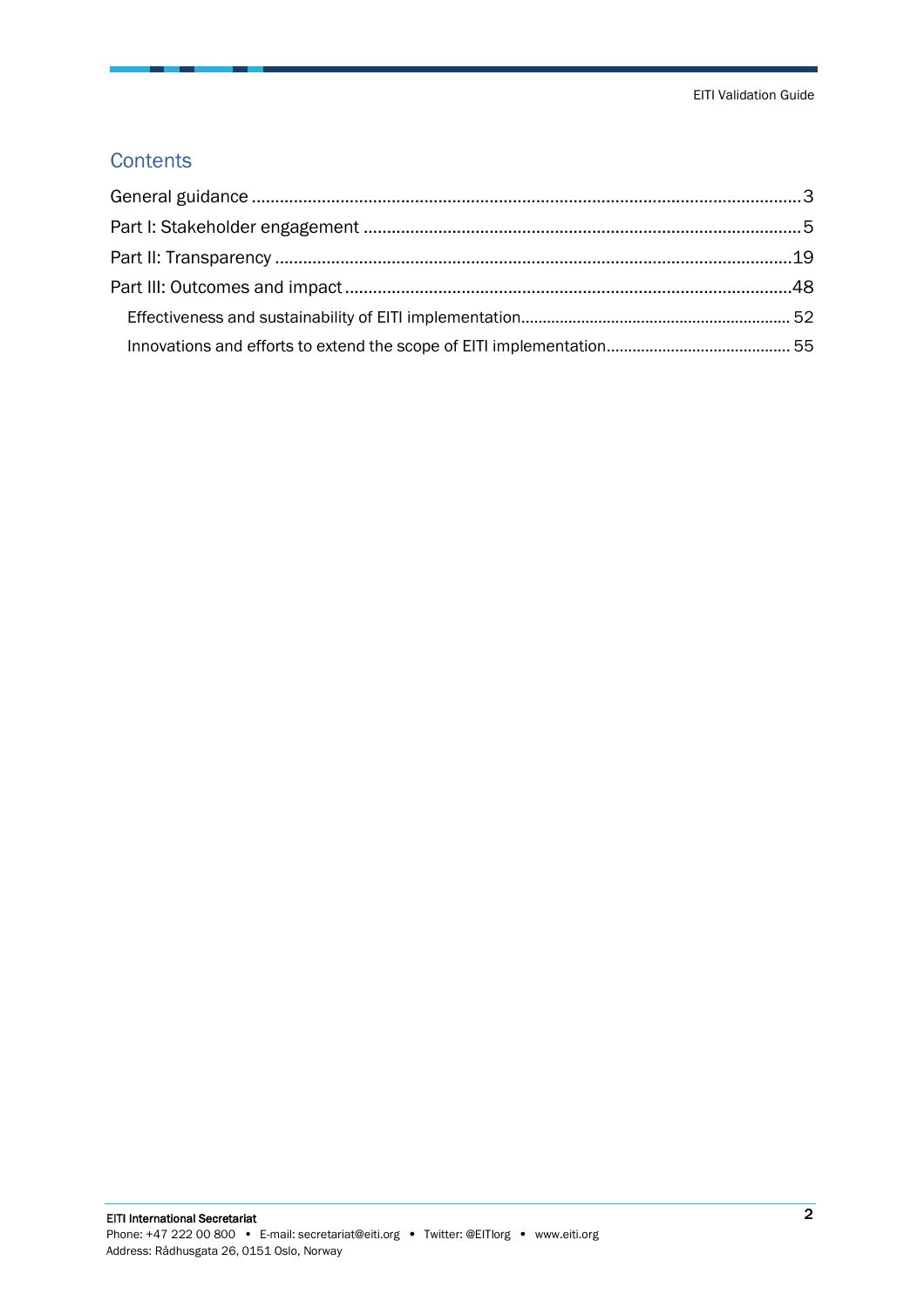## Contents

General guidance ..... 3

Part I: Stakeholder engagement ..... 5

Part II: Transparency ..... 19

Part III: Outcomes and impact ..... 48

- Effectiveness and sustainability of EITI implementation ..... 52
- Innovations and efforts to extend the scope of EITI implementation ..... 55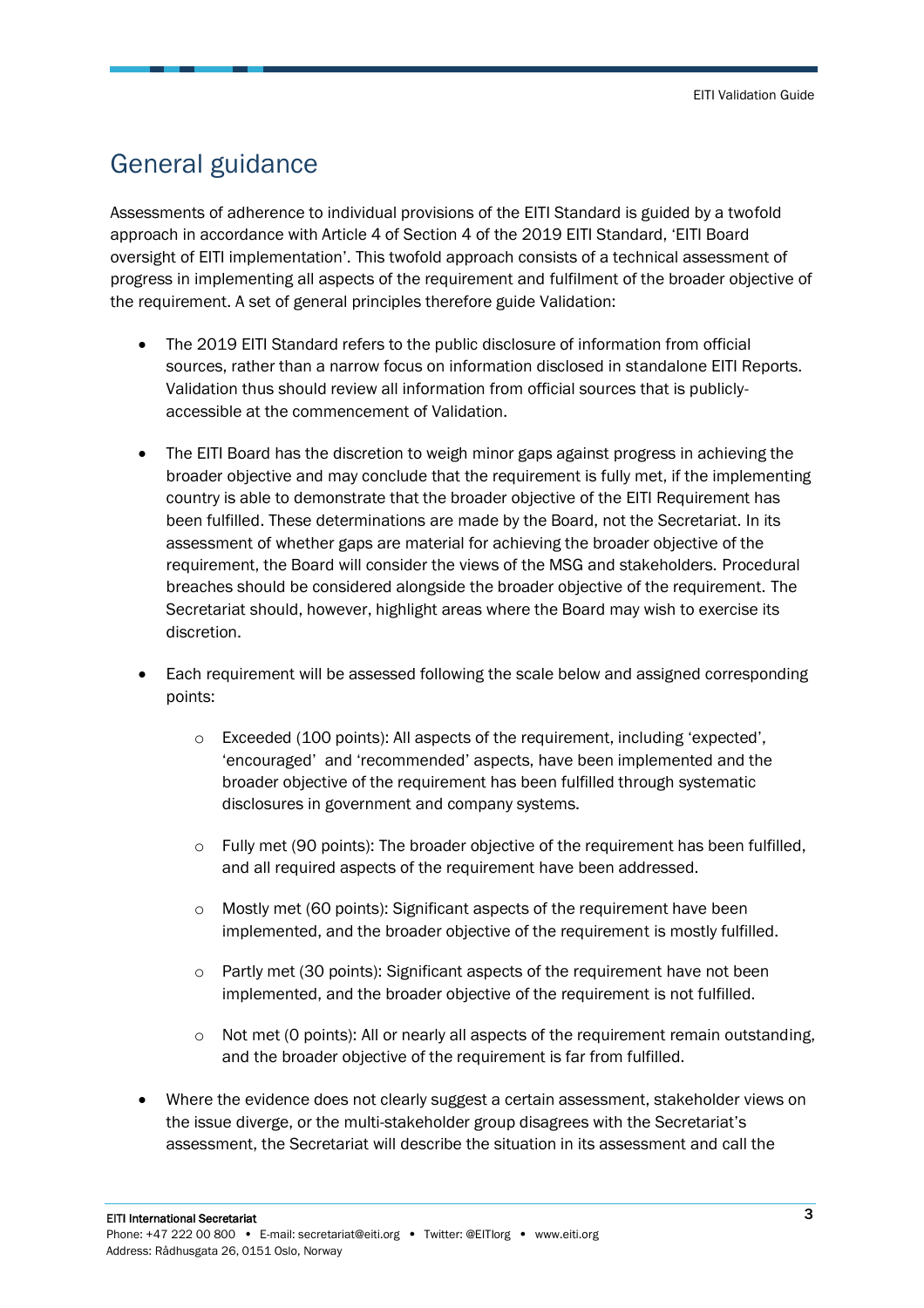# General guidance

Assessments of adherence to individual provisions of the EITI Standard is guided by a twofold approach in accordance with Article 4 of Section 4 of the 2019 EITI Standard, 'EITI Board oversight of EITI implementation'. This twofold approach consists of a technical assessment of progress in implementing all aspects of the requirement and fulfilment of the broader objective of the requirement. A set of general principles therefore guide Validation:

- The 2019 EITI Standard refers to the public disclosure of information from official sources, rather than a narrow focus on information disclosed in standalone EITI Reports. Validation thus should review all information from official sources that is publicly-accessible at the commencement of Validation.

- The EITI Board has the discretion to weigh minor gaps against progress in achieving the broader objective and may conclude that the requirement is fully met, if the implementing country is able to demonstrate that the broader objective of the EITI Requirement has been fulfilled. These determinations are made by the Board, not the Secretariat. In its assessment of whether gaps are material for achieving the broader objective of the requirement, the Board will consider the views of the MSG and stakeholders. Procedural breaches should be considered alongside the broader objective of the requirement. The Secretariat should, however, highlight areas where the Board may wish to exercise its discretion.

- Each requirement will be assessed following the scale below and assigned corresponding points:

    - Exceeded (100 points): All aspects of the requirement, including 'expected', 'encouraged' and 'recommended' aspects, have been implemented and the broader objective of the requirement has been fulfilled through systematic disclosures in government and company systems.

    - Fully met (90 points): The broader objective of the requirement has been fulfilled, and all required aspects of the requirement have been addressed.

    - Mostly met (60 points): Significant aspects of the requirement have been implemented, and the broader objective of the requirement is mostly fulfilled.

    - Partly met (30 points): Significant aspects of the requirement have not been implemented, and the broader objective of the requirement is not fulfilled.

    - Not met (0 points): All or nearly all aspects of the requirement remain outstanding, and the broader objective of the requirement is far from fulfilled.

- Where the evidence does not clearly suggest a certain assessment, stakeholder views on the issue diverge, or the multi-stakeholder group disagrees with the Secretariat's assessment, the Secretariat will describe the situation in its assessment and call the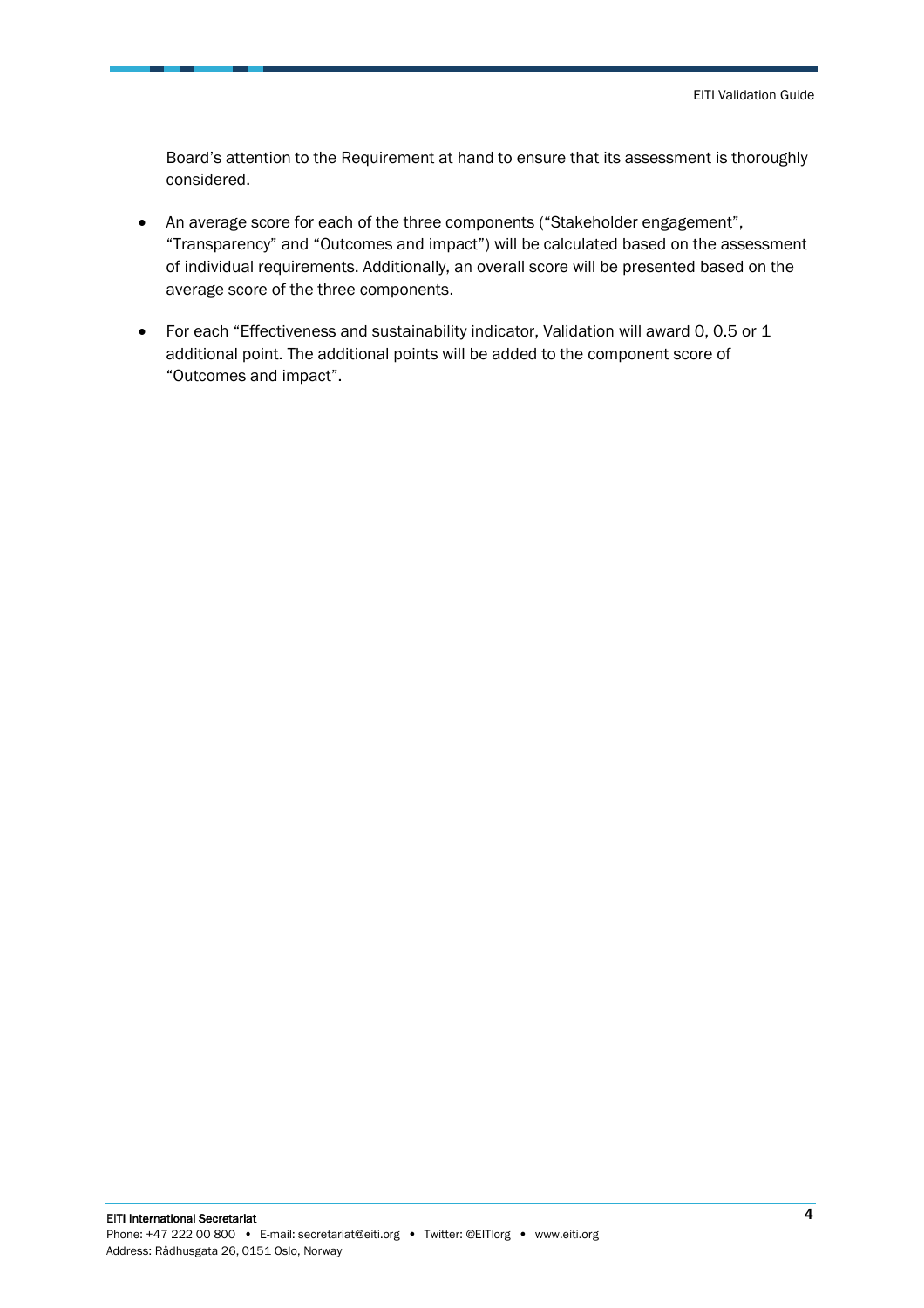Board's attention to the Requirement at hand to ensure that its assessment is thoroughly considered.

- An average score for each of the three components ("Stakeholder engagement", "Transparency" and "Outcomes and impact") will be calculated based on the assessment of individual requirements. Additionally, an overall score will be presented based on the average score of the three components.

- For each "Effectiveness and sustainability indicator, Validation will award 0, 0.5 or 1 additional point. The additional points will be added to the component score of "Outcomes and impact".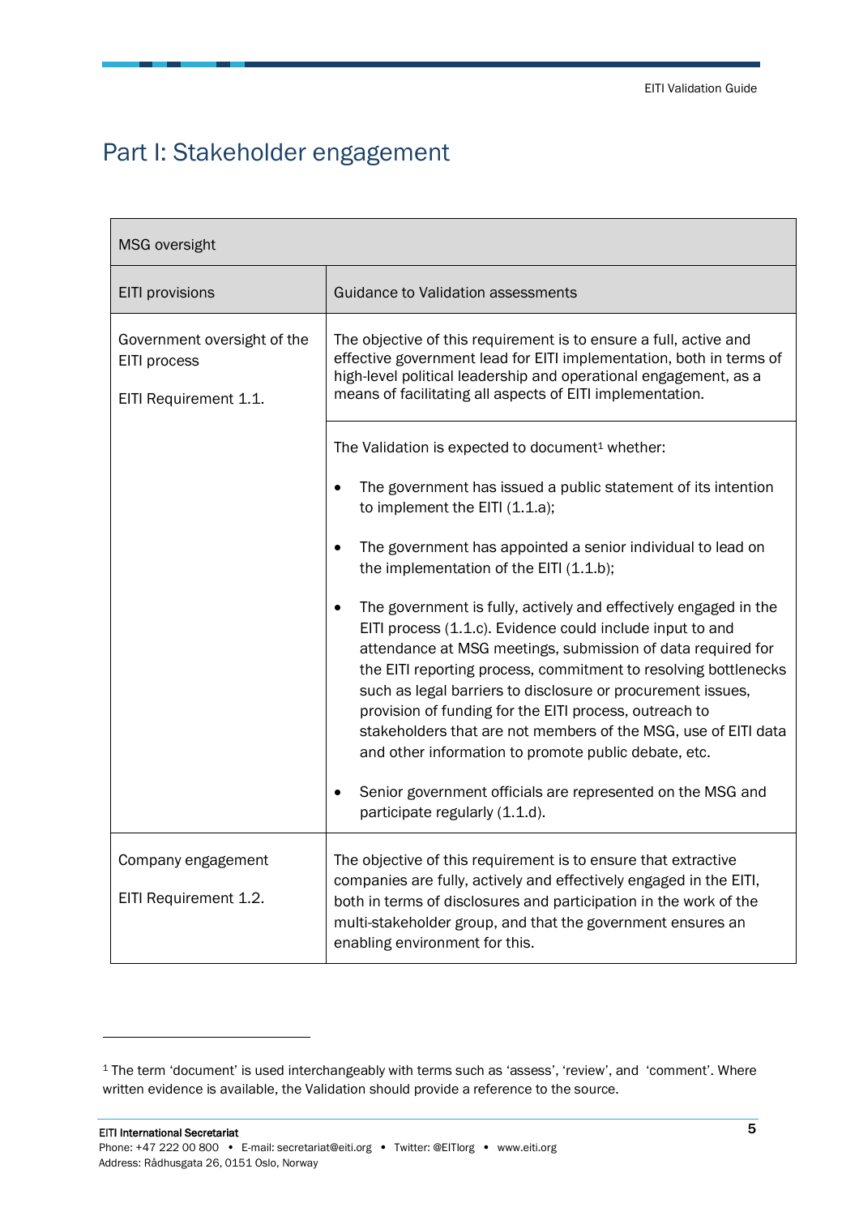# Part I: Stakeholder engagement

| MSG oversight | |
|---|---|
| EITI provisions | Guidance to Validation assessments |
| Government oversight of the EITI process<br><br>EITI Requirement 1.1. | The objective of this requirement is to ensure a full, active and effective government lead for EITI implementation, both in terms of high-level political leadership and operational engagement, as a means of facilitating all aspects of EITI implementation. |
| | The Validation is expected to document[1] whether:<br><br>• The government has issued a public statement of its intention to implement the EITI (1.1.a);<br><br>• The government has appointed a senior individual to lead on the implementation of the EITI (1.1.b);<br><br>• The government is fully, actively and effectively engaged in the EITI process (1.1.c). Evidence could include input to and attendance at MSG meetings, submission of data required for the EITI reporting process, commitment to resolving bottlenecks such as legal barriers to disclosure or procurement issues, provision of funding for the EITI process, outreach to stakeholders that are not members of the MSG, use of EITI data and other information to promote public debate, etc.<br><br>• Senior government officials are represented on the MSG and participate regularly (1.1.d). |
| Company engagement<br><br>EITI Requirement 1.2. | The objective of this requirement is to ensure that extractive companies are fully, actively and effectively engaged in the EITI, both in terms of disclosures and participation in the work of the multi-stakeholder group, and that the government ensures an enabling environment for this. |

[1] The term 'document' is used interchangeably with terms such as 'assess', 'review', and 'comment'. Where written evidence is available, the Validation should provide a reference to the source.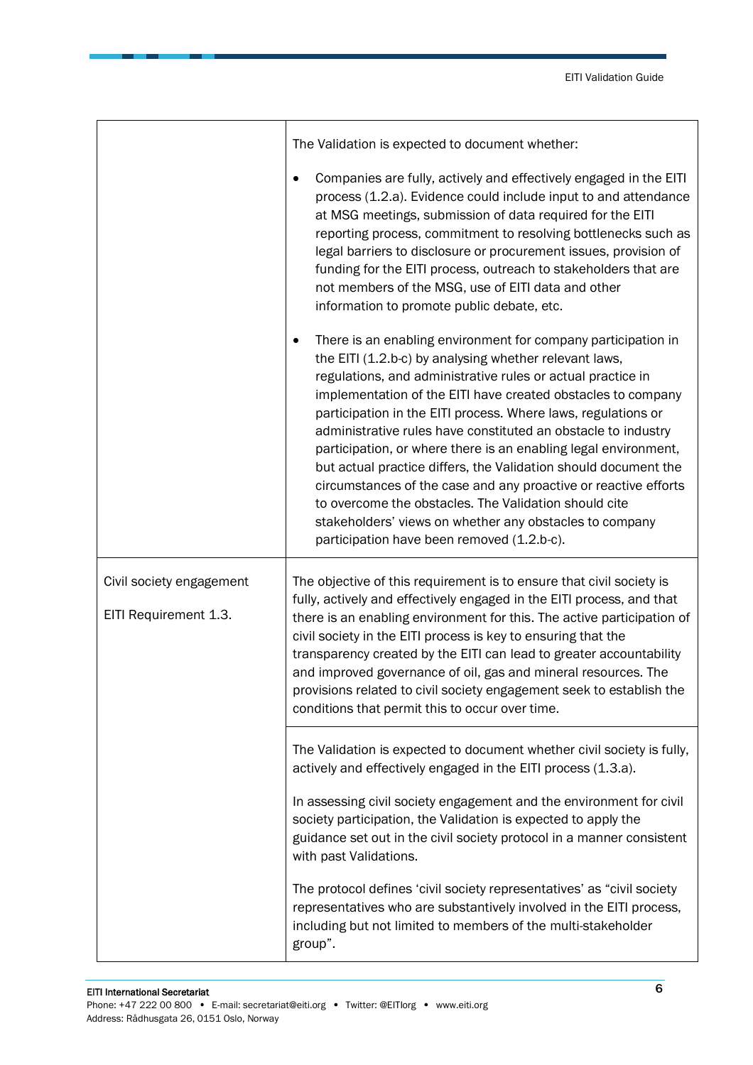| | |
|---|---|
| | The Validation is expected to document whether:<br><br>• Companies are fully, actively and effectively engaged in the EITI process (1.2.a). Evidence could include input to and attendance at MSG meetings, submission of data required for the EITI reporting process, commitment to resolving bottlenecks such as legal barriers to disclosure or procurement issues, provision of funding for the EITI process, outreach to stakeholders that are not members of the MSG, use of EITI data and other information to promote public debate, etc.<br><br>• There is an enabling environment for company participation in the EITI (1.2.b-c) by analysing whether relevant laws, regulations, and administrative rules or actual practice in implementation of the EITI have created obstacles to company participation in the EITI process. Where laws, regulations or administrative rules have constituted an obstacle to industry participation, or where there is an enabling legal environment, but actual practice differs, the Validation should document the circumstances of the case and any proactive or reactive efforts to overcome the obstacles. The Validation should cite stakeholders' views on whether any obstacles to company participation have been removed (1.2.b-c). |
| Civil society engagement<br><br>EITI Requirement 1.3. | The objective of this requirement is to ensure that civil society is fully, actively and effectively engaged in the EITI process, and that there is an enabling environment for this. The active participation of civil society in the EITI process is key to ensuring that the transparency created by the EITI can lead to greater accountability and improved governance of oil, gas and mineral resources. The provisions related to civil society engagement seek to establish the conditions that permit this to occur over time. |
| | The Validation is expected to document whether civil society is fully, actively and effectively engaged in the EITI process (1.3.a).<br><br>In assessing civil society engagement and the environment for civil society participation, the Validation is expected to apply the guidance set out in the civil society protocol in a manner consistent with past Validations.<br><br>The protocol defines 'civil society representatives' as "civil society representatives who are substantively involved in the EITI process, including but not limited to members of the multi-stakeholder group". |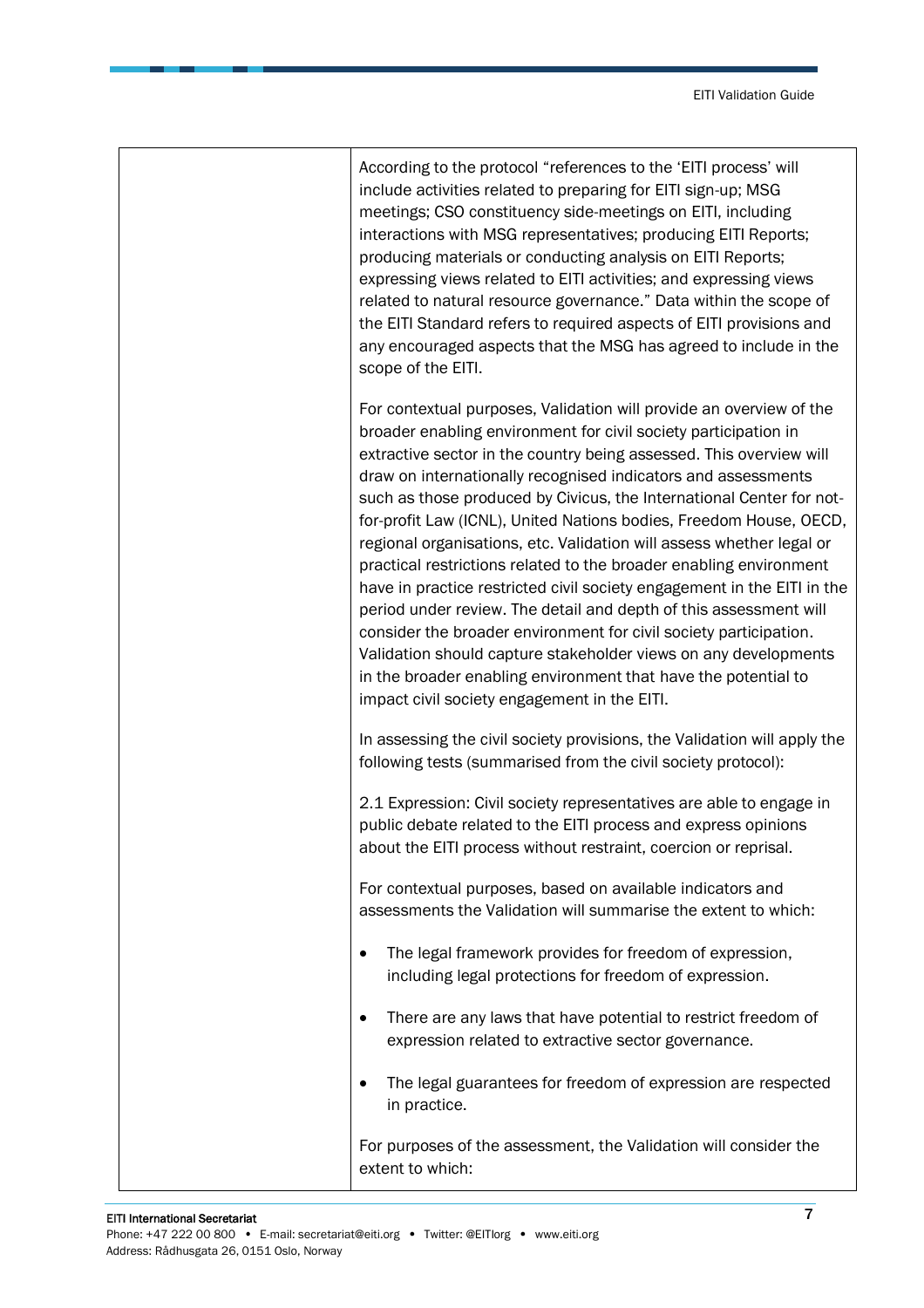| | |
|---|---|
| | According to the protocol "references to the 'EITI process' will include activities related to preparing for EITI sign-up; MSG meetings; CSO constituency side-meetings on EITI, including interactions with MSG representatives; producing EITI Reports; producing materials or conducting analysis on EITI Reports; expressing views related to EITI activities; and expressing views related to natural resource governance." Data within the scope of the EITI Standard refers to required aspects of EITI provisions and any encouraged aspects that the MSG has agreed to include in the scope of the EITI.<br><br>For contextual purposes, Validation will provide an overview of the broader enabling environment for civil society participation in extractive sector in the country being assessed. This overview will draw on internationally recognised indicators and assessments such as those produced by Civicus, the International Center for not-for-profit Law (ICNL), United Nations bodies, Freedom House, OECD, regional organisations, etc. Validation will assess whether legal or practical restrictions related to the broader enabling environment have in practice restricted civil society engagement in the EITI in the period under review. The detail and depth of this assessment will consider the broader environment for civil society participation. Validation should capture stakeholder views on any developments in the broader enabling environment that have the potential to impact civil society engagement in the EITI.<br><br>In assessing the civil society provisions, the Validation will apply the following tests (summarised from the civil society protocol):<br><br>2.1 Expression: Civil society representatives are able to engage in public debate related to the EITI process and express opinions about the EITI process without restraint, coercion or reprisal.<br><br>For contextual purposes, based on available indicators and assessments the Validation will summarise the extent to which:<br><br>• The legal framework provides for freedom of expression, including legal protections for freedom of expression.<br><br>• There are any laws that have potential to restrict freedom of expression related to extractive sector governance.<br><br>• The legal guarantees for freedom of expression are respected in practice.<br><br>For purposes of the assessment, the Validation will consider the extent to which: |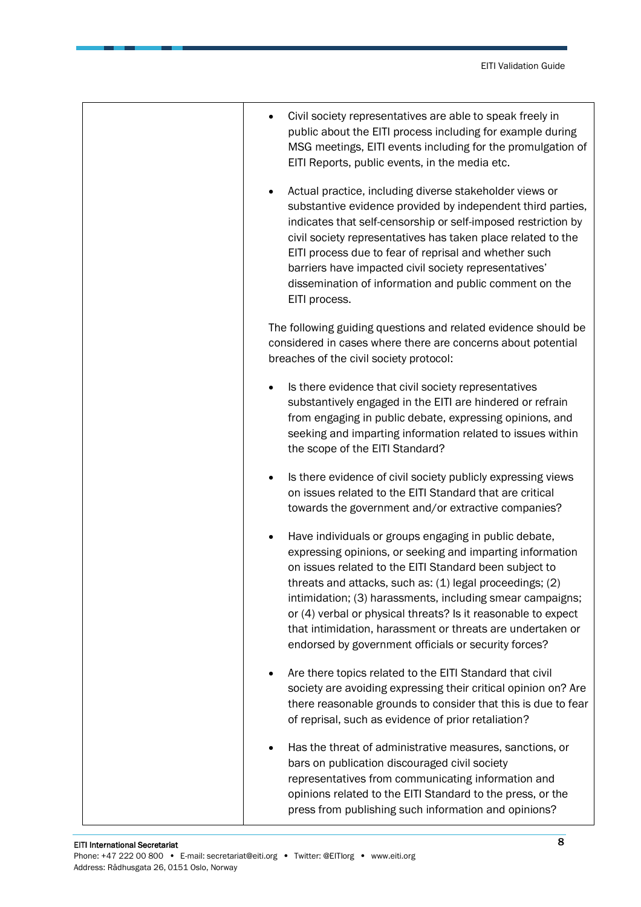| | |
|---|---|
| | • Civil society representatives are able to speak freely in public about the EITI process including for example during MSG meetings, EITI events including for the promulgation of EITI Reports, public events, in the media etc.<br><br>• Actual practice, including diverse stakeholder views or substantive evidence provided by independent third parties, indicates that self-censorship or self-imposed restriction by civil society representatives has taken place related to the EITI process due to fear of reprisal and whether such barriers have impacted civil society representatives' dissemination of information and public comment on the EITI process.<br><br>The following guiding questions and related evidence should be considered in cases where there are concerns about potential breaches of the civil society protocol:<br><br>• Is there evidence that civil society representatives substantively engaged in the EITI are hindered or refrain from engaging in public debate, expressing opinions, and seeking and imparting information related to issues within the scope of the EITI Standard?<br><br>• Is there evidence of civil society publicly expressing views on issues related to the EITI Standard that are critical towards the government and/or extractive companies?<br><br>• Have individuals or groups engaging in public debate, expressing opinions, or seeking and imparting information on issues related to the EITI Standard been subject to threats and attacks, such as: (1) legal proceedings; (2) intimidation; (3) harassments, including smear campaigns; or (4) verbal or physical threats? Is it reasonable to expect that intimidation, harassment or threats are undertaken or endorsed by government officials or security forces?<br><br>• Are there topics related to the EITI Standard that civil society are avoiding expressing their critical opinion on? Are there reasonable grounds to consider that this is due to fear of reprisal, such as evidence of prior retaliation?<br><br>• Has the threat of administrative measures, sanctions, or bars on publication discouraged civil society representatives from communicating information and opinions related to the EITI Standard to the press, or the press from publishing such information and opinions? |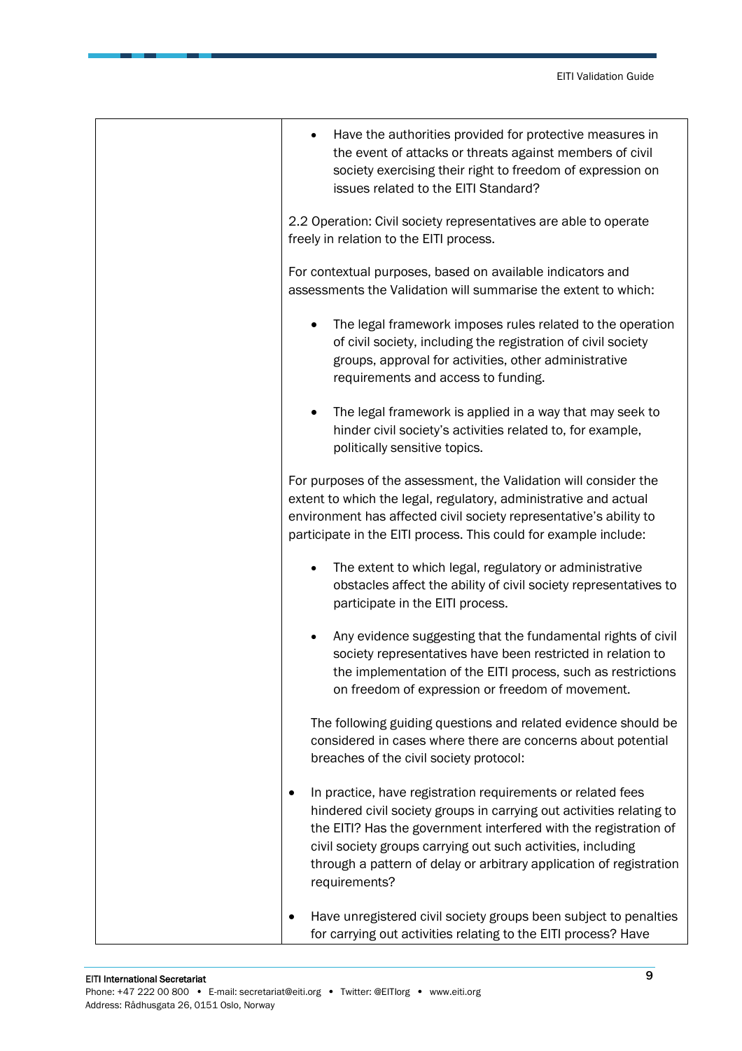| | |
|---|---|
| | • Have the authorities provided for protective measures in the event of attacks or threats against members of civil society exercising their right to freedom of expression on issues related to the EITI Standard?<br><br>2.2 Operation: Civil society representatives are able to operate freely in relation to the EITI process.<br><br>For contextual purposes, based on available indicators and assessments the Validation will summarise the extent to which:<br><br>• The legal framework imposes rules related to the operation of civil society, including the registration of civil society groups, approval for activities, other administrative requirements and access to funding.<br><br>• The legal framework is applied in a way that may seek to hinder civil society's activities related to, for example, politically sensitive topics.<br><br>For purposes of the assessment, the Validation will consider the extent to which the legal, regulatory, administrative and actual environment has affected civil society representative's ability to participate in the EITI process. This could for example include:<br><br>• The extent to which legal, regulatory or administrative obstacles affect the ability of civil society representatives to participate in the EITI process.<br><br>• Any evidence suggesting that the fundamental rights of civil society representatives have been restricted in relation to the implementation of the EITI process, such as restrictions on freedom of expression or freedom of movement.<br><br>The following guiding questions and related evidence should be considered in cases where there are concerns about potential breaches of the civil society protocol:<br><br>• In practice, have registration requirements or related fees hindered civil society groups in carrying out activities relating to the EITI? Has the government interfered with the registration of civil society groups carrying out such activities, including through a pattern of delay or arbitrary application of registration requirements?<br><br>• Have unregistered civil society groups been subject to penalties for carrying out activities relating to the EITI process? Have |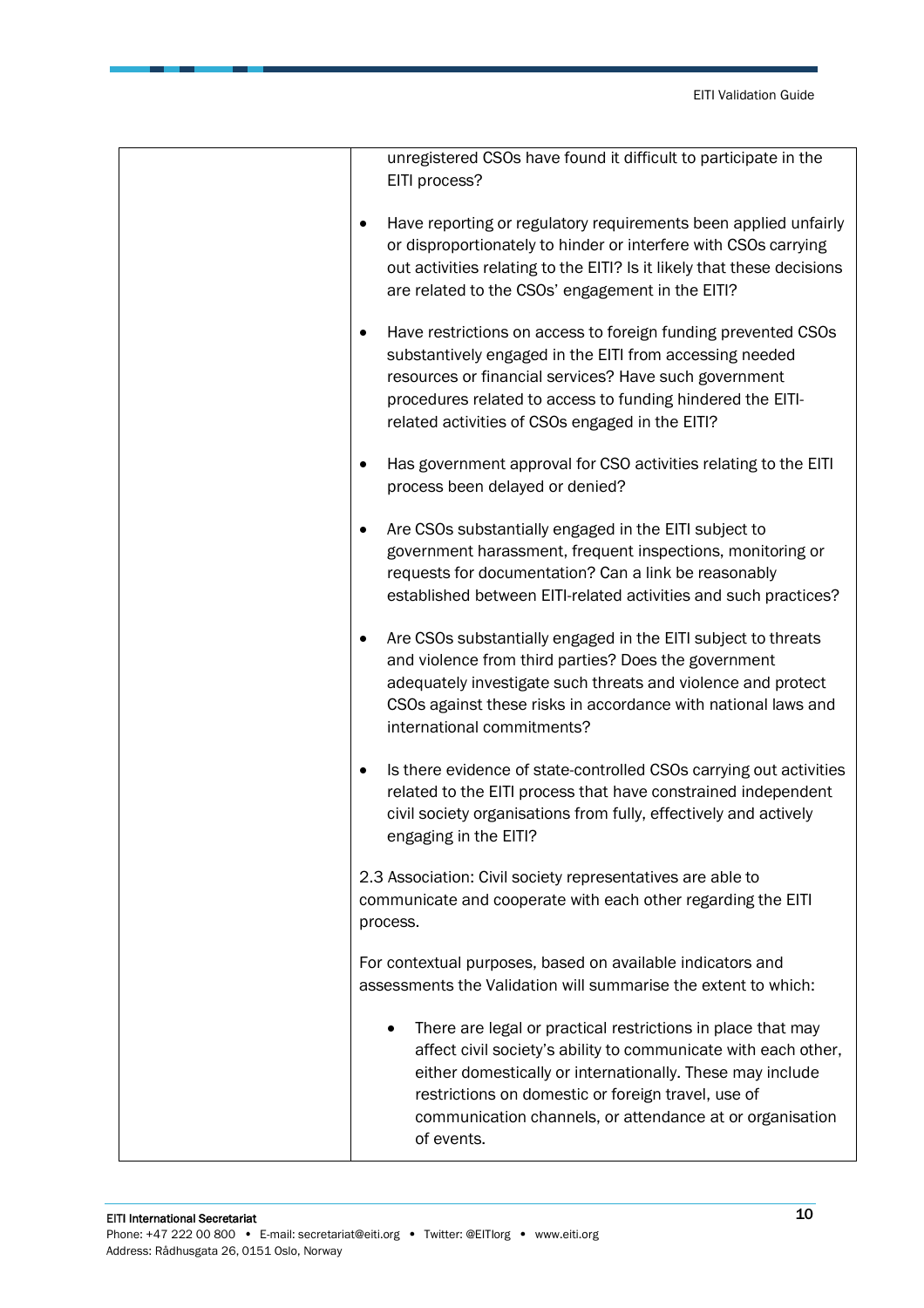| | |
|---|---|
| | unregistered CSOs have found it difficult to participate in the EITI process?<br><br>• Have reporting or regulatory requirements been applied unfairly or disproportionately to hinder or interfere with CSOs carrying out activities relating to the EITI? Is it likely that these decisions are related to the CSOs' engagement in the EITI?<br><br>• Have restrictions on access to foreign funding prevented CSOs substantively engaged in the EITI from accessing needed resources or financial services? Have such government procedures related to access to funding hindered the EITI-related activities of CSOs engaged in the EITI?<br><br>• Has government approval for CSO activities relating to the EITI process been delayed or denied?<br><br>• Are CSOs substantially engaged in the EITI subject to government harassment, frequent inspections, monitoring or requests for documentation? Can a link be reasonably established between EITI-related activities and such practices?<br><br>• Are CSOs substantially engaged in the EITI subject to threats and violence from third parties? Does the government adequately investigate such threats and violence and protect CSOs against these risks in accordance with national laws and international commitments?<br><br>• Is there evidence of state-controlled CSOs carrying out activities related to the EITI process that have constrained independent civil society organisations from fully, effectively and actively engaging in the EITI?<br><br>2.3 Association: Civil society representatives are able to communicate and cooperate with each other regarding the EITI process.<br><br>For contextual purposes, based on available indicators and assessments the Validation will summarise the extent to which:<br><br>• There are legal or practical restrictions in place that may affect civil society's ability to communicate with each other, either domestically or internationally. These may include restrictions on domestic or foreign travel, use of communication channels, or attendance at or organisation of events. |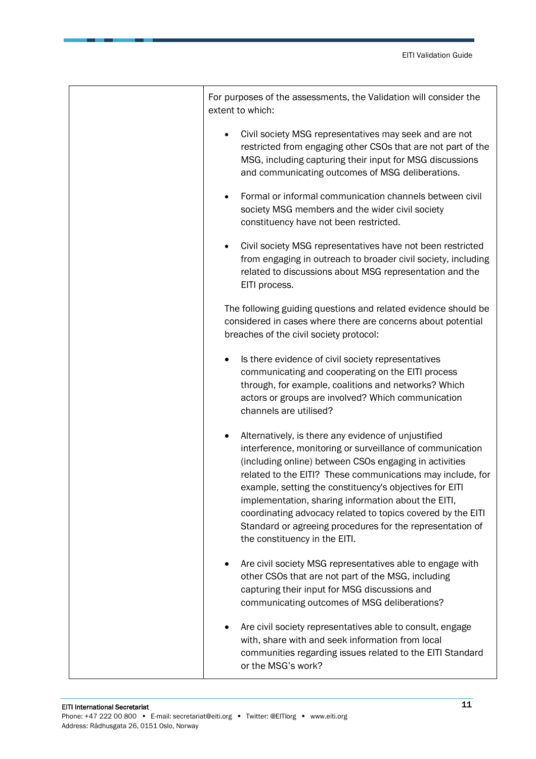| | |
|---|---|
| | For purposes of the assessments, the Validation will consider the extent to which:<br><br>• Civil society MSG representatives may seek and are not restricted from engaging other CSOs that are not part of the MSG, including capturing their input for MSG discussions and communicating outcomes of MSG deliberations.<br><br>• Formal or informal communication channels between civil society MSG members and the wider civil society constituency have not been restricted.<br><br>• Civil society MSG representatives have not been restricted from engaging in outreach to broader civil society, including related to discussions about MSG representation and the EITI process.<br><br>The following guiding questions and related evidence should be considered in cases where there are concerns about potential breaches of the civil society protocol:<br><br>• Is there evidence of civil society representatives communicating and cooperating on the EITI process through, for example, coalitions and networks? Which actors or groups are involved? Which communication channels are utilised?<br><br>• Alternatively, is there any evidence of unjustified interference, monitoring or surveillance of communication (including online) between CSOs engaging in activities related to the EITI? These communications may include, for example, setting the constituency's objectives for EITI implementation, sharing information about the EITI, coordinating advocacy related to topics covered by the EITI Standard or agreeing procedures for the representation of the constituency in the EITI.<br><br>• Are civil society MSG representatives able to engage with other CSOs that are not part of the MSG, including capturing their input for MSG discussions and communicating outcomes of MSG deliberations?<br><br>• Are civil society representatives able to consult, engage with, share with and seek information from local communities regarding issues related to the EITI Standard or the MSG's work? |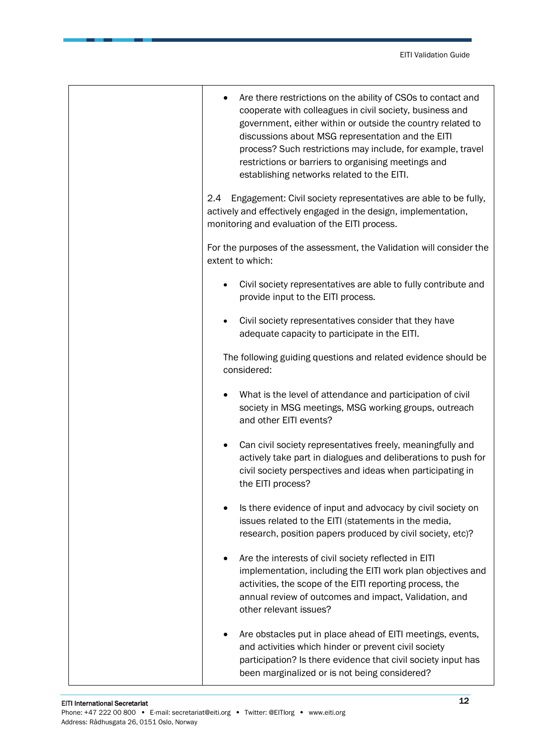| | |
|---|---|
| | <ul><li>Are there restrictions on the ability of CSOs to contact and cooperate with colleagues in civil society, business and government, either within or outside the country related to discussions about MSG representation and the EITI process? Such restrictions may include, for example, travel restrictions or barriers to organising meetings and establishing networks related to the EITI.</li></ul>2.4 Engagement: Civil society representatives are able to be fully, actively and effectively engaged in the design, implementation, monitoring and evaluation of the EITI process.<br><br>For the purposes of the assessment, the Validation will consider the extent to which:<ul><li>Civil society representatives are able to fully contribute and provide input to the EITI process.</li><li>Civil society representatives consider that they have adequate capacity to participate in the EITI.</li></ul>The following guiding questions and related evidence should be considered:<ul><li>What is the level of attendance and participation of civil society in MSG meetings, MSG working groups, outreach and other EITI events?</li><li>Can civil society representatives freely, meaningfully and actively take part in dialogues and deliberations to push for civil society perspectives and ideas when participating in the EITI process?</li><li>Is there evidence of input and advocacy by civil society on issues related to the EITI (statements in the media, research, position papers produced by civil society, etc)?</li><li>Are the interests of civil society reflected in EITI implementation, including the EITI work plan objectives and activities, the scope of the EITI reporting process, the annual review of outcomes and impact, Validation, and other relevant issues?</li><li>Are obstacles put in place ahead of EITI meetings, events, and activities which hinder or prevent civil society participation? Is there evidence that civil society input has been marginalized or is not being considered?</li></ul> |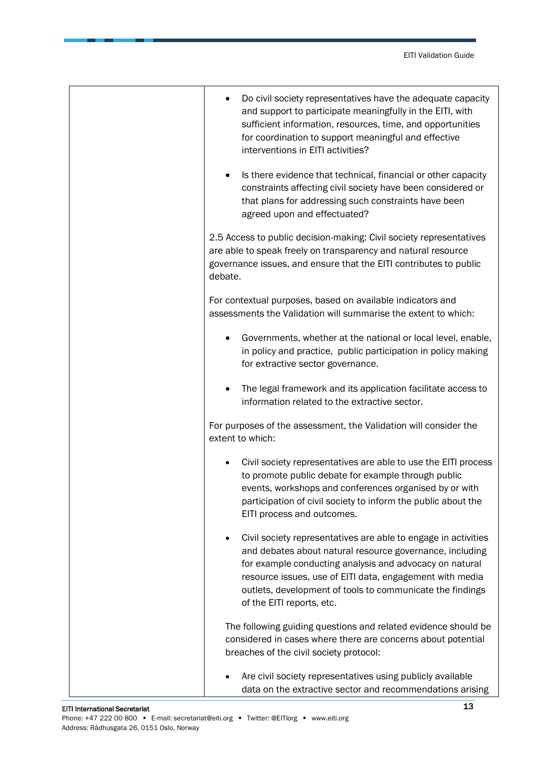| | |
|---|---|
| | • Do civil society representatives have the adequate capacity and support to participate meaningfully in the EITI, with sufficient information, resources, time, and opportunities for coordination to support meaningful and effective interventions in EITI activities?<br><br>• Is there evidence that technical, financial or other capacity constraints affecting civil society have been considered or that plans for addressing such constraints have been agreed upon and effectuated?<br><br>2.5 Access to public decision-making: Civil society representatives are able to speak freely on transparency and natural resource governance issues, and ensure that the EITI contributes to public debate.<br><br>For contextual purposes, based on available indicators and assessments the Validation will summarise the extent to which:<br><br>• Governments, whether at the national or local level, enable, in policy and practice, public participation in policy making for extractive sector governance.<br><br>• The legal framework and its application facilitate access to information related to the extractive sector.<br><br>For purposes of the assessment, the Validation will consider the extent to which:<br><br>• Civil society representatives are able to use the EITI process to promote public debate for example through public events, workshops and conferences organised by or with participation of civil society to inform the public about the EITI process and outcomes.<br><br>• Civil society representatives are able to engage in activities and debates about natural resource governance, including for example conducting analysis and advocacy on natural resource issues, use of EITI data, engagement with media outlets, development of tools to communicate the findings of the EITI reports, etc.<br><br>The following guiding questions and related evidence should be considered in cases where there are concerns about potential breaches of the civil society protocol:<br><br>• Are civil society representatives using publicly available data on the extractive sector and recommendations arising |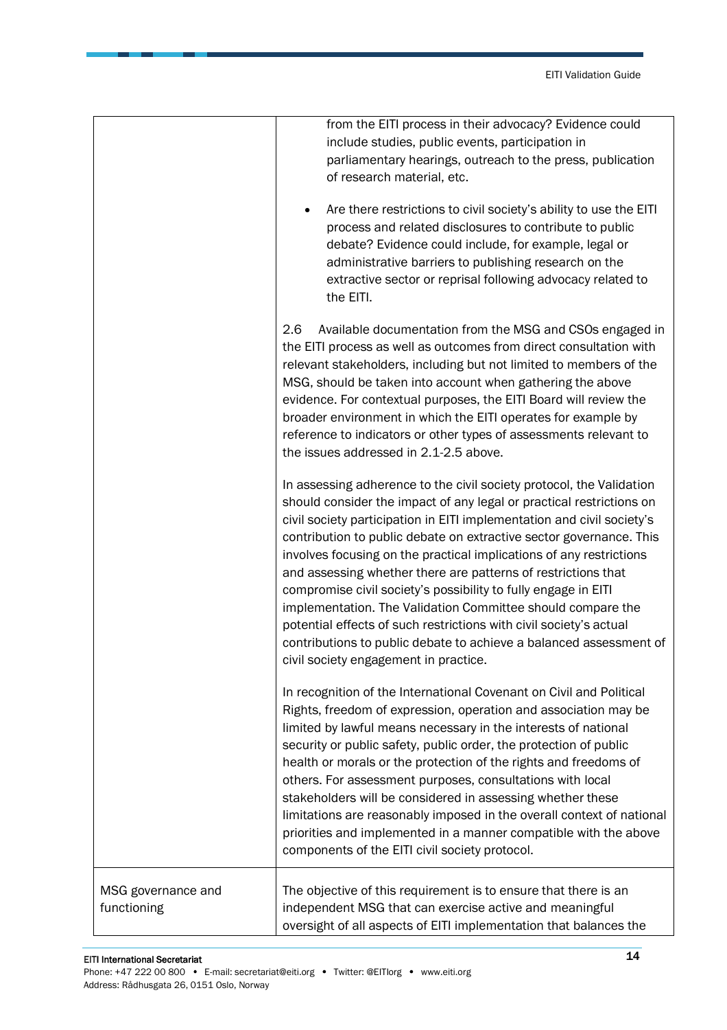| | |
|---|---|
| | from the EITI process in their advocacy? Evidence could include studies, public events, participation in parliamentary hearings, outreach to the press, publication of research material, etc.<br><br>• Are there restrictions to civil society's ability to use the EITI process and related disclosures to contribute to public debate? Evidence could include, for example, legal or administrative barriers to publishing research on the extractive sector or reprisal following advocacy related to the EITI.<br><br>2.6 Available documentation from the MSG and CSOs engaged in the EITI process as well as outcomes from direct consultation with relevant stakeholders, including but not limited to members of the MSG, should be taken into account when gathering the above evidence. For contextual purposes, the EITI Board will review the broader environment in which the EITI operates for example by reference to indicators or other types of assessments relevant to the issues addressed in 2.1-2.5 above.<br><br>In assessing adherence to the civil society protocol, the Validation should consider the impact of any legal or practical restrictions on civil society participation in EITI implementation and civil society's contribution to public debate on extractive sector governance. This involves focusing on the practical implications of any restrictions and assessing whether there are patterns of restrictions that compromise civil society's possibility to fully engage in EITI implementation. The Validation Committee should compare the potential effects of such restrictions with civil society's actual contributions to public debate to achieve a balanced assessment of civil society engagement in practice.<br><br>In recognition of the International Covenant on Civil and Political Rights, freedom of expression, operation and association may be limited by lawful means necessary in the interests of national security or public safety, public order, the protection of public health or morals or the protection of the rights and freedoms of others. For assessment purposes, consultations with local stakeholders will be considered in assessing whether these limitations are reasonably imposed in the overall context of national priorities and implemented in a manner compatible with the above components of the EITI civil society protocol. |
| MSG governance and functioning | The objective of this requirement is to ensure that there is an independent MSG that can exercise active and meaningful oversight of all aspects of EITI implementation that balances the |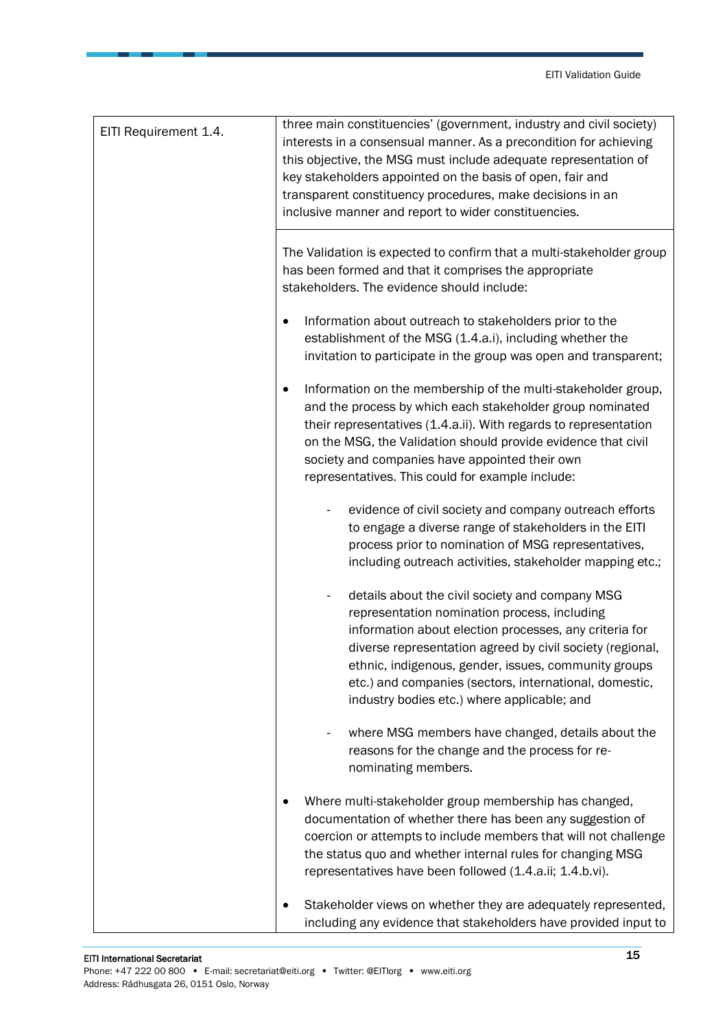| EITI Requirement 1.4. | three main constituencies' (government, industry and civil society) interests in a consensual manner. As a precondition for achieving this objective, the MSG must include adequate representation of key stakeholders appointed on the basis of open, fair and transparent constituency procedures, make decisions in an inclusive manner and report to wider constituencies. |
|---|---|
| | The Validation is expected to confirm that a multi-stakeholder group has been formed and that it comprises the appropriate stakeholders. The evidence should include:<br><br>• Information about outreach to stakeholders prior to the establishment of the MSG (1.4.a.i), including whether the invitation to participate in the group was open and transparent;<br><br>• Information on the membership of the multi-stakeholder group, and the process by which each stakeholder group nominated their representatives (1.4.a.ii). With regards to representation on the MSG, the Validation should provide evidence that civil society and companies have appointed their own representatives. This could for example include:<br><br>  - evidence of civil society and company outreach efforts to engage a diverse range of stakeholders in the EITI process prior to nomination of MSG representatives, including outreach activities, stakeholder mapping etc.;<br><br>  - details about the civil society and company MSG representation nomination process, including information about election processes, any criteria for diverse representation agreed by civil society (regional, ethnic, indigenous, gender, issues, community groups etc.) and companies (sectors, international, domestic, industry bodies etc.) where applicable; and<br><br>  - where MSG members have changed, details about the reasons for the change and the process for re-nominating members.<br><br>• Where multi-stakeholder group membership has changed, documentation of whether there has been any suggestion of coercion or attempts to include members that will not challenge the status quo and whether internal rules for changing MSG representatives have been followed (1.4.a.ii; 1.4.b.vi).<br><br>• Stakeholder views on whether they are adequately represented, including any evidence that stakeholders have provided input to |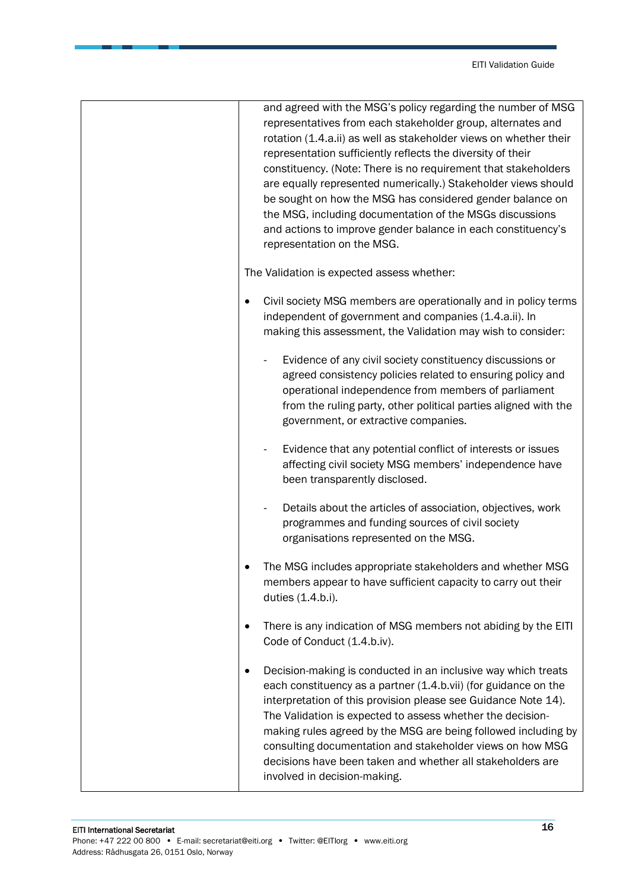|  |  |
|---|---|
|  | and agreed with the MSG's policy regarding the number of MSG representatives from each stakeholder group, alternates and rotation (1.4.a.ii) as well as stakeholder views on whether their representation sufficiently reflects the diversity of their constituency. (Note: There is no requirement that stakeholders are equally represented numerically.) Stakeholder views should be sought on how the MSG has considered gender balance on the MSG, including documentation of the MSGs discussions and actions to improve gender balance in each constituency's representation on the MSG.<br><br>The Validation is expected assess whether:<br><br>• Civil society MSG members are operationally and in policy terms independent of government and companies (1.4.a.ii). In making this assessment, the Validation may wish to consider:<br>  - Evidence of any civil society constituency discussions or agreed consistency policies related to ensuring policy and operational independence from members of parliament from the ruling party, other political parties aligned with the government, or extractive companies.<br>  - Evidence that any potential conflict of interests or issues affecting civil society MSG members' independence have been transparently disclosed.<br>  - Details about the articles of association, objectives, work programmes and funding sources of civil society organisations represented on the MSG.<br><br>• The MSG includes appropriate stakeholders and whether MSG members appear to have sufficient capacity to carry out their duties (1.4.b.i).<br><br>• There is any indication of MSG members not abiding by the EITI Code of Conduct (1.4.b.iv).<br><br>• Decision-making is conducted in an inclusive way which treats each constituency as a partner (1.4.b.vii) (for guidance on the interpretation of this provision please see Guidance Note 14). The Validation is expected to assess whether the decision-making rules agreed by the MSG are being followed including by consulting documentation and stakeholder views on how MSG decisions have been taken and whether all stakeholders are involved in decision-making. |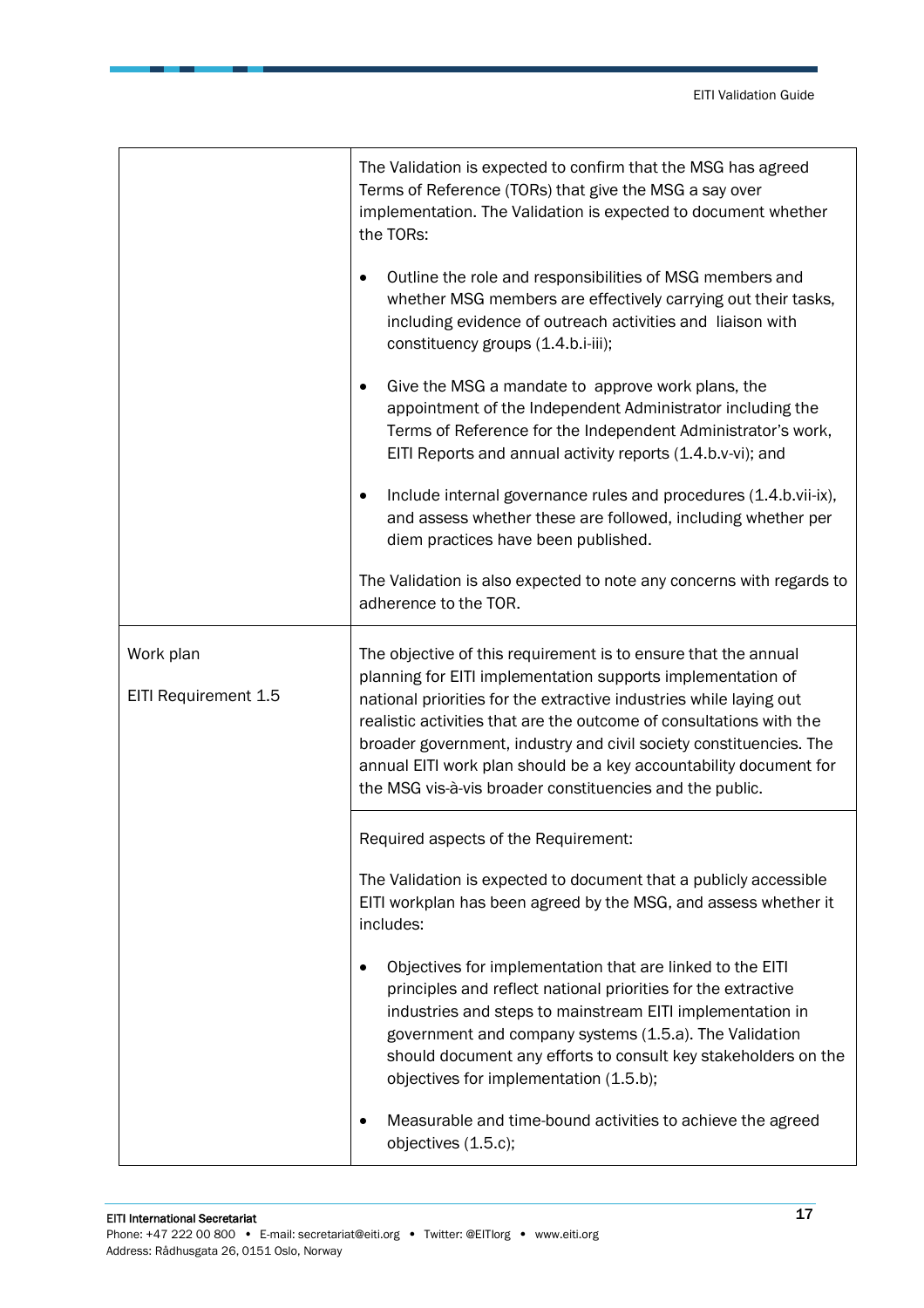| | |
|---|---|
| | The Validation is expected to confirm that the MSG has agreed Terms of Reference (TORs) that give the MSG a say over implementation. The Validation is expected to document whether the TORs:<br><br>• Outline the role and responsibilities of MSG members and whether MSG members are effectively carrying out their tasks, including evidence of outreach activities and liaison with constituency groups (1.4.b.i-iii);<br><br>• Give the MSG a mandate to approve work plans, the appointment of the Independent Administrator including the Terms of Reference for the Independent Administrator's work, EITI Reports and annual activity reports (1.4.b.v-vi); and<br><br>• Include internal governance rules and procedures (1.4.b.vii-ix), and assess whether these are followed, including whether per diem practices have been published.<br><br>The Validation is also expected to note any concerns with regards to adherence to the TOR. |
| Work plan<br><br>EITI Requirement 1.5 | The objective of this requirement is to ensure that the annual planning for EITI implementation supports implementation of national priorities for the extractive industries while laying out realistic activities that are the outcome of consultations with the broader government, industry and civil society constituencies. The annual EITI work plan should be a key accountability document for the MSG vis-à-vis broader constituencies and the public. |
| | Required aspects of the Requirement:<br><br>The Validation is expected to document that a publicly accessible EITI workplan has been agreed by the MSG, and assess whether it includes:<br><br>• Objectives for implementation that are linked to the EITI principles and reflect national priorities for the extractive industries and steps to mainstream EITI implementation in government and company systems (1.5.a). The Validation should document any efforts to consult key stakeholders on the objectives for implementation (1.5.b);<br><br>• Measurable and time-bound activities to achieve the agreed objectives (1.5.c); |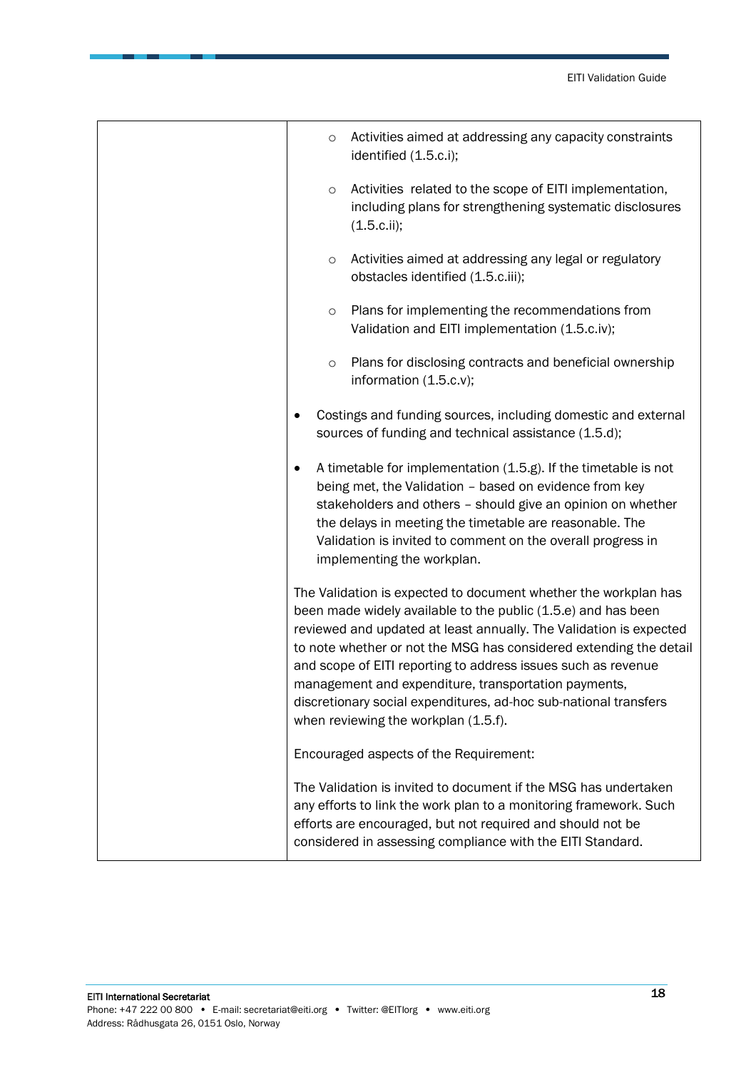| | |
|---|---|
| | ◦ Activities aimed at addressing any capacity constraints identified (1.5.c.i);<br><br>◦ Activities related to the scope of EITI implementation, including plans for strengthening systematic disclosures (1.5.c.ii);<br><br>◦ Activities aimed at addressing any legal or regulatory obstacles identified (1.5.c.iii);<br><br>◦ Plans for implementing the recommendations from Validation and EITI implementation (1.5.c.iv);<br><br>◦ Plans for disclosing contracts and beneficial ownership information (1.5.c.v);<br><br>• Costings and funding sources, including domestic and external sources of funding and technical assistance (1.5.d);<br><br>• A timetable for implementation (1.5.g). If the timetable is not being met, the Validation – based on evidence from key stakeholders and others – should give an opinion on whether the delays in meeting the timetable are reasonable. The Validation is invited to comment on the overall progress in implementing the workplan.<br><br>The Validation is expected to document whether the workplan has been made widely available to the public (1.5.e) and has been reviewed and updated at least annually. The Validation is expected to note whether or not the MSG has considered extending the detail and scope of EITI reporting to address issues such as revenue management and expenditure, transportation payments, discretionary social expenditures, ad-hoc sub-national transfers when reviewing the workplan (1.5.f).<br><br>Encouraged aspects of the Requirement:<br><br>The Validation is invited to document if the MSG has undertaken any efforts to link the work plan to a monitoring framework. Such efforts are encouraged, but not required and should not be considered in assessing compliance with the EITI Standard. |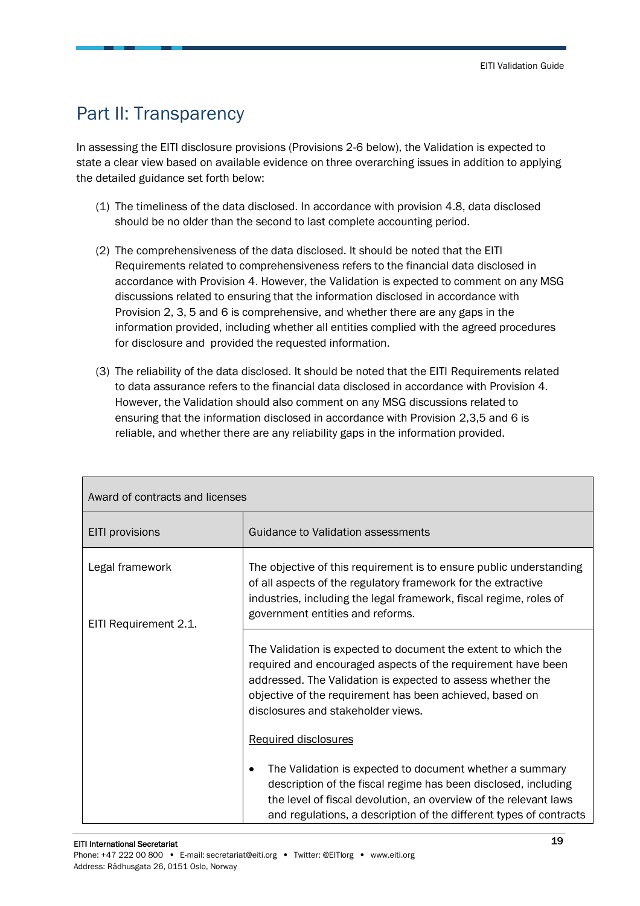# Part II: Transparency

In assessing the EITI disclosure provisions (Provisions 2-6 below), the Validation is expected to state a clear view based on available evidence on three overarching issues in addition to applying the detailed guidance set forth below:

(1) The timeliness of the data disclosed. In accordance with provision 4.8, data disclosed should be no older than the second to last complete accounting period.

(2) The comprehensiveness of the data disclosed. It should be noted that the EITI Requirements related to comprehensiveness refers to the financial data disclosed in accordance with Provision 4. However, the Validation is expected to comment on any MSG discussions related to ensuring that the information disclosed in accordance with Provision 2, 3, 5 and 6 is comprehensive, and whether there are any gaps in the information provided, including whether all entities complied with the agreed procedures for disclosure and provided the requested information.

(3) The reliability of the data disclosed. It should be noted that the EITI Requirements related to data assurance refers to the financial data disclosed in accordance with Provision 4. However, the Validation should also comment on any MSG discussions related to ensuring that the information disclosed in accordance with Provision 2,3,5 and 6 is reliable, and whether there are any reliability gaps in the information provided.

| Award of contracts and licenses | |
|---|---|
| EITI provisions | Guidance to Validation assessments |
| Legal framework<br><br>EITI Requirement 2.1. | The objective of this requirement is to ensure public understanding of all aspects of the regulatory framework for the extractive industries, including the legal framework, fiscal regime, roles of government entities and reforms. |
| | The Validation is expected to document the extent to which the required and encouraged aspects of the requirement have been addressed. The Validation is expected to assess whether the objective of the requirement has been achieved, based on disclosures and stakeholder views.<br><br><u>Required disclosures</u><br><br>• The Validation is expected to document whether a summary description of the fiscal regime has been disclosed, including the level of fiscal devolution, an overview of the relevant laws and regulations, a description of the different types of contracts |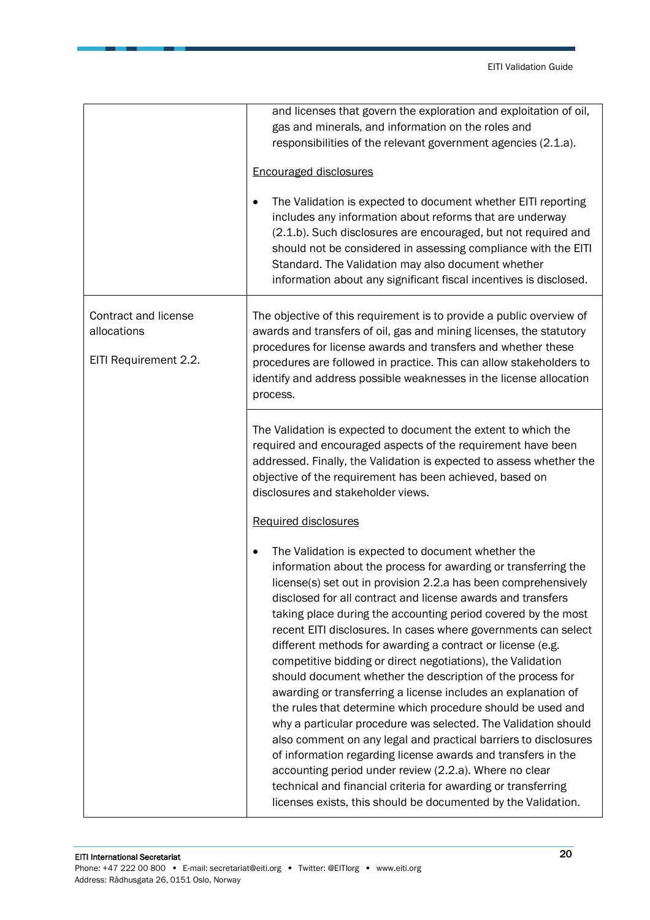| | |
|---|---|
| | and licenses that govern the exploration and exploitation of oil, gas and minerals, and information on the roles and responsibilities of the relevant government agencies (2.1.a).<br><br><u>Encouraged disclosures</u><br><br>• The Validation is expected to document whether EITI reporting includes any information about reforms that are underway (2.1.b). Such disclosures are encouraged, but not required and should not be considered in assessing compliance with the EITI Standard. The Validation may also document whether information about any significant fiscal incentives is disclosed. |
| Contract and license allocations<br><br>EITI Requirement 2.2. | The objective of this requirement is to provide a public overview of awards and transfers of oil, gas and mining licenses, the statutory procedures for license awards and transfers and whether these procedures are followed in practice. This can allow stakeholders to identify and address possible weaknesses in the license allocation process. |
| | The Validation is expected to document the extent to which the required and encouraged aspects of the requirement have been addressed. Finally, the Validation is expected to assess whether the objective of the requirement has been achieved, based on disclosures and stakeholder views.<br><br><u>Required disclosures</u><br><br>• The Validation is expected to document whether the information about the process for awarding or transferring the license(s) set out in provision 2.2.a has been comprehensively disclosed for all contract and license awards and transfers taking place during the accounting period covered by the most recent EITI disclosures. In cases where governments can select different methods for awarding a contract or license (e.g. competitive bidding or direct negotiations), the Validation should document whether the description of the process for awarding or transferring a license includes an explanation of the rules that determine which procedure should be used and why a particular procedure was selected. The Validation should also comment on any legal and practical barriers to disclosures of information regarding license awards and transfers in the accounting period under review (2.2.a). Where no clear technical and financial criteria for awarding or transferring licenses exists, this should be documented by the Validation. |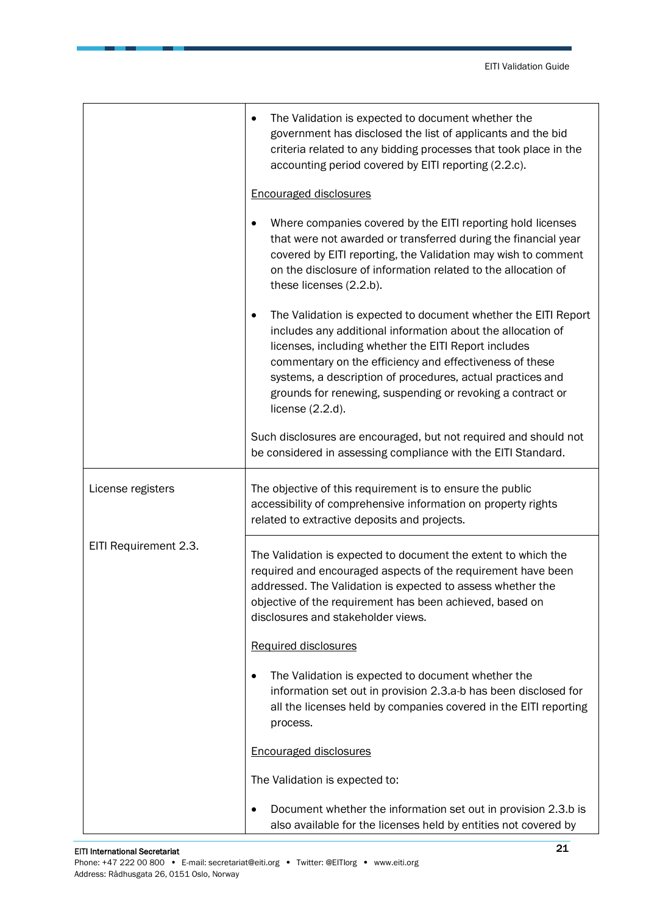| | |
|---|---|
| | • The Validation is expected to document whether the government has disclosed the list of applicants and the bid criteria related to any bidding processes that took place in the accounting period covered by EITI reporting (2.2.c).<br><br><u>Encouraged disclosures</u><br><br>• Where companies covered by the EITI reporting hold licenses that were not awarded or transferred during the financial year covered by EITI reporting, the Validation may wish to comment on the disclosure of information related to the allocation of these licenses (2.2.b).<br><br>• The Validation is expected to document whether the EITI Report includes any additional information about the allocation of licenses, including whether the EITI Report includes commentary on the efficiency and effectiveness of these systems, a description of procedures, actual practices and grounds for renewing, suspending or revoking a contract or license (2.2.d).<br><br>Such disclosures are encouraged, but not required and should not be considered in assessing compliance with the EITI Standard. |
| License registers<br><br>EITI Requirement 2.3. | The objective of this requirement is to ensure the public accessibility of comprehensive information on property rights related to extractive deposits and projects. |
| | The Validation is expected to document the extent to which the required and encouraged aspects of the requirement have been addressed. The Validation is expected to assess whether the objective of the requirement has been achieved, based on disclosures and stakeholder views.<br><br><u>Required disclosures</u><br><br>• The Validation is expected to document whether the information set out in provision 2.3.a-b has been disclosed for all the licenses held by companies covered in the EITI reporting process.<br><br><u>Encouraged disclosures</u><br><br>The Validation is expected to:<br><br>• Document whether the information set out in provision 2.3.b is also available for the licenses held by entities not covered by |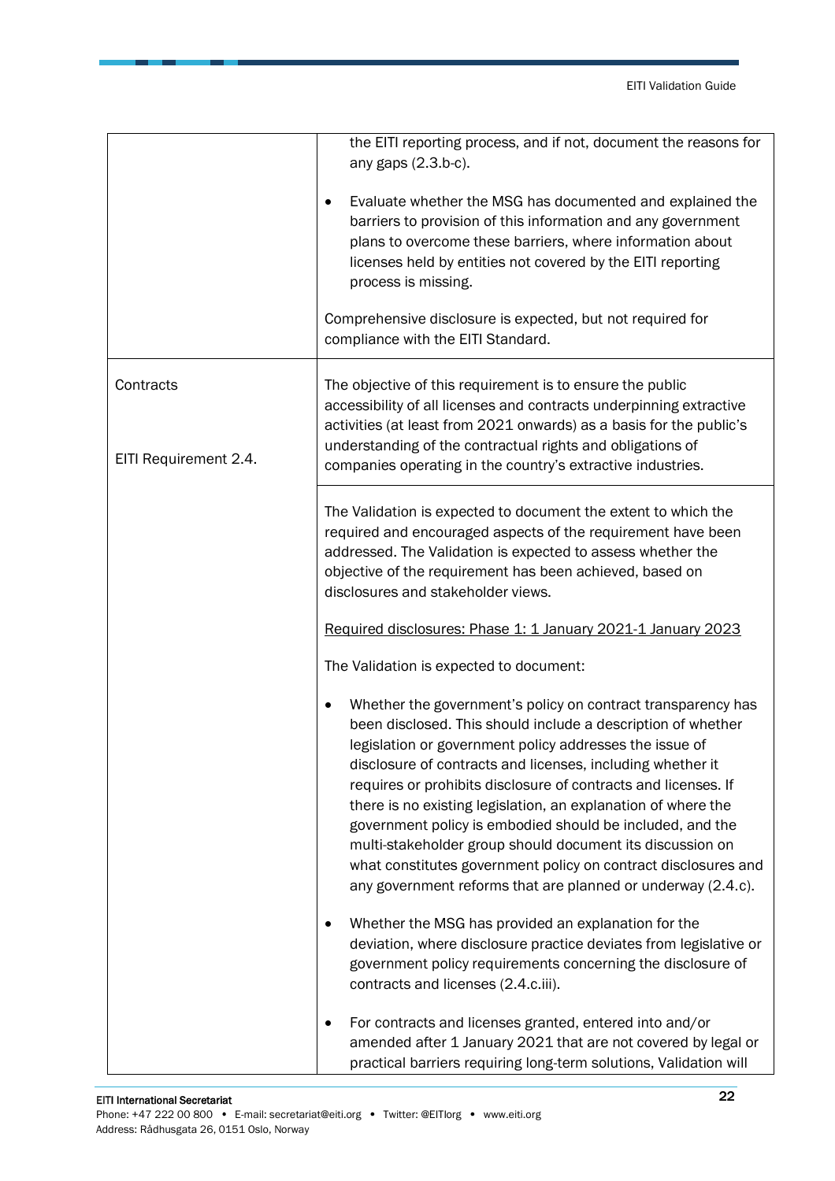| | |
|---|---|
| | the EITI reporting process, and if not, document the reasons for any gaps (2.3.b-c).<br><br>• Evaluate whether the MSG has documented and explained the barriers to provision of this information and any government plans to overcome these barriers, where information about licenses held by entities not covered by the EITI reporting process is missing.<br><br>Comprehensive disclosure is expected, but not required for compliance with the EITI Standard. |
| Contracts<br><br>EITI Requirement 2.4. | The objective of this requirement is to ensure the public accessibility of all licenses and contracts underpinning extractive activities (at least from 2021 onwards) as a basis for the public's understanding of the contractual rights and obligations of companies operating in the country's extractive industries. |
| | The Validation is expected to document the extent to which the required and encouraged aspects of the requirement have been addressed. The Validation is expected to assess whether the objective of the requirement has been achieved, based on disclosures and stakeholder views.<br><br><u>Required disclosures: Phase 1: 1 January 2021-1 January 2023</u><br><br>The Validation is expected to document:<br><br>• Whether the government's policy on contract transparency has been disclosed. This should include a description of whether legislation or government policy addresses the issue of disclosure of contracts and licenses, including whether it requires or prohibits disclosure of contracts and licenses. If there is no existing legislation, an explanation of where the government policy is embodied should be included, and the multi-stakeholder group should document its discussion on what constitutes government policy on contract disclosures and any government reforms that are planned or underway (2.4.c).<br><br>• Whether the MSG has provided an explanation for the deviation, where disclosure practice deviates from legislative or government policy requirements concerning the disclosure of contracts and licenses (2.4.c.iii).<br><br>• For contracts and licenses granted, entered into and/or amended after 1 January 2021 that are not covered by legal or practical barriers requiring long-term solutions, Validation will |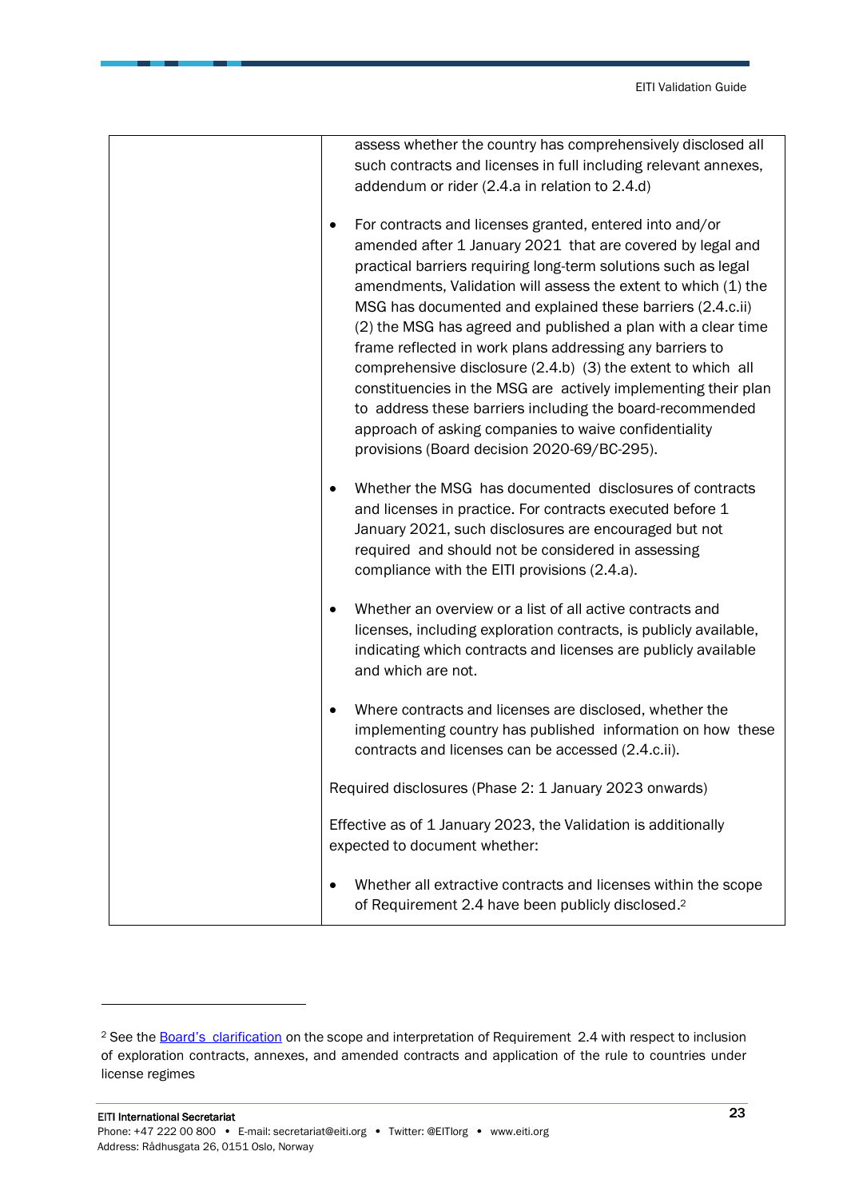| | |
|---|---|
| | assess whether the country has comprehensively disclosed all such contracts and licenses in full including relevant annexes, addendum or rider (2.4.a in relation to 2.4.d)<br><br>• For contracts and licenses granted, entered into and/or amended after 1 January 2021 that are covered by legal and practical barriers requiring long-term solutions such as legal amendments, Validation will assess the extent to which (1) the MSG has documented and explained these barriers (2.4.c.ii) (2) the MSG has agreed and published a plan with a clear time frame reflected in work plans addressing any barriers to comprehensive disclosure (2.4.b) (3) the extent to which all constituencies in the MSG are actively implementing their plan to address these barriers including the board-recommended approach of asking companies to waive confidentiality provisions (Board decision 2020-69/BC-295).<br><br>• Whether the MSG has documented disclosures of contracts and licenses in practice. For contracts executed before 1 January 2021, such disclosures are encouraged but not required and should not be considered in assessing compliance with the EITI provisions (2.4.a).<br><br>• Whether an overview or a list of all active contracts and licenses, including exploration contracts, is publicly available, indicating which contracts and licenses are publicly available and which are not.<br><br>• Where contracts and licenses are disclosed, whether the implementing country has published information on how these contracts and licenses can be accessed (2.4.c.ii).<br><br>Required disclosures (Phase 2: 1 January 2023 onwards)<br><br>Effective as of 1 January 2023, the Validation is additionally expected to document whether:<br><br>• Whether all extractive contracts and licenses within the scope of Requirement 2.4 have been publicly disclosed.[2] |

[2] See the Board's clarification on the scope and interpretation of Requirement 2.4 with respect to inclusion of exploration contracts, annexes, and amended contracts and application of the rule to countries under license regimes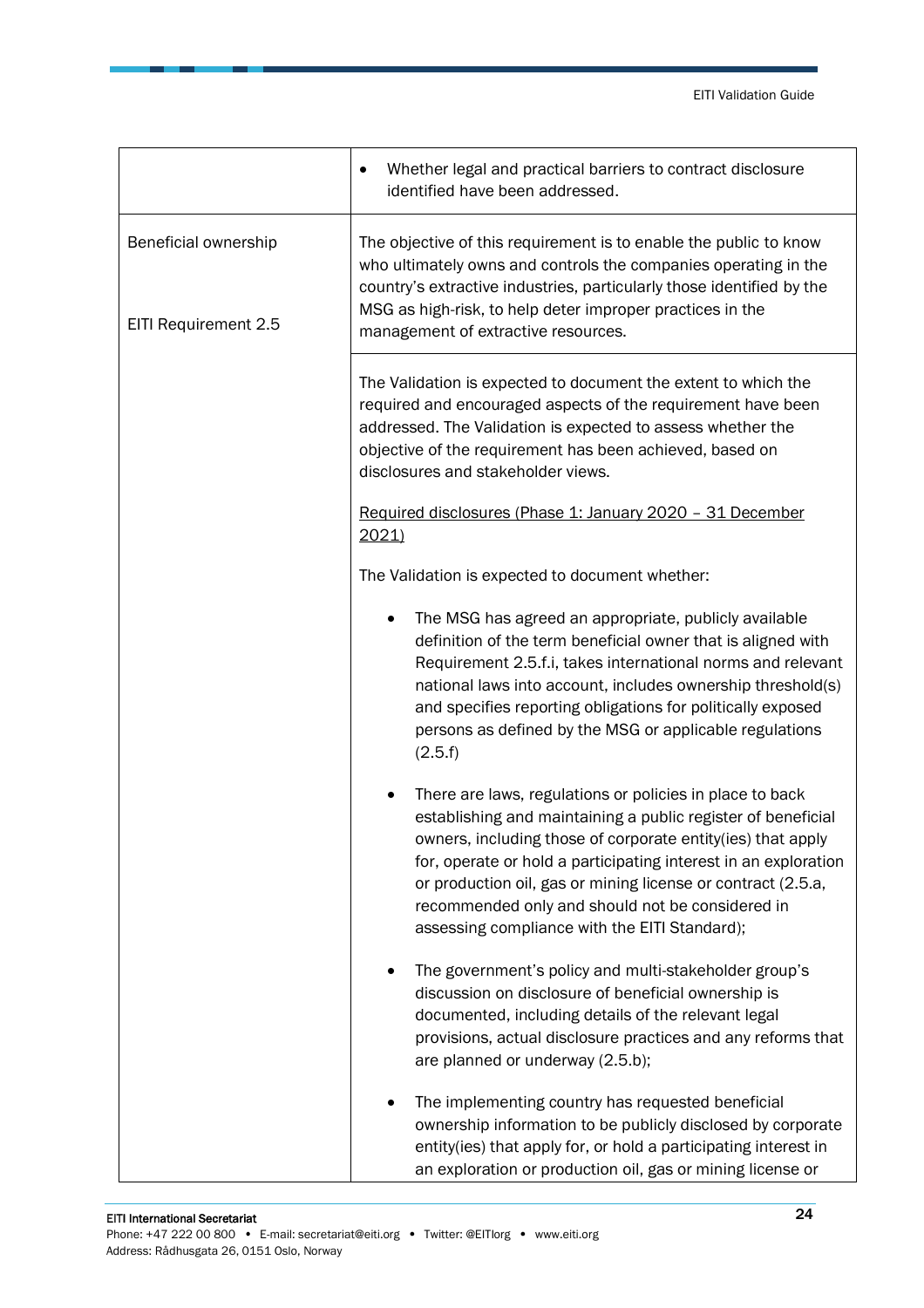| | |
|---|---|
| | • Whether legal and practical barriers to contract disclosure identified have been addressed. |
| Beneficial ownership<br><br>EITI Requirement 2.5 | The objective of this requirement is to enable the public to know who ultimately owns and controls the companies operating in the country's extractive industries, particularly those identified by the MSG as high-risk, to help deter improper practices in the management of extractive resources. |
| | The Validation is expected to document the extent to which the required and encouraged aspects of the requirement have been addressed. The Validation is expected to assess whether the objective of the requirement has been achieved, based on disclosures and stakeholder views.<br><br><u>Required disclosures (Phase 1: January 2020 – 31 December 2021)</u><br><br>The Validation is expected to document whether:<br><br>• The MSG has agreed an appropriate, publicly available definition of the term beneficial owner that is aligned with Requirement 2.5.f.i, takes international norms and relevant national laws into account, includes ownership threshold(s) and specifies reporting obligations for politically exposed persons as defined by the MSG or applicable regulations (2.5.f)<br><br>• There are laws, regulations or policies in place to back establishing and maintaining a public register of beneficial owners, including those of corporate entity(ies) that apply for, operate or hold a participating interest in an exploration or production oil, gas or mining license or contract (2.5.a, recommended only and should not be considered in assessing compliance with the EITI Standard);<br><br>• The government's policy and multi-stakeholder group's discussion on disclosure of beneficial ownership is documented, including details of the relevant legal provisions, actual disclosure practices and any reforms that are planned or underway (2.5.b);<br><br>• The implementing country has requested beneficial ownership information to be publicly disclosed by corporate entity(ies) that apply for, or hold a participating interest in an exploration or production oil, gas or mining license or |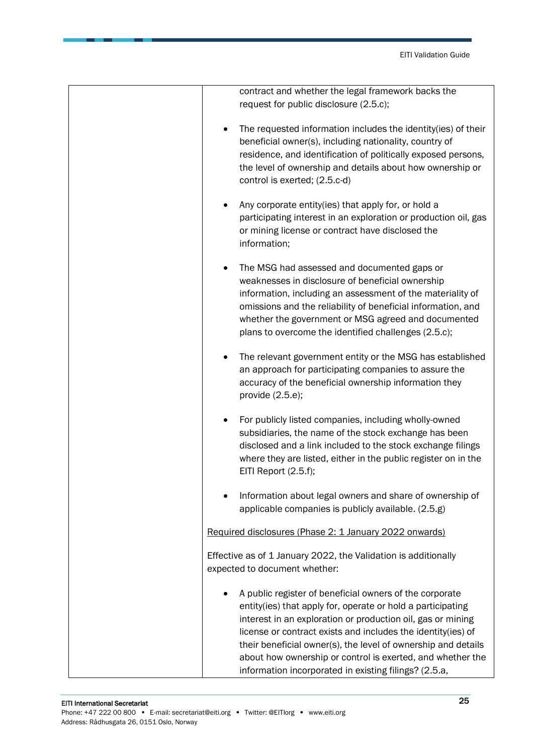| | contract and whether the legal framework backs the request for public disclosure (2.5.c);<br><br>• The requested information includes the identity(ies) of their beneficial owner(s), including nationality, country of residence, and identification of politically exposed persons, the level of ownership and details about how ownership or control is exerted; (2.5.c-d)<br><br>• Any corporate entity(ies) that apply for, or hold a participating interest in an exploration or production oil, gas or mining license or contract have disclosed the information;<br><br>• The MSG had assessed and documented gaps or weaknesses in disclosure of beneficial ownership information, including an assessment of the materiality of omissions and the reliability of beneficial information, and whether the government or MSG agreed and documented plans to overcome the identified challenges (2.5.c);<br><br>• The relevant government entity or the MSG has established an approach for participating companies to assure the accuracy of the beneficial ownership information they provide (2.5.e);<br><br>• For publicly listed companies, including wholly-owned subsidiaries, the name of the stock exchange has been disclosed and a link included to the stock exchange filings where they are listed, either in the public register on in the EITI Report (2.5.f);<br><br>• Information about legal owners and share of ownership of applicable companies is publicly available. (2.5.g)<br><br><u>Required disclosures (Phase 2: 1 January 2022 onwards)</u><br><br>Effective as of 1 January 2022, the Validation is additionally expected to document whether:<br><br>• A public register of beneficial owners of the corporate entity(ies) that apply for, operate or hold a participating interest in an exploration or production oil, gas or mining license or contract exists and includes the identity(ies) of their beneficial owner(s), the level of ownership and details about how ownership or control is exerted, and whether the information incorporated in existing filings? (2.5.a, |
|---|---|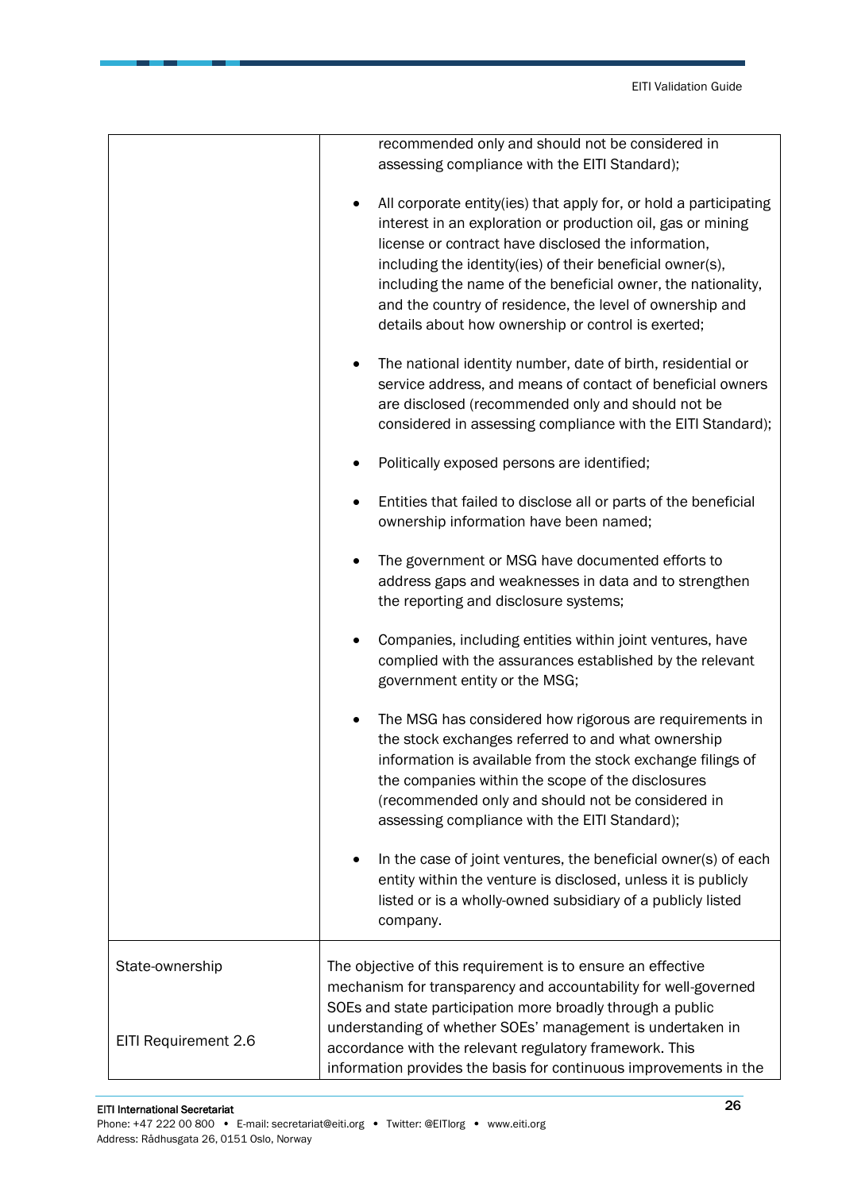| | |
|---|---|
| | recommended only and should not be considered in assessing compliance with the EITI Standard);<br><br>• All corporate entity(ies) that apply for, or hold a participating interest in an exploration or production oil, gas or mining license or contract have disclosed the information, including the identity(ies) of their beneficial owner(s), including the name of the beneficial owner, the nationality, and the country of residence, the level of ownership and details about how ownership or control is exerted;<br><br>• The national identity number, date of birth, residential or service address, and means of contact of beneficial owners are disclosed (recommended only and should not be considered in assessing compliance with the EITI Standard);<br><br>• Politically exposed persons are identified;<br><br>• Entities that failed to disclose all or parts of the beneficial ownership information have been named;<br><br>• The government or MSG have documented efforts to address gaps and weaknesses in data and to strengthen the reporting and disclosure systems;<br><br>• Companies, including entities within joint ventures, have complied with the assurances established by the relevant government entity or the MSG;<br><br>• The MSG has considered how rigorous are requirements in the stock exchanges referred to and what ownership information is available from the stock exchange filings of the companies within the scope of the disclosures (recommended only and should not be considered in assessing compliance with the EITI Standard);<br><br>• In the case of joint ventures, the beneficial owner(s) of each entity within the venture is disclosed, unless it is publicly listed or is a wholly-owned subsidiary of a publicly listed company. |
| State-ownership<br><br>EITI Requirement 2.6 | The objective of this requirement is to ensure an effective mechanism for transparency and accountability for well-governed SOEs and state participation more broadly through a public understanding of whether SOEs' management is undertaken in accordance with the relevant regulatory framework. This information provides the basis for continuous improvements in the |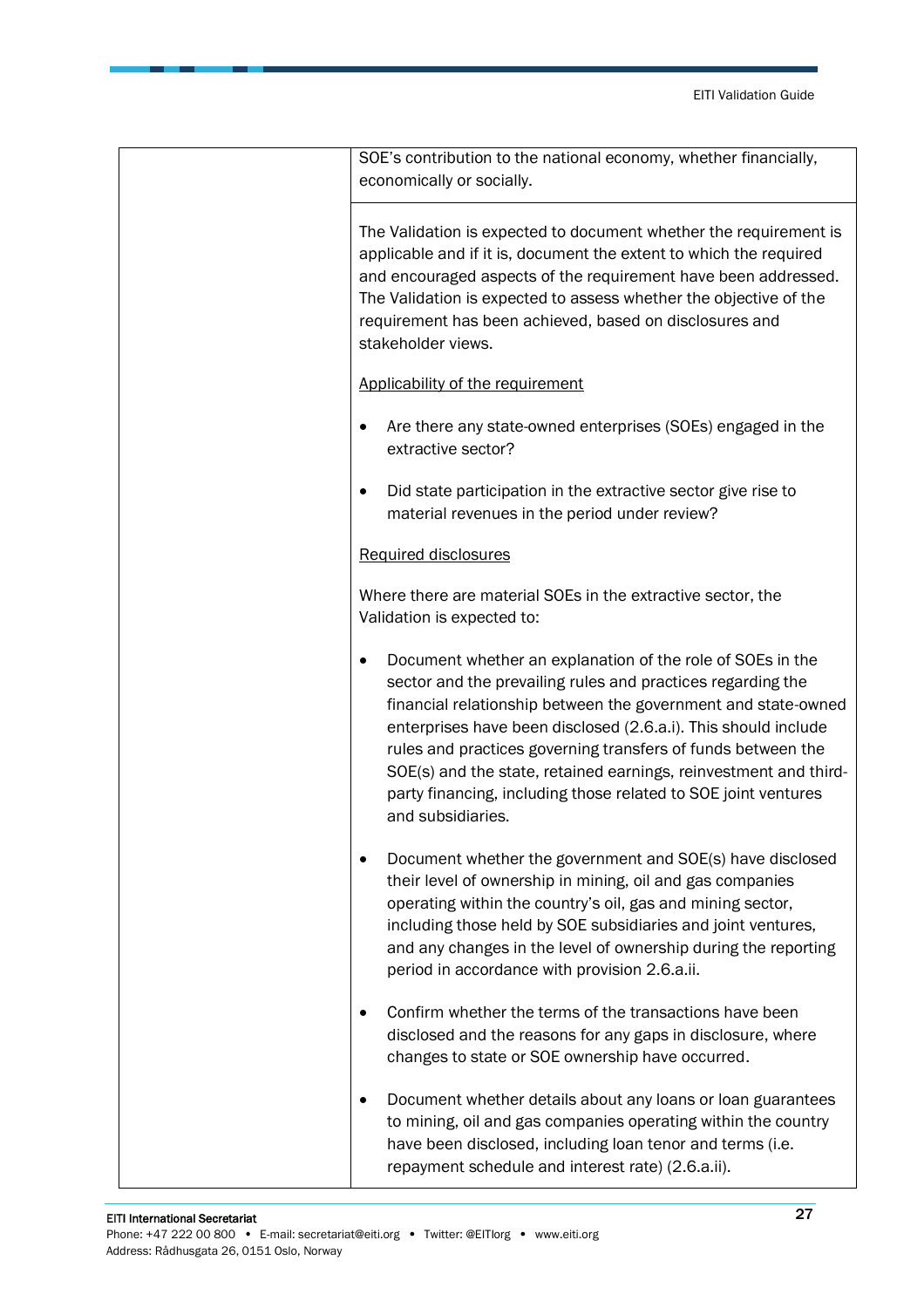| | |
|---|---|
| | SOE's contribution to the national economy, whether financially, economically or socially. |
| | The Validation is expected to document whether the requirement is applicable and if it is, document the extent to which the required and encouraged aspects of the requirement have been addressed. The Validation is expected to assess whether the objective of the requirement has been achieved, based on disclosures and stakeholder views.<br><br><u>Applicability of the requirement</u><br><br>• Are there any state-owned enterprises (SOEs) engaged in the extractive sector?<br><br>• Did state participation in the extractive sector give rise to material revenues in the period under review?<br><br><u>Required disclosures</u><br><br>Where there are material SOEs in the extractive sector, the Validation is expected to:<br><br>• Document whether an explanation of the role of SOEs in the sector and the prevailing rules and practices regarding the financial relationship between the government and state-owned enterprises have been disclosed (2.6.a.i). This should include rules and practices governing transfers of funds between the SOE(s) and the state, retained earnings, reinvestment and third-party financing, including those related to SOE joint ventures and subsidiaries.<br><br>• Document whether the government and SOE(s) have disclosed their level of ownership in mining, oil and gas companies operating within the country's oil, gas and mining sector, including those held by SOE subsidiaries and joint ventures, and any changes in the level of ownership during the reporting period in accordance with provision 2.6.a.ii.<br><br>• Confirm whether the terms of the transactions have been disclosed and the reasons for any gaps in disclosure, where changes to state or SOE ownership have occurred.<br><br>• Document whether details about any loans or loan guarantees to mining, oil and gas companies operating within the country have been disclosed, including loan tenor and terms (i.e. repayment schedule and interest rate) (2.6.a.ii). |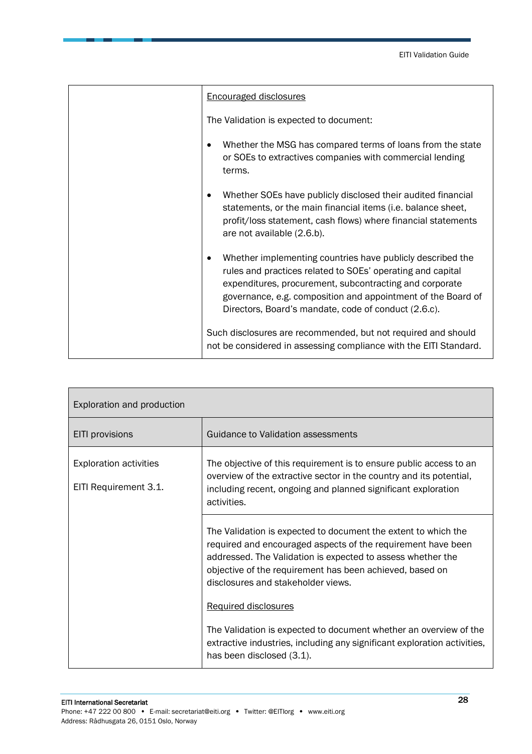| | |
|---|---|
| | Encouraged disclosures<br><br>The Validation is expected to document:<br><br>• Whether the MSG has compared terms of loans from the state or SOEs to extractives companies with commercial lending terms.<br><br>• Whether SOEs have publicly disclosed their audited financial statements, or the main financial items (i.e. balance sheet, profit/loss statement, cash flows) where financial statements are not available (2.6.b).<br><br>• Whether implementing countries have publicly described the rules and practices related to SOEs' operating and capital expenditures, procurement, subcontracting and corporate governance, e.g. composition and appointment of the Board of Directors, Board's mandate, code of conduct (2.6.c).<br><br>Such disclosures are recommended, but not required and should not be considered in assessing compliance with the EITI Standard. |

| Exploration and production | |
|---|---|
| EITI provisions | Guidance to Validation assessments |
| Exploration activities<br><br>EITI Requirement 3.1. | The objective of this requirement is to ensure public access to an overview of the extractive sector in the country and its potential, including recent, ongoing and planned significant exploration activities. |
| | The Validation is expected to document the extent to which the required and encouraged aspects of the requirement have been addressed. The Validation is expected to assess whether the objective of the requirement has been achieved, based on disclosures and stakeholder views.<br><br>Required disclosures<br><br>The Validation is expected to document whether an overview of the extractive industries, including any significant exploration activities, has been disclosed (3.1). |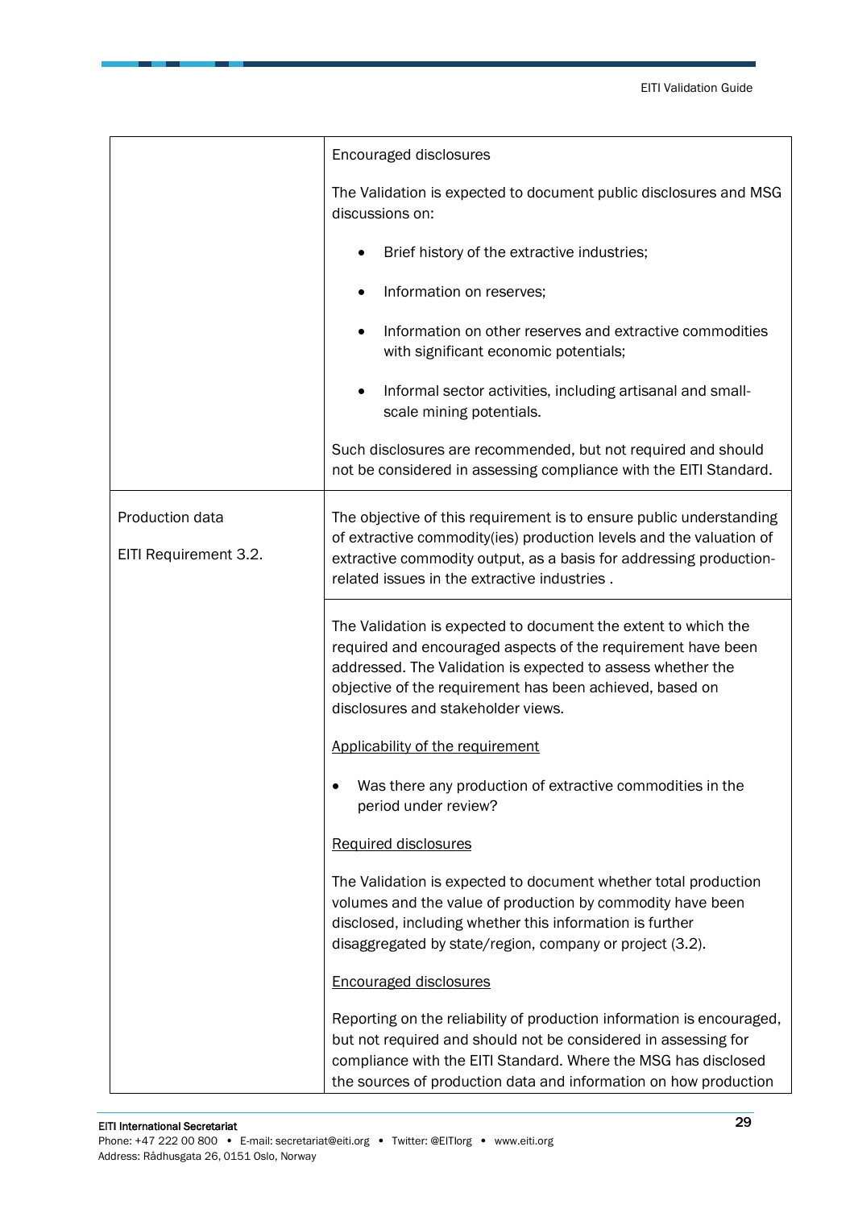| | |
|---|---|
| | Encouraged disclosures<br><br>The Validation is expected to document public disclosures and MSG discussions on:<br><br>• Brief history of the extractive industries;<br>• Information on reserves;<br>• Information on other reserves and extractive commodities with significant economic potentials;<br>• Informal sector activities, including artisanal and small-scale mining potentials.<br><br>Such disclosures are recommended, but not required and should not be considered in assessing compliance with the EITI Standard. |
| Production data<br><br>EITI Requirement 3.2. | The objective of this requirement is to ensure public understanding of extractive commodity(ies) production levels and the valuation of extractive commodity output, as a basis for addressing production-related issues in the extractive industries . |
| | The Validation is expected to document the extent to which the required and encouraged aspects of the requirement have been addressed. The Validation is expected to assess whether the objective of the requirement has been achieved, based on disclosures and stakeholder views.<br><br><u>Applicability of the requirement</u><br><br>• Was there any production of extractive commodities in the period under review?<br><br><u>Required disclosures</u><br><br>The Validation is expected to document whether total production volumes and the value of production by commodity have been disclosed, including whether this information is further disaggregated by state/region, company or project (3.2).<br><br><u>Encouraged disclosures</u><br><br>Reporting on the reliability of production information is encouraged, but not required and should not be considered in assessing for compliance with the EITI Standard. Where the MSG has disclosed the sources of production data and information on how production |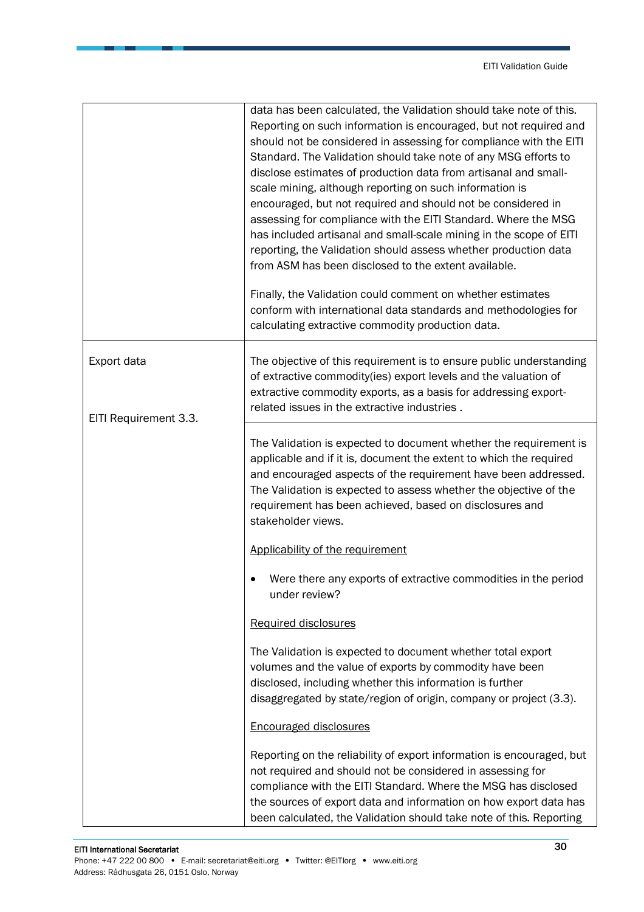| | |
|---|---|
| | data has been calculated, the Validation should take note of this. Reporting on such information is encouraged, but not required and should not be considered in assessing for compliance with the EITI Standard. The Validation should take note of any MSG efforts to disclose estimates of production data from artisanal and small-scale mining, although reporting on such information is encouraged, but not required and should not be considered in assessing for compliance with the EITI Standard. Where the MSG has included artisanal and small-scale mining in the scope of EITI reporting, the Validation should assess whether production data from ASM has been disclosed to the extent available.<br><br>Finally, the Validation could comment on whether estimates conform with international data standards and methodologies for calculating extractive commodity production data. |
| Export data<br><br>EITI Requirement 3.3. | The objective of this requirement is to ensure public understanding of extractive commodity(ies) export levels and the valuation of extractive commodity exports, as a basis for addressing export-related issues in the extractive industries . |
| | The Validation is expected to document whether the requirement is applicable and if it is, document the extent to which the required and encouraged aspects of the requirement have been addressed. The Validation is expected to assess whether the objective of the requirement has been achieved, based on disclosures and stakeholder views.<br><br><u>Applicability of the requirement</u><br><br>• Were there any exports of extractive commodities in the period under review?<br><br><u>Required disclosures</u><br><br>The Validation is expected to document whether total export volumes and the value of exports by commodity have been disclosed, including whether this information is further disaggregated by state/region of origin, company or project (3.3).<br><br><u>Encouraged disclosures</u><br><br>Reporting on the reliability of export information is encouraged, but not required and should not be considered in assessing for compliance with the EITI Standard. Where the MSG has disclosed the sources of export data and information on how export data has been calculated, the Validation should take note of this. Reporting |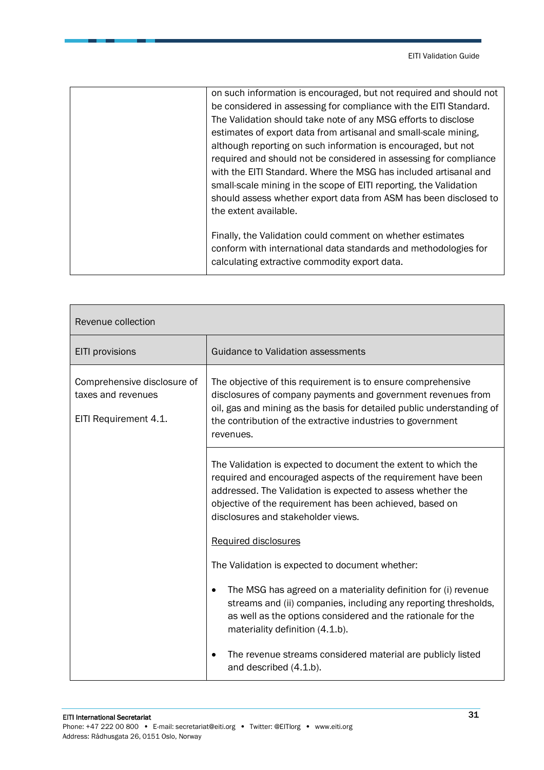| | |
|---|---|
| | on such information is encouraged, but not required and should not be considered in assessing for compliance with the EITI Standard. The Validation should take note of any MSG efforts to disclose estimates of export data from artisanal and small-scale mining, although reporting on such information is encouraged, but not required and should not be considered in assessing for compliance with the EITI Standard. Where the MSG has included artisanal and small-scale mining in the scope of EITI reporting, the Validation should assess whether export data from ASM has been disclosed to the extent available.<br><br>Finally, the Validation could comment on whether estimates conform with international data standards and methodologies for calculating extractive commodity export data. |

| Revenue collection | |
|---|---|
| EITI provisions | Guidance to Validation assessments |
| Comprehensive disclosure of taxes and revenues<br><br>EITI Requirement 4.1. | The objective of this requirement is to ensure comprehensive disclosures of company payments and government revenues from oil, gas and mining as the basis for detailed public understanding of the contribution of the extractive industries to government revenues. |
| | The Validation is expected to document the extent to which the required and encouraged aspects of the requirement have been addressed. The Validation is expected to assess whether the objective of the requirement has been achieved, based on disclosures and stakeholder views.<br><br><u>Required disclosures</u><br><br>The Validation is expected to document whether:<br><br>• The MSG has agreed on a materiality definition for (i) revenue streams and (ii) companies, including any reporting thresholds, as well as the options considered and the rationale for the materiality definition (4.1.b).<br><br>• The revenue streams considered material are publicly listed and described (4.1.b). |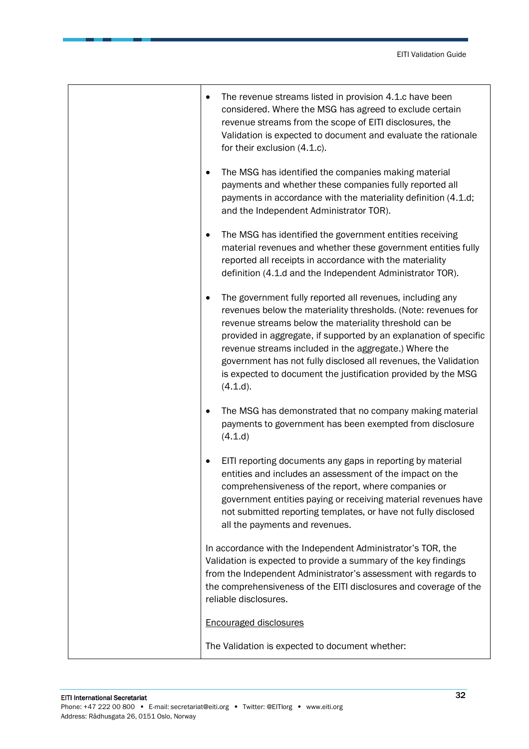| | |
|---|---|
| | <ul><li>The revenue streams listed in provision 4.1.c have been considered. Where the MSG has agreed to exclude certain revenue streams from the scope of EITI disclosures, the Validation is expected to document and evaluate the rationale for their exclusion (4.1.c).</li><li>The MSG has identified the companies making material payments and whether these companies fully reported all payments in accordance with the materiality definition (4.1.d; and the Independent Administrator TOR).</li><li>The MSG has identified the government entities receiving material revenues and whether these government entities fully reported all receipts in accordance with the materiality definition (4.1.d and the Independent Administrator TOR).</li><li>The government fully reported all revenues, including any revenues below the materiality thresholds. (Note: revenues for revenue streams below the materiality threshold can be provided in aggregate, if supported by an explanation of specific revenue streams included in the aggregate.) Where the government has not fully disclosed all revenues, the Validation is expected to document the justification provided by the MSG (4.1.d).</li><li>The MSG has demonstrated that no company making material payments to government has been exempted from disclosure (4.1.d)</li><li>EITI reporting documents any gaps in reporting by material entities and includes an assessment of the impact on the comprehensiveness of the report, where companies or government entities paying or receiving material revenues have not submitted reporting templates, or have not fully disclosed all the payments and revenues.</li></ul>In accordance with the Independent Administrator's TOR, the Validation is expected to provide a summary of the key findings from the Independent Administrator's assessment with regards to the comprehensiveness of the EITI disclosures and coverage of the reliable disclosures.<br><br><u>Encouraged disclosures</u><br><br>The Validation is expected to document whether: |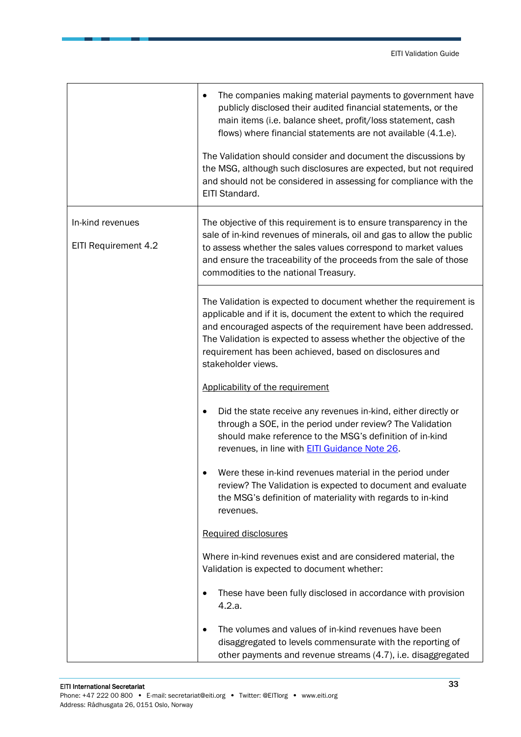| | |
|---|---|
| | • The companies making material payments to government have publicly disclosed their audited financial statements, or the main items (i.e. balance sheet, profit/loss statement, cash flows) where financial statements are not available (4.1.e).<br><br>The Validation should consider and document the discussions by the MSG, although such disclosures are expected, but not required and should not be considered in assessing for compliance with the EITI Standard. |
| In-kind revenues<br><br>EITI Requirement 4.2 | The objective of this requirement is to ensure transparency in the sale of in-kind revenues of minerals, oil and gas to allow the public to assess whether the sales values correspond to market values and ensure the traceability of the proceeds from the sale of those commodities to the national Treasury. |
| | The Validation is expected to document whether the requirement is applicable and if it is, document the extent to which the required and encouraged aspects of the requirement have been addressed. The Validation is expected to assess whether the objective of the requirement has been achieved, based on disclosures and stakeholder views.<br><br><u>Applicability of the requirement</u><br><br>• Did the state receive any revenues in-kind, either directly or through a SOE, in the period under review? The Validation should make reference to the MSG's definition of in-kind revenues, in line with [EITI Guidance Note 26](EITI Guidance Note 26).<br><br>• Were these in-kind revenues material in the period under review? The Validation is expected to document and evaluate the MSG's definition of materiality with regards to in-kind revenues.<br><br><u>Required disclosures</u><br><br>Where in-kind revenues exist and are considered material, the Validation is expected to document whether:<br><br>• These have been fully disclosed in accordance with provision 4.2.a.<br><br>• The volumes and values of in-kind revenues have been disaggregated to levels commensurate with the reporting of other payments and revenue streams (4.7), i.e. disaggregated |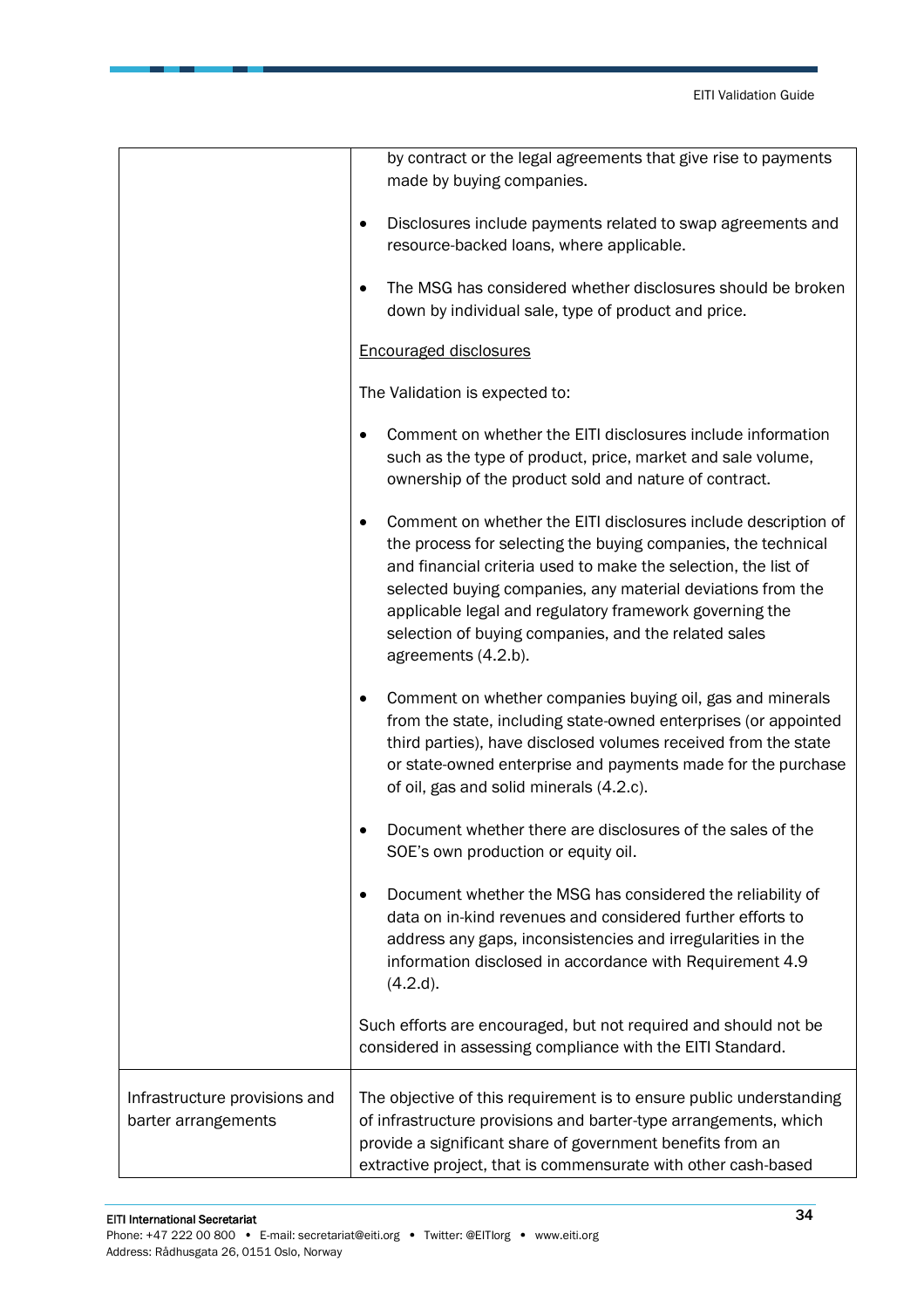| | |
|---|---|
| | by contract or the legal agreements that give rise to payments made by buying companies.<br><br>• Disclosures include payments related to swap agreements and resource-backed loans, where applicable.<br><br>• The MSG has considered whether disclosures should be broken down by individual sale, type of product and price.<br><br><u>Encouraged disclosures</u><br><br>The Validation is expected to:<br><br>• Comment on whether the EITI disclosures include information such as the type of product, price, market and sale volume, ownership of the product sold and nature of contract.<br><br>• Comment on whether the EITI disclosures include description of the process for selecting the buying companies, the technical and financial criteria used to make the selection, the list of selected buying companies, any material deviations from the applicable legal and regulatory framework governing the selection of buying companies, and the related sales agreements (4.2.b).<br><br>• Comment on whether companies buying oil, gas and minerals from the state, including state-owned enterprises (or appointed third parties), have disclosed volumes received from the state or state-owned enterprise and payments made for the purchase of oil, gas and solid minerals (4.2.c).<br><br>• Document whether there are disclosures of the sales of the SOE's own production or equity oil.<br><br>• Document whether the MSG has considered the reliability of data on in-kind revenues and considered further efforts to address any gaps, inconsistencies and irregularities in the information disclosed in accordance with Requirement 4.9 (4.2.d).<br><br>Such efforts are encouraged, but not required and should not be considered in assessing compliance with the EITI Standard. |
| Infrastructure provisions and barter arrangements | The objective of this requirement is to ensure public understanding of infrastructure provisions and barter-type arrangements, which provide a significant share of government benefits from an extractive project, that is commensurate with other cash-based |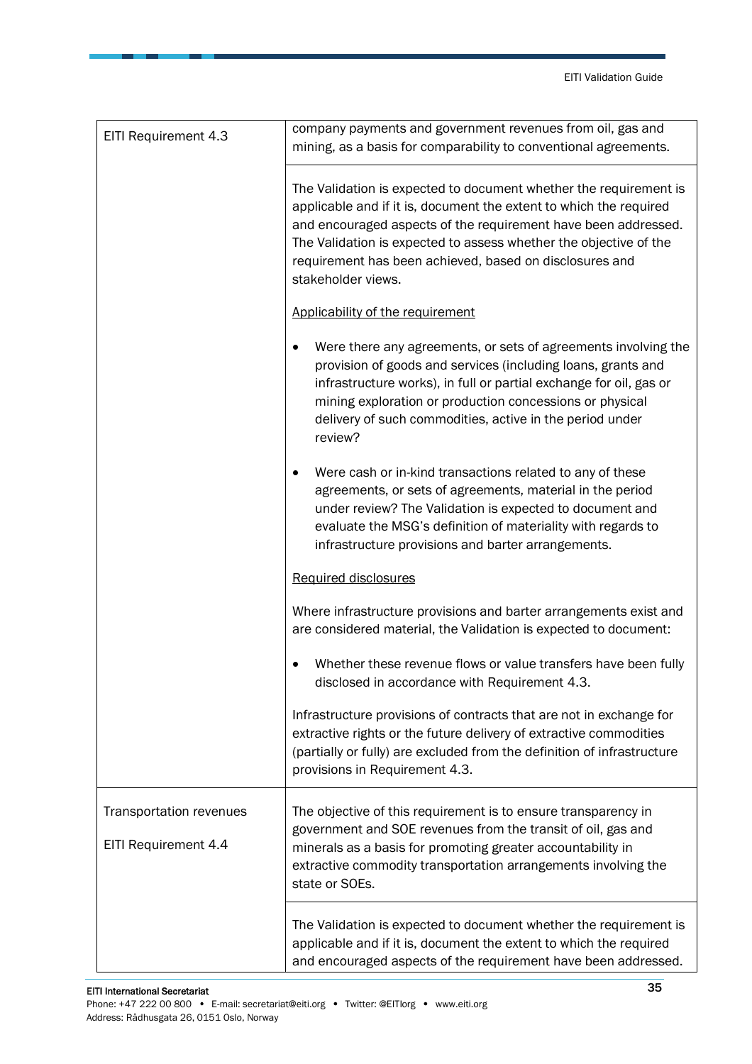| | |
|---|---|
| EITI Requirement 4.3 | company payments and government revenues from oil, gas and mining, as a basis for comparability to conventional agreements. |
| | The Validation is expected to document whether the requirement is applicable and if it is, document the extent to which the required and encouraged aspects of the requirement have been addressed. The Validation is expected to assess whether the objective of the requirement has been achieved, based on disclosures and stakeholder views.<br><br><u>Applicability of the requirement</u><br><br>• Were there any agreements, or sets of agreements involving the provision of goods and services (including loans, grants and infrastructure works), in full or partial exchange for oil, gas or mining exploration or production concessions or physical delivery of such commodities, active in the period under review?<br><br>• Were cash or in-kind transactions related to any of these agreements, or sets of agreements, material in the period under review? The Validation is expected to document and evaluate the MSG's definition of materiality with regards to infrastructure provisions and barter arrangements.<br><br><u>Required disclosures</u><br><br>Where infrastructure provisions and barter arrangements exist and are considered material, the Validation is expected to document:<br><br>• Whether these revenue flows or value transfers have been fully disclosed in accordance with Requirement 4.3.<br><br>Infrastructure provisions of contracts that are not in exchange for extractive rights or the future delivery of extractive commodities (partially or fully) are excluded from the definition of infrastructure provisions in Requirement 4.3. |
| Transportation revenues<br><br>EITI Requirement 4.4 | The objective of this requirement is to ensure transparency in government and SOE revenues from the transit of oil, gas and minerals as a basis for promoting greater accountability in extractive commodity transportation arrangements involving the state or SOEs. |
| | The Validation is expected to document whether the requirement is applicable and if it is, document the extent to which the required and encouraged aspects of the requirement have been addressed. |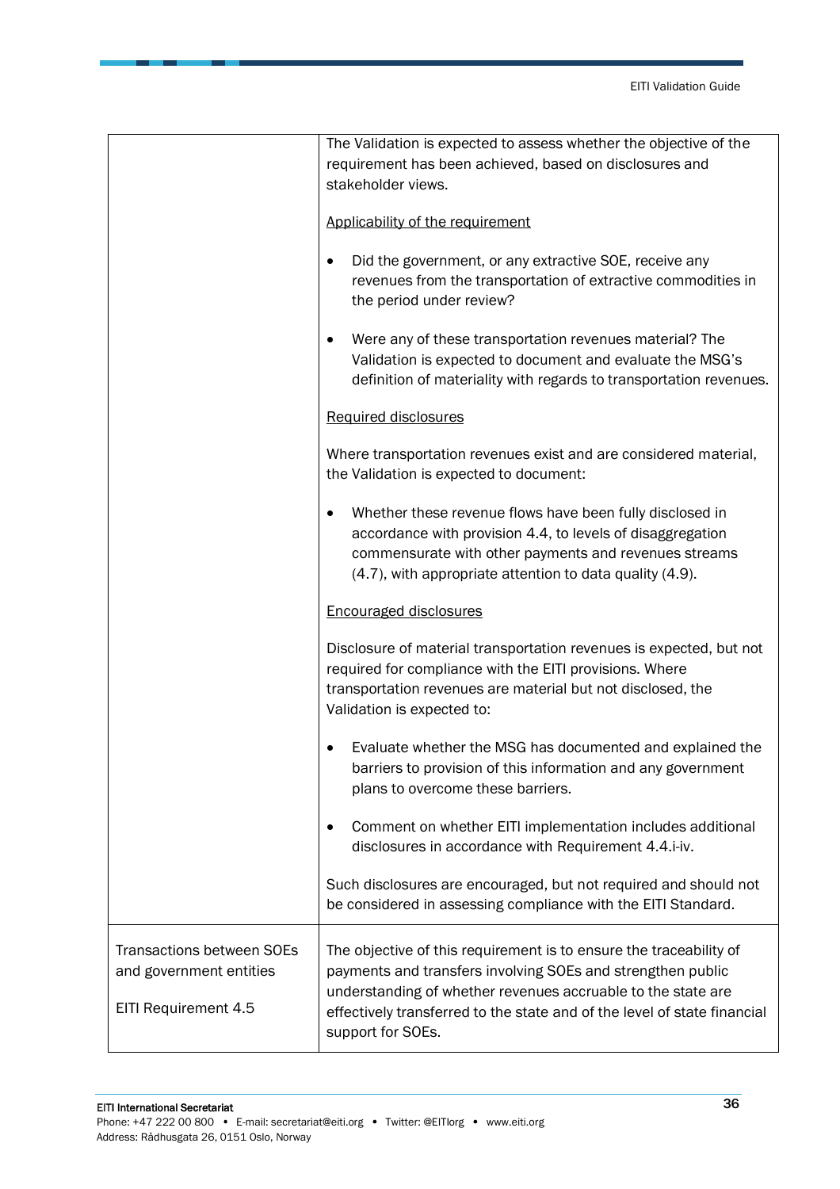| | |
|---|---|
| | The Validation is expected to assess whether the objective of the requirement has been achieved, based on disclosures and stakeholder views.<br><br><u>Applicability of the requirement</u><br><br>• Did the government, or any extractive SOE, receive any revenues from the transportation of extractive commodities in the period under review?<br><br>• Were any of these transportation revenues material? The Validation is expected to document and evaluate the MSG's definition of materiality with regards to transportation revenues.<br><br><u>Required disclosures</u><br><br>Where transportation revenues exist and are considered material, the Validation is expected to document:<br><br>• Whether these revenue flows have been fully disclosed in accordance with provision 4.4, to levels of disaggregation commensurate with other payments and revenues streams (4.7), with appropriate attention to data quality (4.9).<br><br><u>Encouraged disclosures</u><br><br>Disclosure of material transportation revenues is expected, but not required for compliance with the EITI provisions. Where transportation revenues are material but not disclosed, the Validation is expected to:<br><br>• Evaluate whether the MSG has documented and explained the barriers to provision of this information and any government plans to overcome these barriers.<br><br>• Comment on whether EITI implementation includes additional disclosures in accordance with Requirement 4.4.i-iv.<br><br>Such disclosures are encouraged, but not required and should not be considered in assessing compliance with the EITI Standard. |
| Transactions between SOEs and government entities<br><br>EITI Requirement 4.5 | The objective of this requirement is to ensure the traceability of payments and transfers involving SOEs and strengthen public understanding of whether revenues accruable to the state are effectively transferred to the state and of the level of state financial support for SOEs. |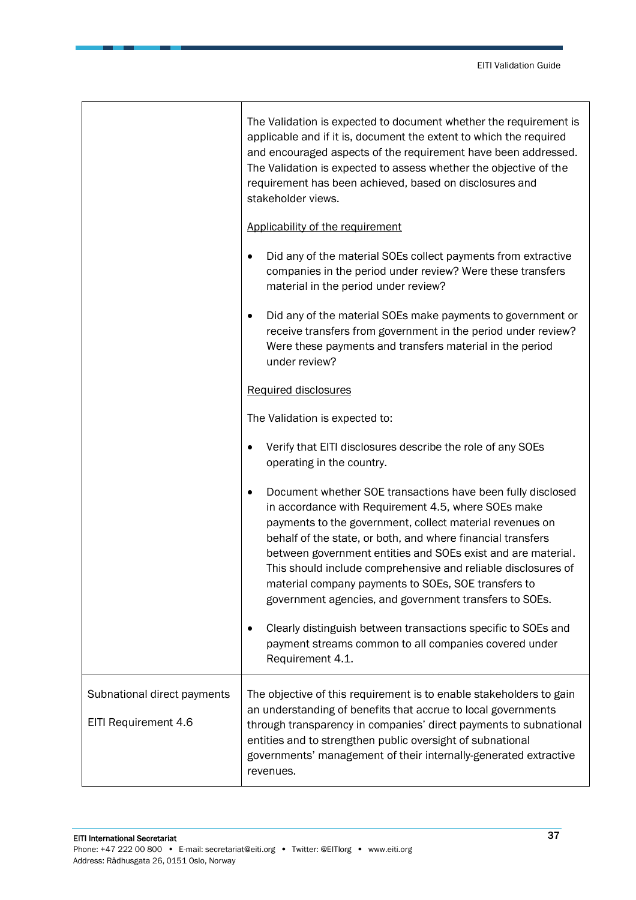| | |
|---|---|
| | The Validation is expected to document whether the requirement is applicable and if it is, document the extent to which the required and encouraged aspects of the requirement have been addressed. The Validation is expected to assess whether the objective of the requirement has been achieved, based on disclosures and stakeholder views.<br><br><u>Applicability of the requirement</u><br><br>• Did any of the material SOEs collect payments from extractive companies in the period under review? Were these transfers material in the period under review?<br><br>• Did any of the material SOEs make payments to government or receive transfers from government in the period under review? Were these payments and transfers material in the period under review?<br><br><u>Required disclosures</u><br><br>The Validation is expected to:<br><br>• Verify that EITI disclosures describe the role of any SOEs operating in the country.<br><br>• Document whether SOE transactions have been fully disclosed in accordance with Requirement 4.5, where SOEs make payments to the government, collect material revenues on behalf of the state, or both, and where financial transfers between government entities and SOEs exist and are material. This should include comprehensive and reliable disclosures of material company payments to SOEs, SOE transfers to government agencies, and government transfers to SOEs.<br><br>• Clearly distinguish between transactions specific to SOEs and payment streams common to all companies covered under Requirement 4.1. |
| Subnational direct payments<br><br>EITI Requirement 4.6 | The objective of this requirement is to enable stakeholders to gain an understanding of benefits that accrue to local governments through transparency in companies' direct payments to subnational entities and to strengthen public oversight of subnational governments' management of their internally-generated extractive revenues. |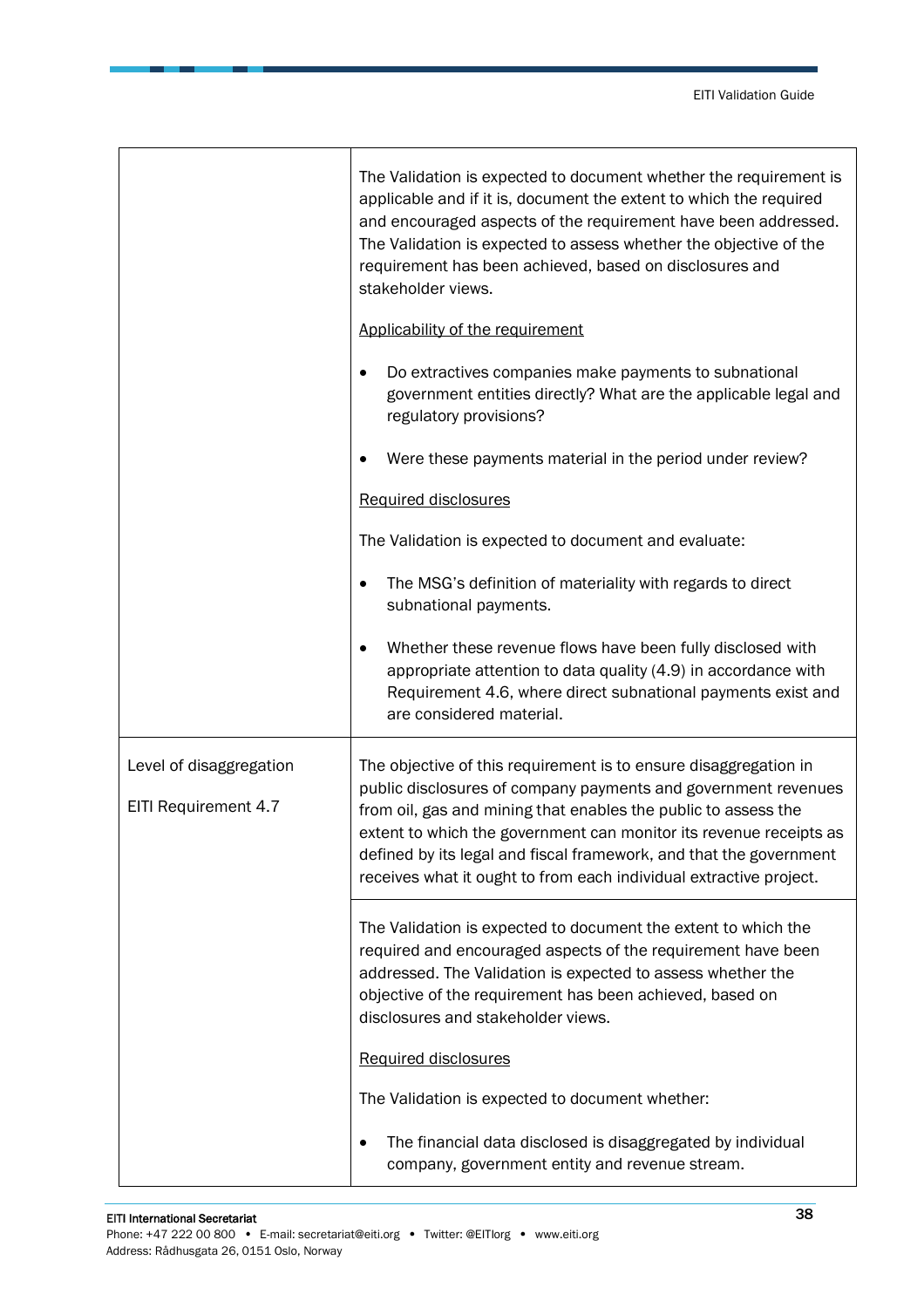| | |
|---|---|
| | The Validation is expected to document whether the requirement is applicable and if it is, document the extent to which the required and encouraged aspects of the requirement have been addressed. The Validation is expected to assess whether the objective of the requirement has been achieved, based on disclosures and stakeholder views.<br><br><u>Applicability of the requirement</u><br><br>• Do extractives companies make payments to subnational government entities directly? What are the applicable legal and regulatory provisions?<br><br>• Were these payments material in the period under review?<br><br><u>Required disclosures</u><br><br>The Validation is expected to document and evaluate:<br><br>• The MSG's definition of materiality with regards to direct subnational payments.<br><br>• Whether these revenue flows have been fully disclosed with appropriate attention to data quality (4.9) in accordance with Requirement 4.6, where direct subnational payments exist and are considered material. |
| Level of disaggregation<br><br>EITI Requirement 4.7 | The objective of this requirement is to ensure disaggregation in public disclosures of company payments and government revenues from oil, gas and mining that enables the public to assess the extent to which the government can monitor its revenue receipts as defined by its legal and fiscal framework, and that the government receives what it ought to from each individual extractive project. |
| | The Validation is expected to document the extent to which the required and encouraged aspects of the requirement have been addressed. The Validation is expected to assess whether the objective of the requirement has been achieved, based on disclosures and stakeholder views.<br><br><u>Required disclosures</u><br><br>The Validation is expected to document whether:<br><br>• The financial data disclosed is disaggregated by individual company, government entity and revenue stream. |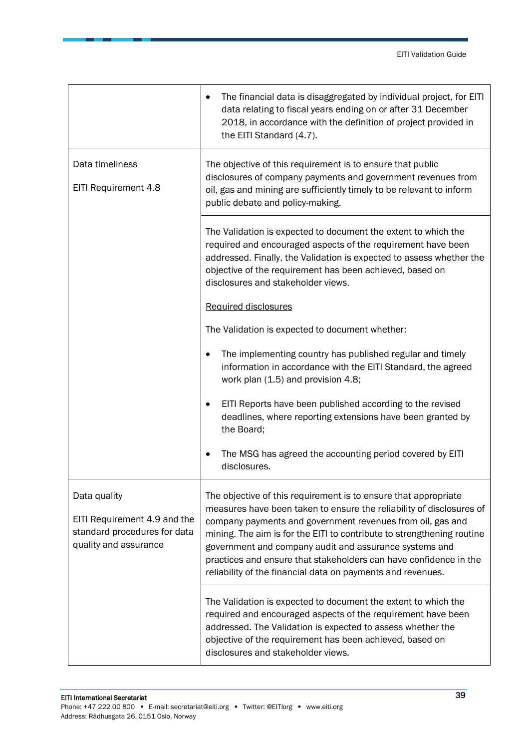| | |
|---|---|
| | • The financial data is disaggregated by individual project, for EITI data relating to fiscal years ending on or after 31 December 2018, in accordance with the definition of project provided in the EITI Standard (4.7). |
| Data timeliness<br><br>EITI Requirement 4.8 | The objective of this requirement is to ensure that public disclosures of company payments and government revenues from oil, gas and mining are sufficiently timely to be relevant to inform public debate and policy-making. |
| | The Validation is expected to document the extent to which the required and encouraged aspects of the requirement have been addressed. Finally, the Validation is expected to assess whether the objective of the requirement has been achieved, based on disclosures and stakeholder views.<br><br><u>Required disclosures</u><br><br>The Validation is expected to document whether:<br><br>• The implementing country has published regular and timely information in accordance with the EITI Standard, the agreed work plan (1.5) and provision 4.8;<br><br>• EITI Reports have been published according to the revised deadlines, where reporting extensions have been granted by the Board;<br><br>• The MSG has agreed the accounting period covered by EITI disclosures. |
| Data quality<br><br>EITI Requirement 4.9 and the standard procedures for data quality and assurance | The objective of this requirement is to ensure that appropriate measures have been taken to ensure the reliability of disclosures of company payments and government revenues from oil, gas and mining. The aim is for the EITI to contribute to strengthening routine government and company audit and assurance systems and practices and ensure that stakeholders can have confidence in the reliability of the financial data on payments and revenues. |
| | The Validation is expected to document the extent to which the required and encouraged aspects of the requirement have been addressed. The Validation is expected to assess whether the objective of the requirement has been achieved, based on disclosures and stakeholder views. |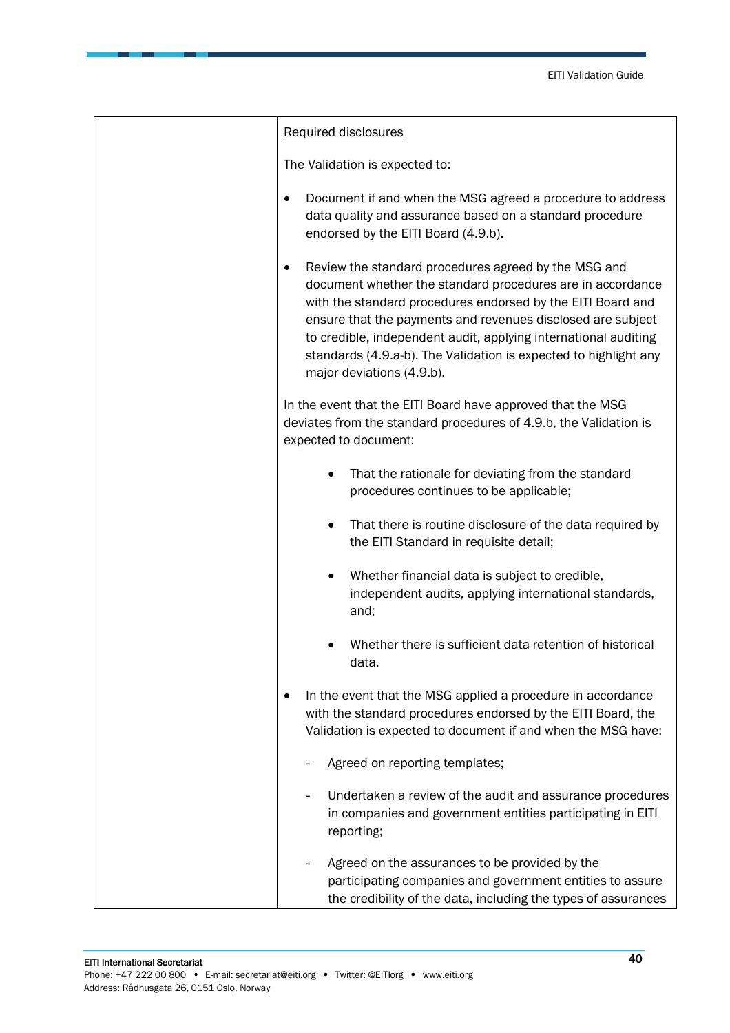| | Required disclosures<br><br>The Validation is expected to:<br><br>• Document if and when the MSG agreed a procedure to address data quality and assurance based on a standard procedure endorsed by the EITI Board (4.9.b).<br><br>• Review the standard procedures agreed by the MSG and document whether the standard procedures are in accordance with the standard procedures endorsed by the EITI Board and ensure that the payments and revenues disclosed are subject to credible, independent audit, applying international auditing standards (4.9.a-b). The Validation is expected to highlight any major deviations (4.9.b).<br><br>In the event that the EITI Board have approved that the MSG deviates from the standard procedures of 4.9.b, the Validation is expected to document:<br><br>• That the rationale for deviating from the standard procedures continues to be applicable;<br><br>• That there is routine disclosure of the data required by the EITI Standard in requisite detail;<br><br>• Whether financial data is subject to credible, independent audits, applying international standards, and;<br><br>• Whether there is sufficient data retention of historical data.<br><br>• In the event that the MSG applied a procedure in accordance with the standard procedures endorsed by the EITI Board, the Validation is expected to document if and when the MSG have:<br><br>- Agreed on reporting templates;<br><br>- Undertaken a review of the audit and assurance procedures in companies and government entities participating in EITI reporting;<br><br>- Agreed on the assurances to be provided by the participating companies and government entities to assure the credibility of the data, including the types of assurances |
|---|---|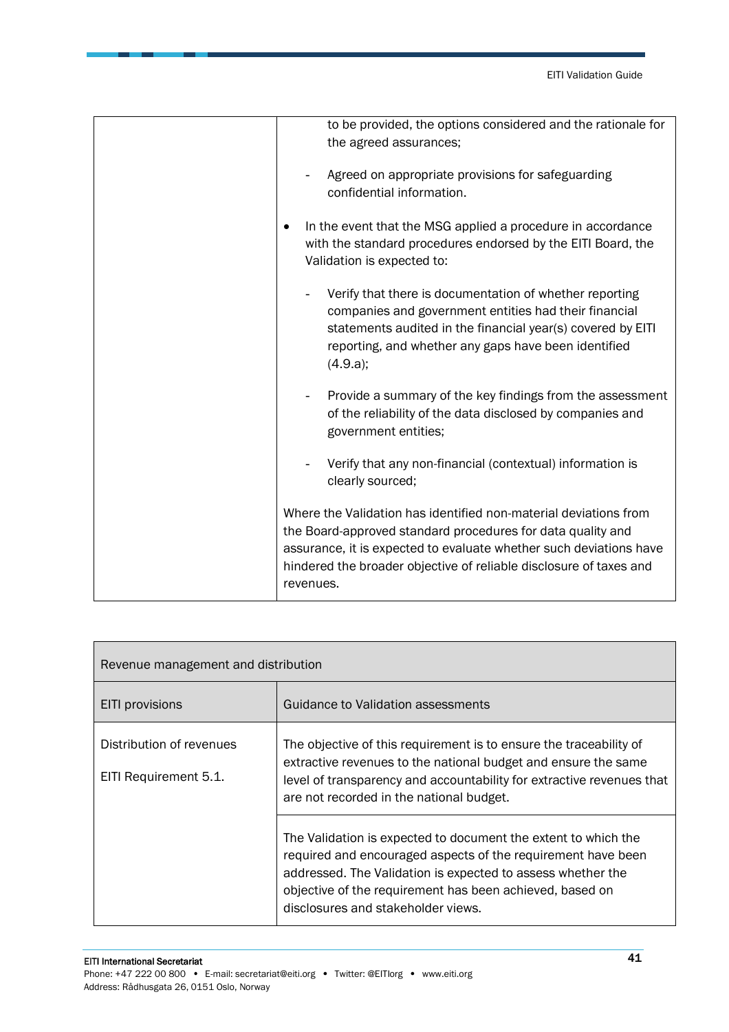| | |
|---|---|
| | to be provided, the options considered and the rationale for the agreed assurances;<br><br>- Agreed on appropriate provisions for safeguarding confidential information.<br><br>• In the event that the MSG applied a procedure in accordance with the standard procedures endorsed by the EITI Board, the Validation is expected to:<br><br>- Verify that there is documentation of whether reporting companies and government entities had their financial statements audited in the financial year(s) covered by EITI reporting, and whether any gaps have been identified (4.9.a);<br><br>- Provide a summary of the key findings from the assessment of the reliability of the data disclosed by companies and government entities;<br><br>- Verify that any non-financial (contextual) information is clearly sourced;<br><br>Where the Validation has identified non-material deviations from the Board-approved standard procedures for data quality and assurance, it is expected to evaluate whether such deviations have hindered the broader objective of reliable disclosure of taxes and revenues. |

| Revenue management and distribution | |
|---|---|
| EITI provisions | Guidance to Validation assessments |
| Distribution of revenues<br><br>EITI Requirement 5.1. | The objective of this requirement is to ensure the traceability of extractive revenues to the national budget and ensure the same level of transparency and accountability for extractive revenues that are not recorded in the national budget. |
| | The Validation is expected to document the extent to which the required and encouraged aspects of the requirement have been addressed. The Validation is expected to assess whether the objective of the requirement has been achieved, based on disclosures and stakeholder views. |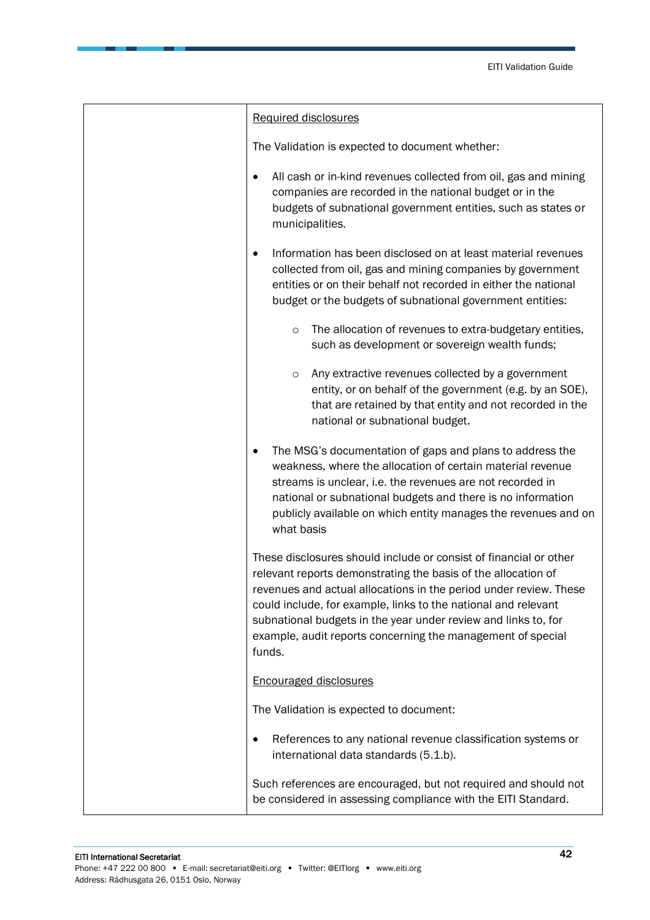| | Required disclosures<br><br>The Validation is expected to document whether:<br><br>• All cash or in-kind revenues collected from oil, gas and mining companies are recorded in the national budget or in the budgets of subnational government entities, such as states or municipalities.<br><br>• Information has been disclosed on at least material revenues collected from oil, gas and mining companies by government entities or on their behalf not recorded in either the national budget or the budgets of subnational government entities:<br><br>&nbsp;&nbsp;&nbsp;&nbsp;○ The allocation of revenues to extra-budgetary entities, such as development or sovereign wealth funds;<br><br>&nbsp;&nbsp;&nbsp;&nbsp;○ Any extractive revenues collected by a government entity, or on behalf of the government (e.g. by an SOE), that are retained by that entity and not recorded in the national or subnational budget.<br><br>• The MSG's documentation of gaps and plans to address the weakness, where the allocation of certain material revenue streams is unclear, i.e. the revenues are not recorded in national or subnational budgets and there is no information publicly available on which entity manages the revenues and on what basis<br><br>These disclosures should include or consist of financial or other relevant reports demonstrating the basis of the allocation of revenues and actual allocations in the period under review. These could include, for example, links to the national and relevant subnational budgets in the year under review and links to, for example, audit reports concerning the management of special funds.<br><br>Encouraged disclosures<br><br>The Validation is expected to document:<br><br>• References to any national revenue classification systems or international data standards (5.1.b).<br><br>Such references are encouraged, but not required and should not be considered in assessing compliance with the EITI Standard. |
|---|---|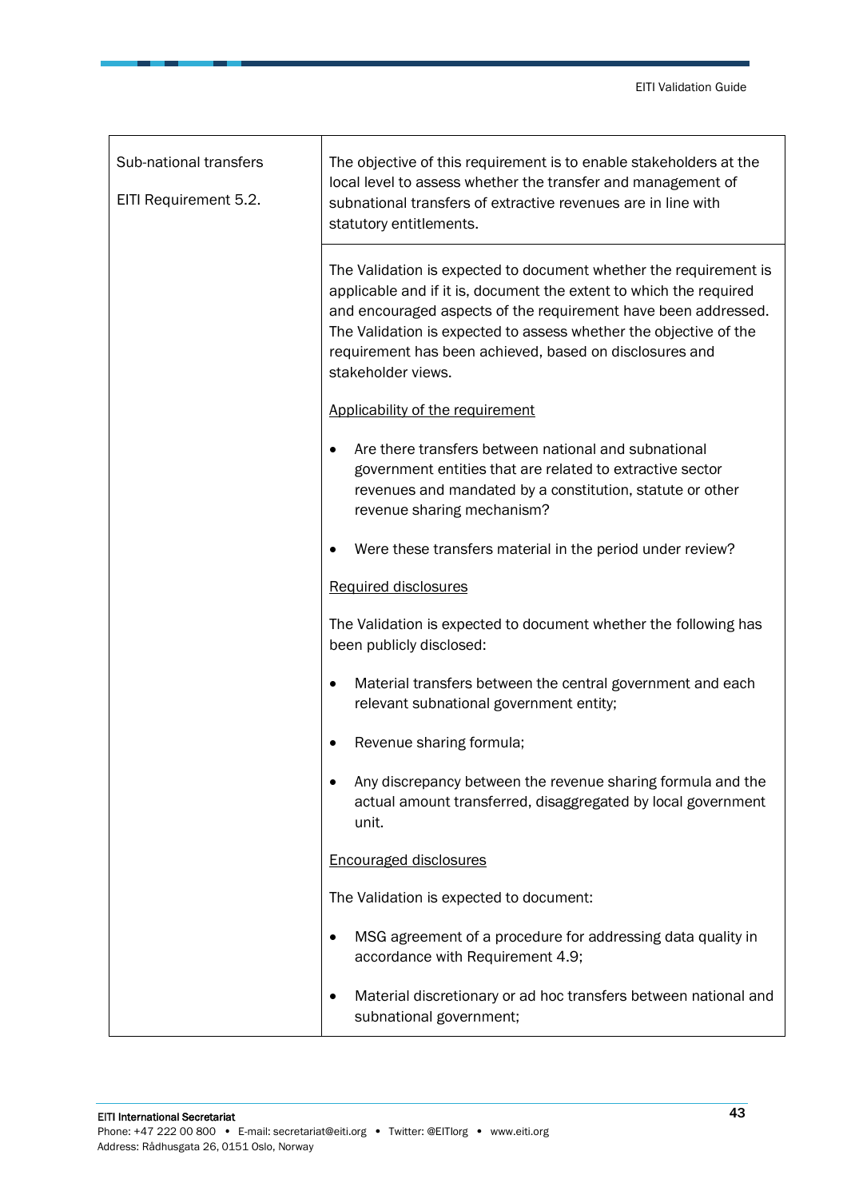| Sub-national transfers<br><br>EITI Requirement 5.2. | The objective of this requirement is to enable stakeholders at the local level to assess whether the transfer and management of subnational transfers of extractive revenues are in line with statutory entitlements. |
|---|---|
| | The Validation is expected to document whether the requirement is applicable and if it is, document the extent to which the required and encouraged aspects of the requirement have been addressed. The Validation is expected to assess whether the objective of the requirement has been achieved, based on disclosures and stakeholder views.<br><br><u>Applicability of the requirement</u><br><br>• Are there transfers between national and subnational government entities that are related to extractive sector revenues and mandated by a constitution, statute or other revenue sharing mechanism?<br><br>• Were these transfers material in the period under review?<br><br><u>Required disclosures</u><br><br>The Validation is expected to document whether the following has been publicly disclosed:<br><br>• Material transfers between the central government and each relevant subnational government entity;<br><br>• Revenue sharing formula;<br><br>• Any discrepancy between the revenue sharing formula and the actual amount transferred, disaggregated by local government unit.<br><br><u>Encouraged disclosures</u><br><br>The Validation is expected to document:<br><br>• MSG agreement of a procedure for addressing data quality in accordance with Requirement 4.9;<br><br>• Material discretionary or ad hoc transfers between national and subnational government; |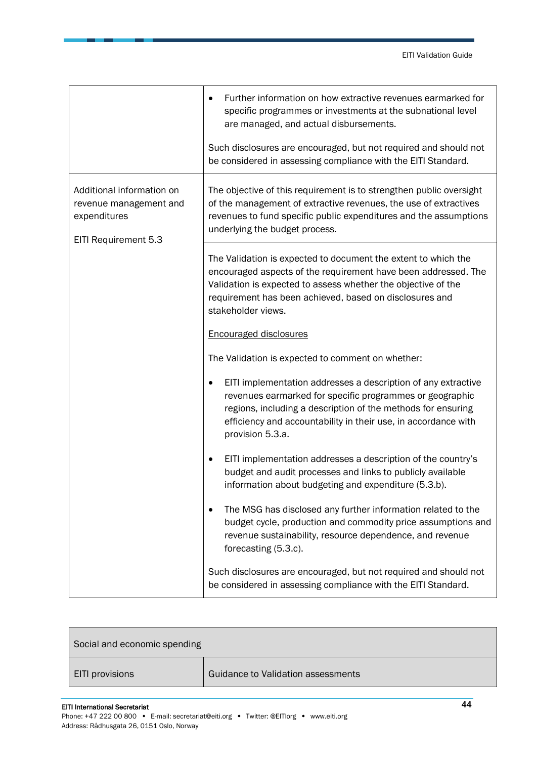| | |
|---|---|
| | • Further information on how extractive revenues earmarked for specific programmes or investments at the subnational level are managed, and actual disbursements.<br><br>Such disclosures are encouraged, but not required and should not be considered in assessing compliance with the EITI Standard. |
| Additional information on revenue management and expenditures<br><br>EITI Requirement 5.3 | The objective of this requirement is to strengthen public oversight of the management of extractive revenues, the use of extractives revenues to fund specific public expenditures and the assumptions underlying the budget process. |
| | The Validation is expected to document the extent to which the encouraged aspects of the requirement have been addressed. The Validation is expected to assess whether the objective of the requirement has been achieved, based on disclosures and stakeholder views.<br><br><u>Encouraged disclosures</u><br><br>The Validation is expected to comment on whether:<br><br>• EITI implementation addresses a description of any extractive revenues earmarked for specific programmes or geographic regions, including a description of the methods for ensuring efficiency and accountability in their use, in accordance with provision 5.3.a.<br><br>• EITI implementation addresses a description of the country's budget and audit processes and links to publicly available information about budgeting and expenditure (5.3.b).<br><br>• The MSG has disclosed any further information related to the budget cycle, production and commodity price assumptions and revenue sustainability, resource dependence, and revenue forecasting (5.3.c).<br><br>Such disclosures are encouraged, but not required and should not be considered in assessing compliance with the EITI Standard. |

| Social and economic spending | |
|---|---|
| EITI provisions | Guidance to Validation assessments |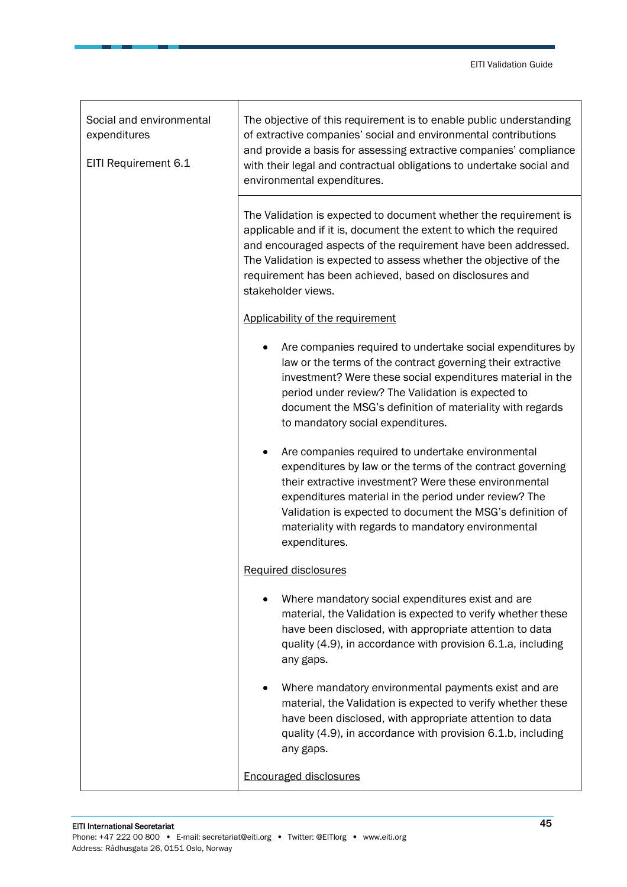| Social and environmental expenditures<br><br>EITI Requirement 6.1 | The objective of this requirement is to enable public understanding of extractive companies' social and environmental contributions and provide a basis for assessing extractive companies' compliance with their legal and contractual obligations to undertake social and environmental expenditures. |
|---|---|
| | The Validation is expected to document whether the requirement is applicable and if it is, document the extent to which the required and encouraged aspects of the requirement have been addressed. The Validation is expected to assess whether the objective of the requirement has been achieved, based on disclosures and stakeholder views.<br><br><ins>Applicability of the requirement</ins><br><br>• Are companies required to undertake social expenditures by law or the terms of the contract governing their extractive investment? Were these social expenditures material in the period under review? The Validation is expected to document the MSG's definition of materiality with regards to mandatory social expenditures.<br><br>• Are companies required to undertake environmental expenditures by law or the terms of the contract governing their extractive investment? Were these environmental expenditures material in the period under review? The Validation is expected to document the MSG's definition of materiality with regards to mandatory environmental expenditures.<br><br><ins>Required disclosures</ins><br><br>• Where mandatory social expenditures exist and are material, the Validation is expected to verify whether these have been disclosed, with appropriate attention to data quality (4.9), in accordance with provision 6.1.a, including any gaps.<br><br>• Where mandatory environmental payments exist and are material, the Validation is expected to verify whether these have been disclosed, with appropriate attention to data quality (4.9), in accordance with provision 6.1.b, including any gaps.<br><br><ins>Encouraged disclosures</ins> |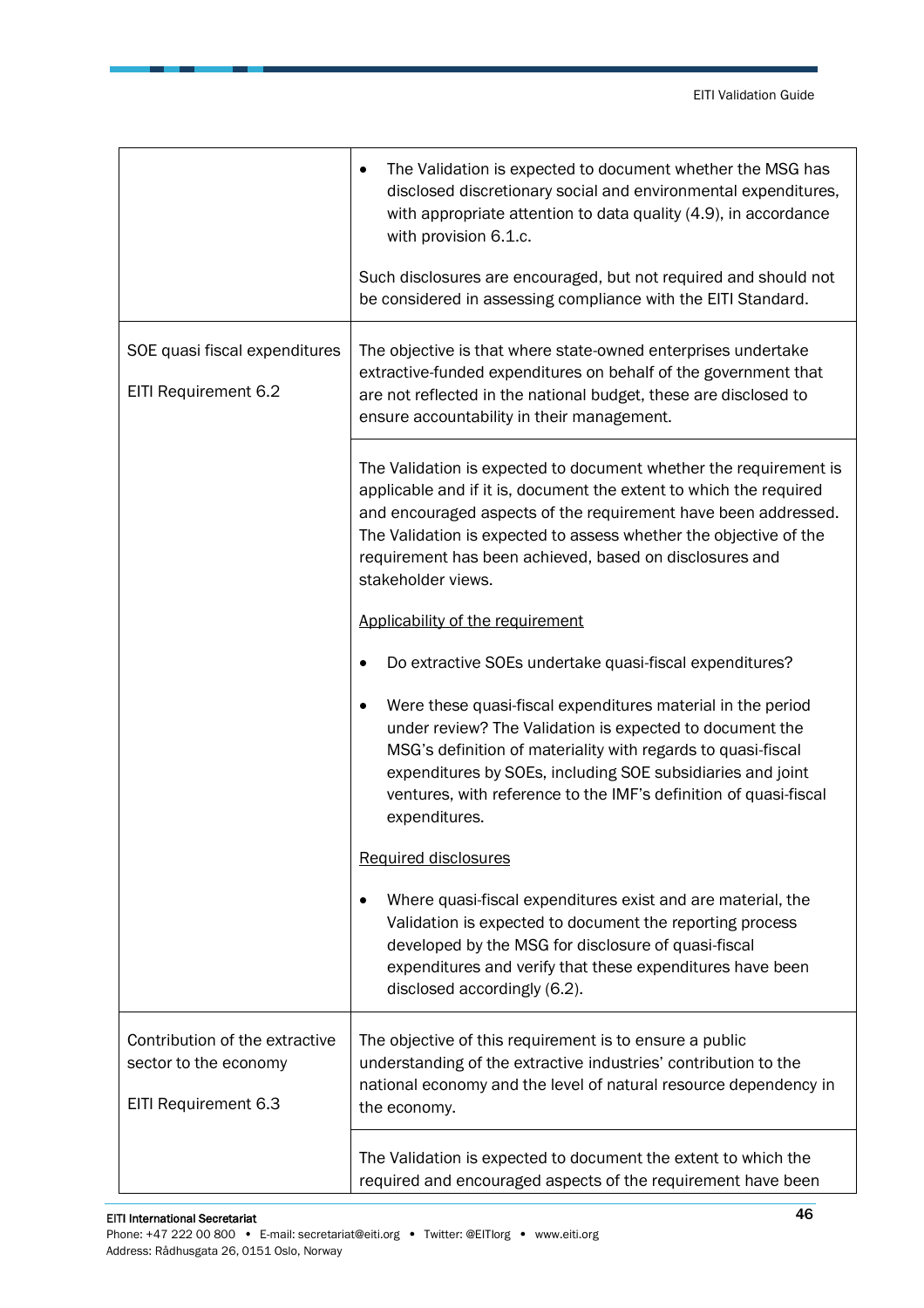| | |
|---|---|
| | • The Validation is expected to document whether the MSG has disclosed discretionary social and environmental expenditures, with appropriate attention to data quality (4.9), in accordance with provision 6.1.c.<br><br>Such disclosures are encouraged, but not required and should not be considered in assessing compliance with the EITI Standard. |
| SOE quasi fiscal expenditures<br><br>EITI Requirement 6.2 | The objective is that where state-owned enterprises undertake extractive-funded expenditures on behalf of the government that are not reflected in the national budget, these are disclosed to ensure accountability in their management. |
| | The Validation is expected to document whether the requirement is applicable and if it is, document the extent to which the required and encouraged aspects of the requirement have been addressed. The Validation is expected to assess whether the objective of the requirement has been achieved, based on disclosures and stakeholder views.<br><br><u>Applicability of the requirement</u><br><br>• Do extractive SOEs undertake quasi-fiscal expenditures?<br><br>• Were these quasi-fiscal expenditures material in the period under review? The Validation is expected to document the MSG's definition of materiality with regards to quasi-fiscal expenditures by SOEs, including SOE subsidiaries and joint ventures, with reference to the IMF's definition of quasi-fiscal expenditures.<br><br><u>Required disclosures</u><br><br>• Where quasi-fiscal expenditures exist and are material, the Validation is expected to document the reporting process developed by the MSG for disclosure of quasi-fiscal expenditures and verify that these expenditures have been disclosed accordingly (6.2). |
| Contribution of the extractive sector to the economy<br><br>EITI Requirement 6.3 | The objective of this requirement is to ensure a public understanding of the extractive industries' contribution to the national economy and the level of natural resource dependency in the economy. |
| | The Validation is expected to document the extent to which the required and encouraged aspects of the requirement have been |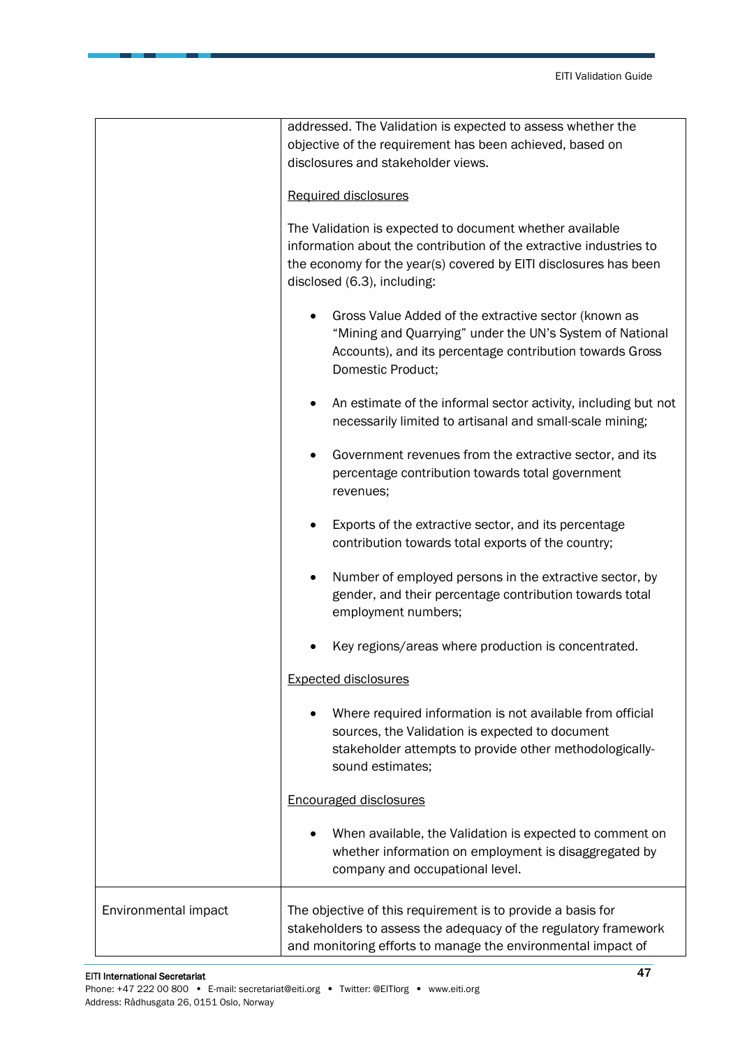| | |
|---|---|
| | addressed. The Validation is expected to assess whether the objective of the requirement has been achieved, based on disclosures and stakeholder views.<br><br><u>Required disclosures</u><br><br>The Validation is expected to document whether available information about the contribution of the extractive industries to the economy for the year(s) covered by EITI disclosures has been disclosed (6.3), including:<br><br>• Gross Value Added of the extractive sector (known as "Mining and Quarrying" under the UN's System of National Accounts), and its percentage contribution towards Gross Domestic Product;<br><br>• An estimate of the informal sector activity, including but not necessarily limited to artisanal and small-scale mining;<br><br>• Government revenues from the extractive sector, and its percentage contribution towards total government revenues;<br><br>• Exports of the extractive sector, and its percentage contribution towards total exports of the country;<br><br>• Number of employed persons in the extractive sector, by gender, and their percentage contribution towards total employment numbers;<br><br>• Key regions/areas where production is concentrated.<br><br><u>Expected disclosures</u><br><br>• Where required information is not available from official sources, the Validation is expected to document stakeholder attempts to provide other methodologically-sound estimates;<br><br><u>Encouraged disclosures</u><br><br>• When available, the Validation is expected to comment on whether information on employment is disaggregated by company and occupational level. |
| Environmental impact | The objective of this requirement is to provide a basis for stakeholders to assess the adequacy of the regulatory framework and monitoring efforts to manage the environmental impact of |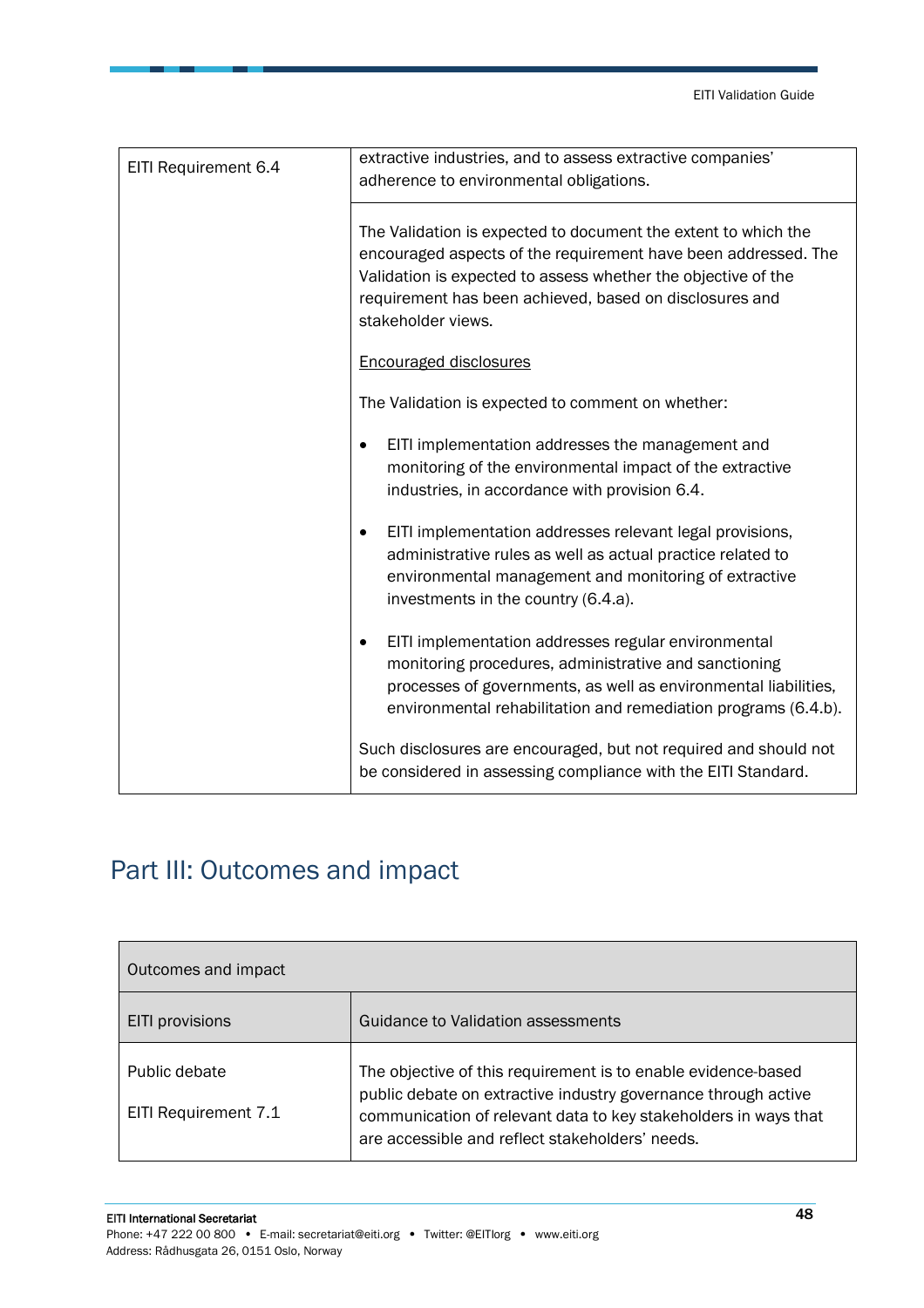| EITI Requirement 6.4 | extractive industries, and to assess extractive companies' adherence to environmental obligations. |
|---|---|
| | The Validation is expected to document the extent to which the encouraged aspects of the requirement have been addressed. The Validation is expected to assess whether the objective of the requirement has been achieved, based on disclosures and stakeholder views.<br><br><u>Encouraged disclosures</u><br><br>The Validation is expected to comment on whether:<br><br>• EITI implementation addresses the management and monitoring of the environmental impact of the extractive industries, in accordance with provision 6.4.<br><br>• EITI implementation addresses relevant legal provisions, administrative rules as well as actual practice related to environmental management and monitoring of extractive investments in the country (6.4.a).<br><br>• EITI implementation addresses regular environmental monitoring procedures, administrative and sanctioning processes of governments, as well as environmental liabilities, environmental rehabilitation and remediation programs (6.4.b).<br><br>Such disclosures are encouraged, but not required and should not be considered in assessing compliance with the EITI Standard. |

# Part III: Outcomes and impact

| Outcomes and impact | |
|---|---|
| EITI provisions | Guidance to Validation assessments |
| Public debate<br><br>EITI Requirement 7.1 | The objective of this requirement is to enable evidence-based public debate on extractive industry governance through active communication of relevant data to key stakeholders in ways that are accessible and reflect stakeholders' needs. |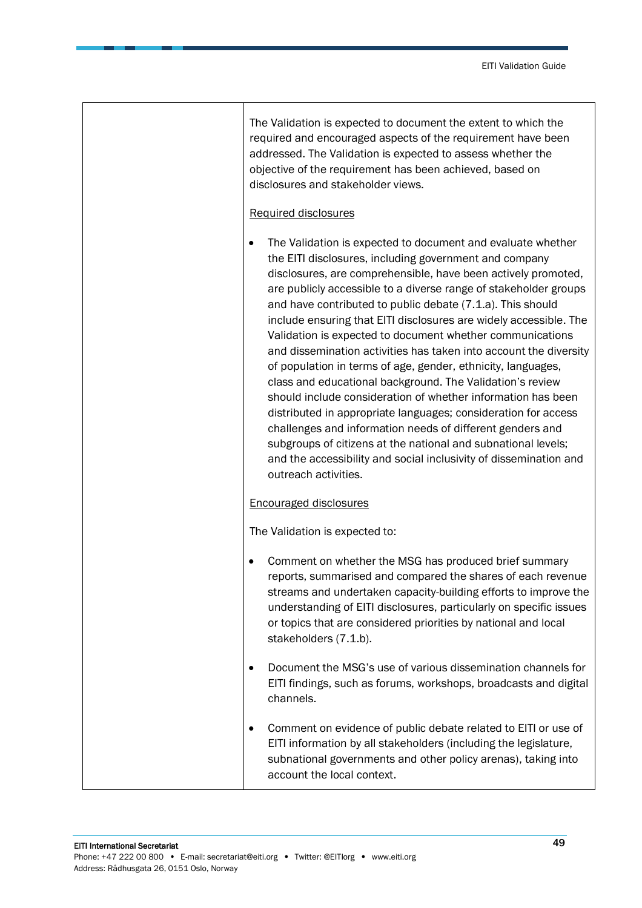| | |
|---|---|
| | The Validation is expected to document the extent to which the required and encouraged aspects of the requirement have been addressed. The Validation is expected to assess whether the objective of the requirement has been achieved, based on disclosures and stakeholder views.<br><br><u>Required disclosures</u><br><br>• The Validation is expected to document and evaluate whether the EITI disclosures, including government and company disclosures, are comprehensible, have been actively promoted, are publicly accessible to a diverse range of stakeholder groups and have contributed to public debate (7.1.a). This should include ensuring that EITI disclosures are widely accessible. The Validation is expected to document whether communications and dissemination activities has taken into account the diversity of population in terms of age, gender, ethnicity, languages, class and educational background. The Validation's review should include consideration of whether information has been distributed in appropriate languages; consideration for access challenges and information needs of different genders and subgroups of citizens at the national and subnational levels; and the accessibility and social inclusivity of dissemination and outreach activities.<br><br><u>Encouraged disclosures</u><br><br>The Validation is expected to:<br><br>• Comment on whether the MSG has produced brief summary reports, summarised and compared the shares of each revenue streams and undertaken capacity-building efforts to improve the understanding of EITI disclosures, particularly on specific issues or topics that are considered priorities by national and local stakeholders (7.1.b).<br><br>• Document the MSG's use of various dissemination channels for EITI findings, such as forums, workshops, broadcasts and digital channels.<br><br>• Comment on evidence of public debate related to EITI or use of EITI information by all stakeholders (including the legislature, subnational governments and other policy arenas), taking into account the local context. |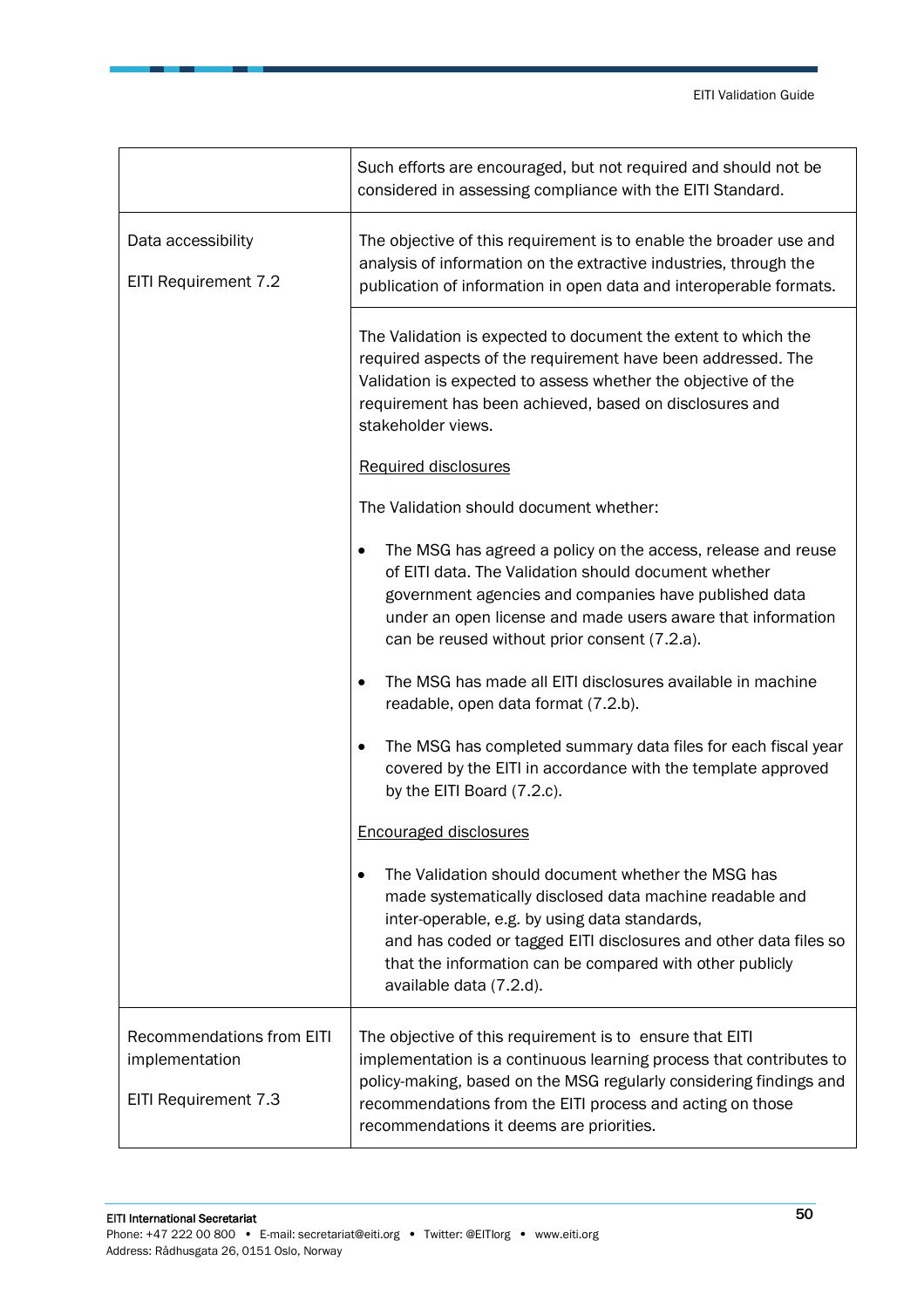| | |
|---|---|
| | Such efforts are encouraged, but not required and should not be considered in assessing compliance with the EITI Standard. |
| Data accessibility<br><br>EITI Requirement 7.2 | The objective of this requirement is to enable the broader use and analysis of information on the extractive industries, through the publication of information in open data and interoperable formats. |
| | The Validation is expected to document the extent to which the required aspects of the requirement have been addressed. The Validation is expected to assess whether the objective of the requirement has been achieved, based on disclosures and stakeholder views.<br><br><u>Required disclosures</u><br><br>The Validation should document whether:<br><br>• The MSG has agreed a policy on the access, release and reuse of EITI data. The Validation should document whether government agencies and companies have published data under an open license and made users aware that information can be reused without prior consent (7.2.a).<br><br>• The MSG has made all EITI disclosures available in machine readable, open data format (7.2.b).<br><br>• The MSG has completed summary data files for each fiscal year covered by the EITI in accordance with the template approved by the EITI Board (7.2.c).<br><br><u>Encouraged disclosures</u><br><br>• The Validation should document whether the MSG has made systematically disclosed data machine readable and inter-operable, e.g. by using data standards, and has coded or tagged EITI disclosures and other data files so that the information can be compared with other publicly available data (7.2.d). |
| Recommendations from EITI implementation<br><br>EITI Requirement 7.3 | The objective of this requirement is to ensure that EITI implementation is a continuous learning process that contributes to policy-making, based on the MSG regularly considering findings and recommendations from the EITI process and acting on those recommendations it deems are priorities. |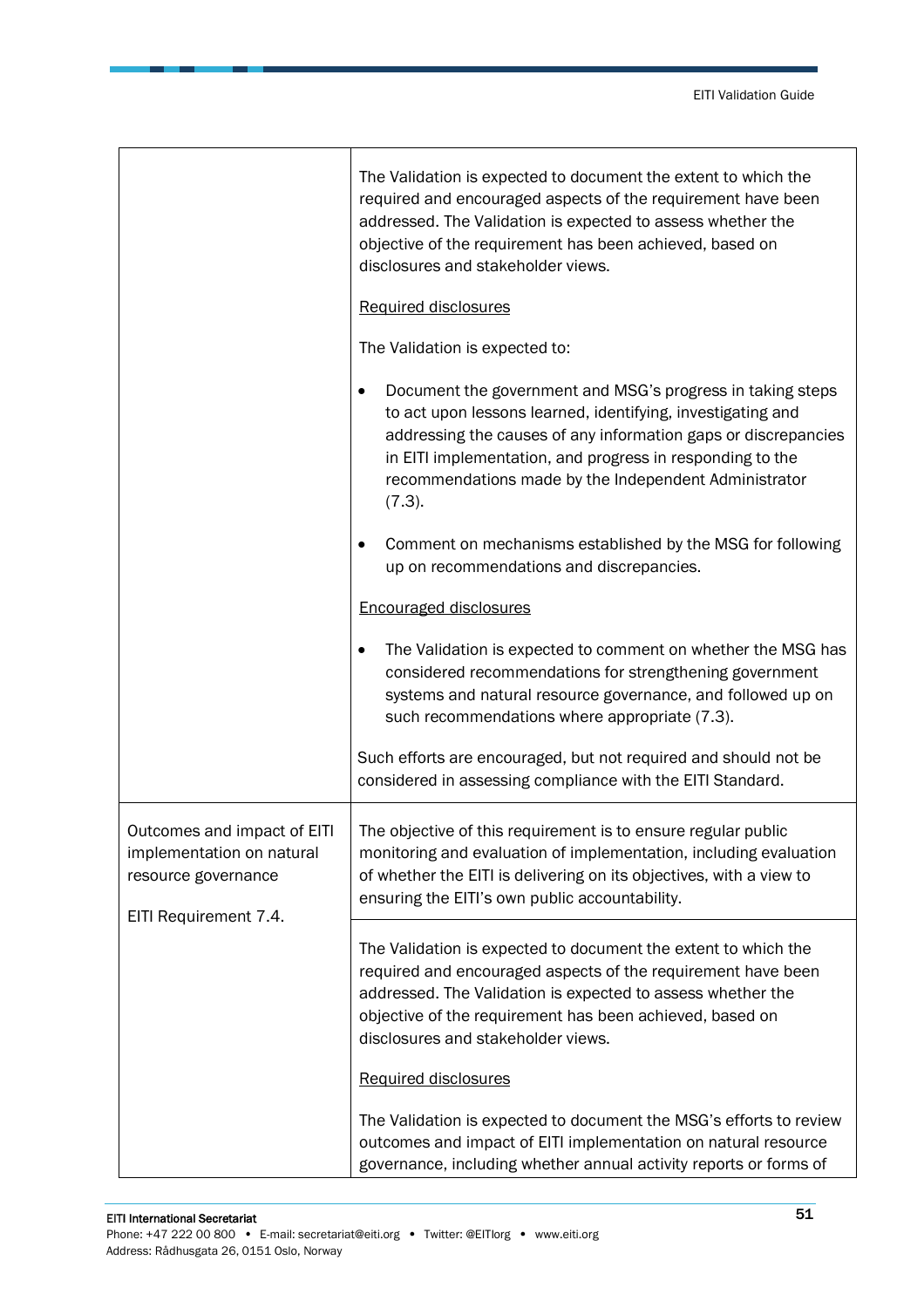| | |
|---|---|
| | The Validation is expected to document the extent to which the required and encouraged aspects of the requirement have been addressed. The Validation is expected to assess whether the objective of the requirement has been achieved, based on disclosures and stakeholder views.<br><br><u>Required disclosures</u><br><br>The Validation is expected to:<br><br>• Document the government and MSG's progress in taking steps to act upon lessons learned, identifying, investigating and addressing the causes of any information gaps or discrepancies in EITI implementation, and progress in responding to the recommendations made by the Independent Administrator (7.3).<br><br>• Comment on mechanisms established by the MSG for following up on recommendations and discrepancies.<br><br><u>Encouraged disclosures</u><br><br>• The Validation is expected to comment on whether the MSG has considered recommendations for strengthening government systems and natural resource governance, and followed up on such recommendations where appropriate (7.3).<br><br>Such efforts are encouraged, but not required and should not be considered in assessing compliance with the EITI Standard. |
| Outcomes and impact of EITI implementation on natural resource governance<br><br>EITI Requirement 7.4. | The objective of this requirement is to ensure regular public monitoring and evaluation of implementation, including evaluation of whether the EITI is delivering on its objectives, with a view to ensuring the EITI's own public accountability. |
| | The Validation is expected to document the extent to which the required and encouraged aspects of the requirement have been addressed. The Validation is expected to assess whether the objective of the requirement has been achieved, based on disclosures and stakeholder views.<br><br><u>Required disclosures</u><br><br>The Validation is expected to document the MSG's efforts to review outcomes and impact of EITI implementation on natural resource governance, including whether annual activity reports or forms of |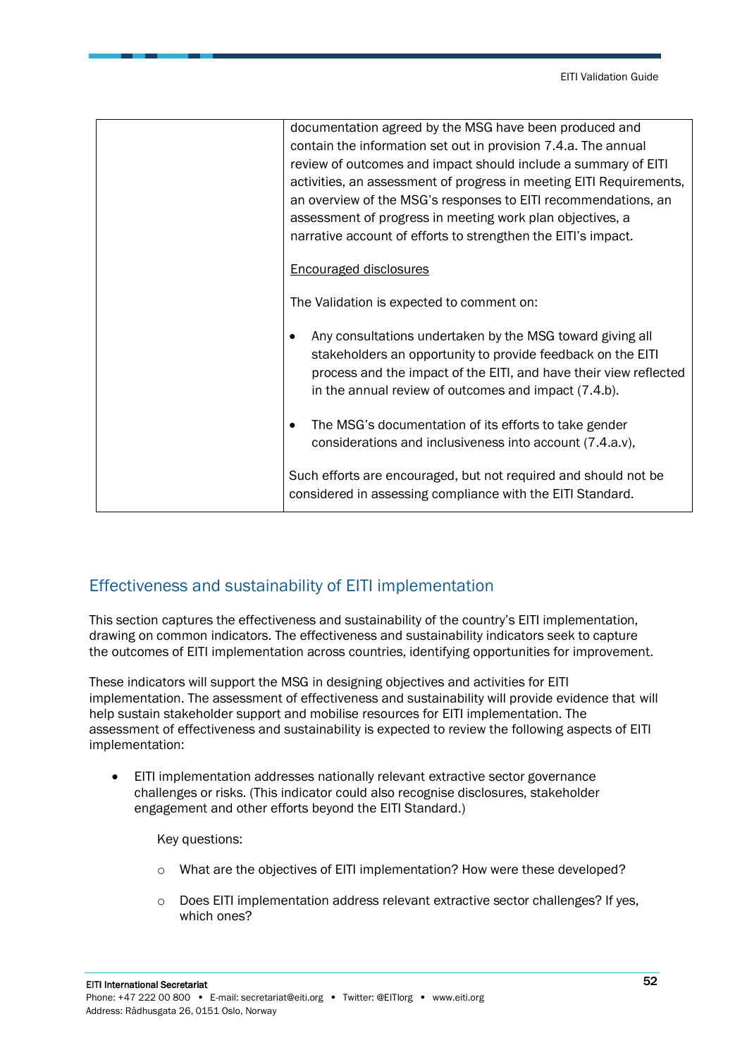| | documentation agreed by the MSG have been produced and contain the information set out in provision 7.4.a. The annual review of outcomes and impact should include a summary of EITI activities, an assessment of progress in meeting EITI Requirements, an overview of the MSG's responses to EITI recommendations, an assessment of progress in meeting work plan objectives, a narrative account of efforts to strengthen the EITI's impact.<br><br>Encouraged disclosures<br><br>The Validation is expected to comment on:<br><br>• Any consultations undertaken by the MSG toward giving all stakeholders an opportunity to provide feedback on the EITI process and the impact of the EITI, and have their view reflected in the annual review of outcomes and impact (7.4.b).<br><br>• The MSG's documentation of its efforts to take gender considerations and inclusiveness into account (7.4.a.v),<br><br>Such efforts are encouraged, but not required and should not be considered in assessing compliance with the EITI Standard. |
|---|---|

## Effectiveness and sustainability of EITI implementation

This section captures the effectiveness and sustainability of the country's EITI implementation, drawing on common indicators. The effectiveness and sustainability indicators seek to capture the outcomes of EITI implementation across countries, identifying opportunities for improvement.

These indicators will support the MSG in designing objectives and activities for EITI implementation. The assessment of effectiveness and sustainability will provide evidence that will help sustain stakeholder support and mobilise resources for EITI implementation. The assessment of effectiveness and sustainability is expected to review the following aspects of EITI implementation:

- EITI implementation addresses nationally relevant extractive sector governance challenges or risks. (This indicator could also recognise disclosures, stakeholder engagement and other efforts beyond the EITI Standard.)

  Key questions:

  - What are the objectives of EITI implementation? How were these developed?
  - Does EITI implementation address relevant extractive sector challenges? If yes, which ones?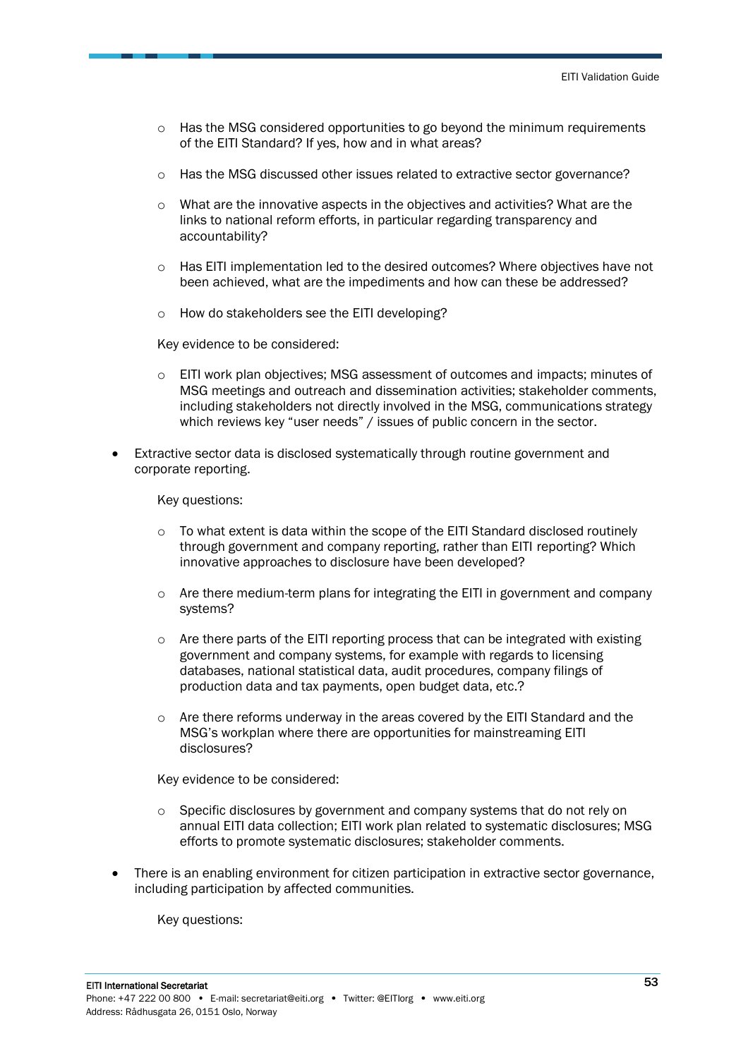- Has the MSG considered opportunities to go beyond the minimum requirements of the EITI Standard? If yes, how and in what areas?
  - Has the MSG discussed other issues related to extractive sector governance?
  - What are the innovative aspects in the objectives and activities? What are the links to national reform efforts, in particular regarding transparency and accountability?
  - Has EITI implementation led to the desired outcomes? Where objectives have not been achieved, what are the impediments and how can these be addressed?
  - How do stakeholders see the EITI developing?

  Key evidence to be considered:

  - EITI work plan objectives; MSG assessment of outcomes and impacts; minutes of MSG meetings and outreach and dissemination activities; stakeholder comments, including stakeholders not directly involved in the MSG, communications strategy which reviews key "user needs" / issues of public concern in the sector.

- Extractive sector data is disclosed systematically through routine government and corporate reporting.

  Key questions:

  - To what extent is data within the scope of the EITI Standard disclosed routinely through government and company reporting, rather than EITI reporting? Which innovative approaches to disclosure have been developed?
  - Are there medium-term plans for integrating the EITI in government and company systems?
  - Are there parts of the EITI reporting process that can be integrated with existing government and company systems, for example with regards to licensing databases, national statistical data, audit procedures, company filings of production data and tax payments, open budget data, etc.?
  - Are there reforms underway in the areas covered by the EITI Standard and the MSG's workplan where there are opportunities for mainstreaming EITI disclosures?

  Key evidence to be considered:

  - Specific disclosures by government and company systems that do not rely on annual EITI data collection; EITI work plan related to systematic disclosures; MSG efforts to promote systematic disclosures; stakeholder comments.

- There is an enabling environment for citizen participation in extractive sector governance, including participation by affected communities.

  Key questions: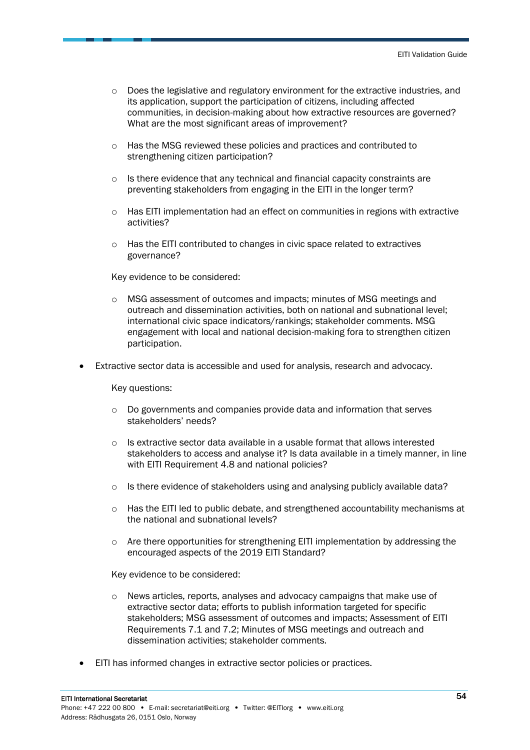- Does the legislative and regulatory environment for the extractive industries, and its application, support the participation of citizens, including affected communities, in decision-making about how extractive resources are governed? What are the most significant areas of improvement?
  - Has the MSG reviewed these policies and practices and contributed to strengthening citizen participation?
  - Is there evidence that any technical and financial capacity constraints are preventing stakeholders from engaging in the EITI in the longer term?
  - Has EITI implementation had an effect on communities in regions with extractive activities?
  - Has the EITI contributed to changes in civic space related to extractives governance?

  Key evidence to be considered:

  - MSG assessment of outcomes and impacts; minutes of MSG meetings and outreach and dissemination activities, both on national and subnational level; international civic space indicators/rankings; stakeholder comments. MSG engagement with local and national decision-making fora to strengthen citizen participation.

- Extractive sector data is accessible and used for analysis, research and advocacy.

  Key questions:

  - Do governments and companies provide data and information that serves stakeholders' needs?
  - Is extractive sector data available in a usable format that allows interested stakeholders to access and analyse it? Is data available in a timely manner, in line with EITI Requirement 4.8 and national policies?
  - Is there evidence of stakeholders using and analysing publicly available data?
  - Has the EITI led to public debate, and strengthened accountability mechanisms at the national and subnational levels?
  - Are there opportunities for strengthening EITI implementation by addressing the encouraged aspects of the 2019 EITI Standard?

  Key evidence to be considered:

  - News articles, reports, analyses and advocacy campaigns that make use of extractive sector data; efforts to publish information targeted for specific stakeholders; MSG assessment of outcomes and impacts; Assessment of EITI Requirements 7.1 and 7.2; Minutes of MSG meetings and outreach and dissemination activities; stakeholder comments.

- EITI has informed changes in extractive sector policies or practices.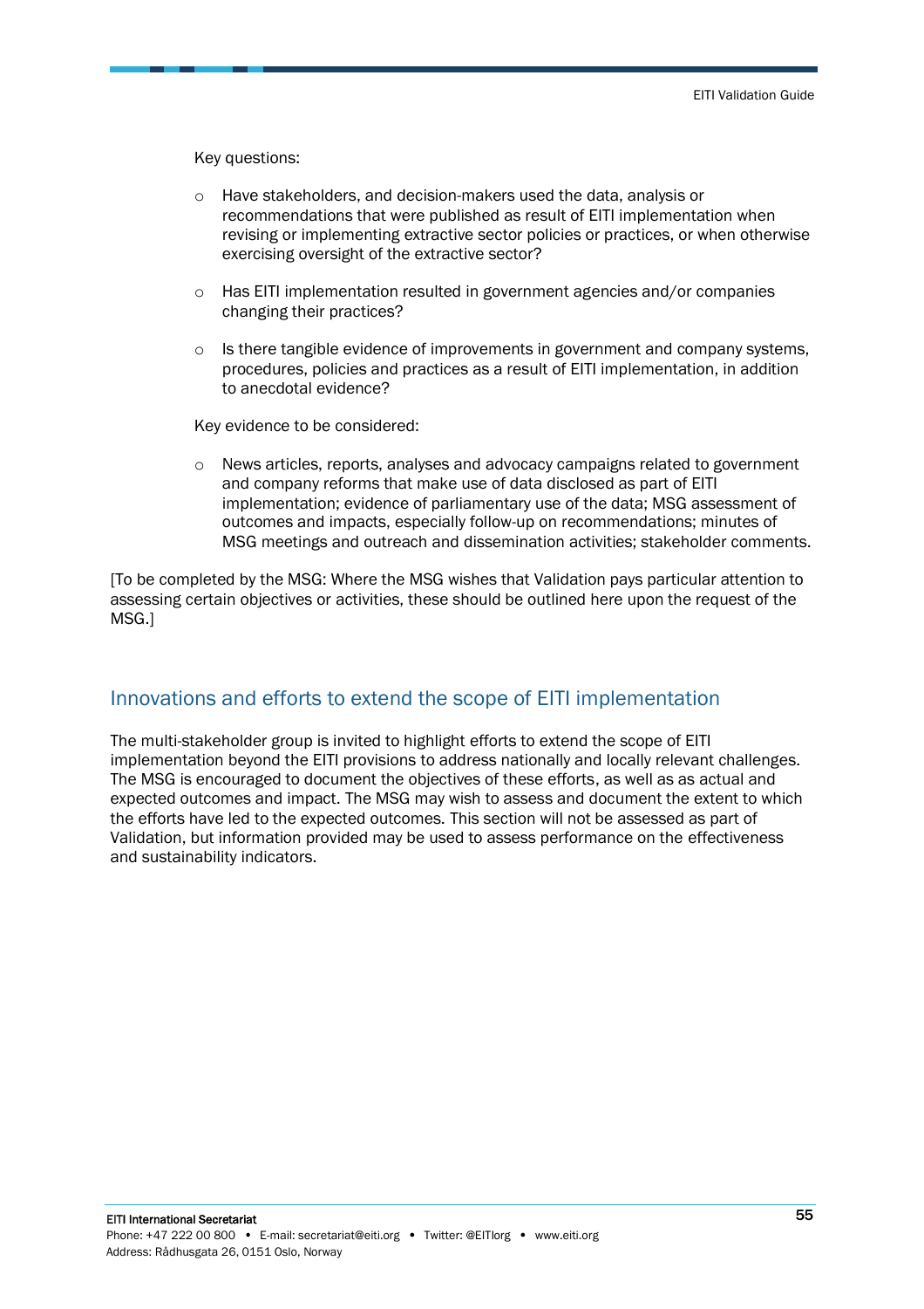Key questions:

- Have stakeholders, and decision-makers used the data, analysis or recommendations that were published as result of EITI implementation when revising or implementing extractive sector policies or practices, or when otherwise exercising oversight of the extractive sector?
- Has EITI implementation resulted in government agencies and/or companies changing their practices?
- Is there tangible evidence of improvements in government and company systems, procedures, policies and practices as a result of EITI implementation, in addition to anecdotal evidence?

Key evidence to be considered:

- News articles, reports, analyses and advocacy campaigns related to government and company reforms that make use of data disclosed as part of EITI implementation; evidence of parliamentary use of the data; MSG assessment of outcomes and impacts, especially follow-up on recommendations; minutes of MSG meetings and outreach and dissemination activities; stakeholder comments.

[To be completed by the MSG: Where the MSG wishes that Validation pays particular attention to assessing certain objectives or activities, these should be outlined here upon the request of the MSG.]

## Innovations and efforts to extend the scope of EITI implementation

The multi-stakeholder group is invited to highlight efforts to extend the scope of EITI implementation beyond the EITI provisions to address nationally and locally relevant challenges. The MSG is encouraged to document the objectives of these efforts, as well as as actual and expected outcomes and impact. The MSG may wish to assess and document the extent to which the efforts have led to the expected outcomes. This section will not be assessed as part of Validation, but information provided may be used to assess performance on the effectiveness and sustainability indicators.